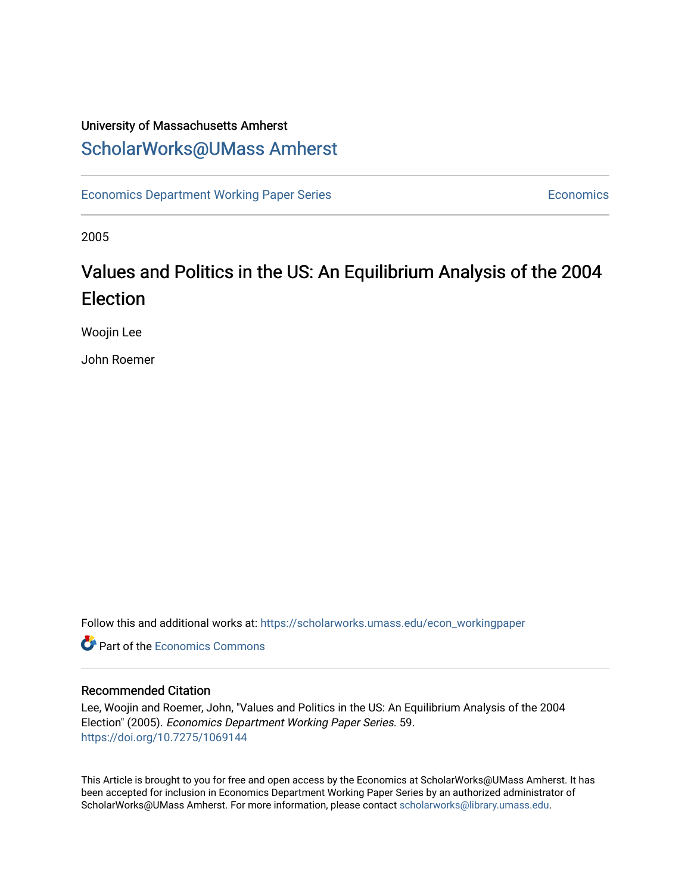University of Massachusetts Amherst

ScholarWorks@UMass Amherst

Economics Department Working Paper Series | Economics

2005

# Values and Politics in the US: An Equilibrium Analysis of the 2004 Election

Woojin Lee

John Roemer

Follow this and additional works at: https://scholarworks.umass.edu/econ_workingpaper

Part of the Economics Commons

## Recommended Citation

Lee, Woojin and Roemer, John, "Values and Politics in the US: An Equilibrium Analysis of the 2004 Election" (2005). *Economics Department Working Paper Series*. 59.
https://doi.org/10.7275/1069144

This Article is brought to you for free and open access by the Economics at ScholarWorks@UMass Amherst. It has been accepted for inclusion in Economics Department Working Paper Series by an authorized administrator of ScholarWorks@UMass Amherst. For more information, please contact scholarworks@library.umass.edu.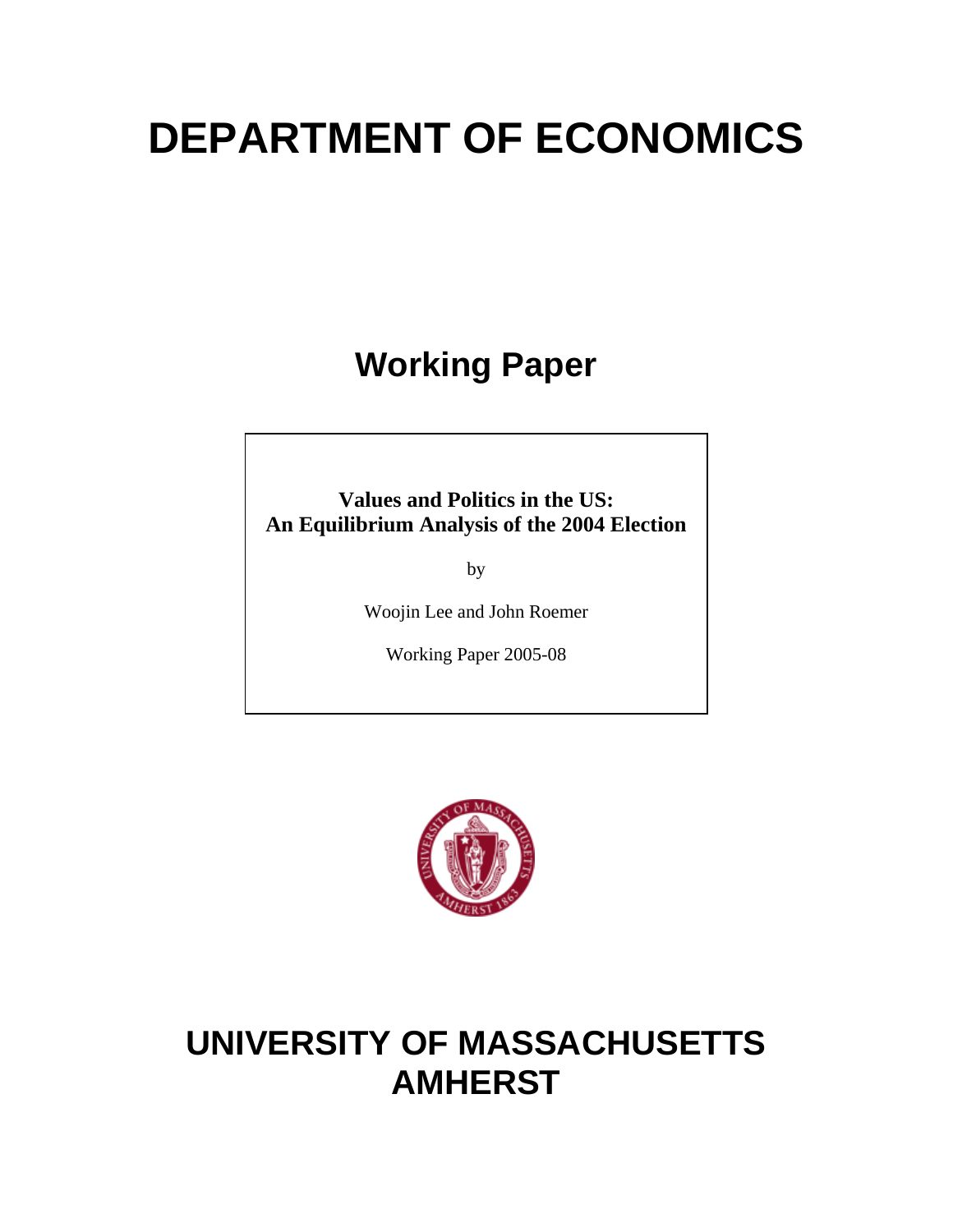# DEPARTMENT OF ECONOMICS

## Working Paper

**Values and Politics in the US:**
**An Equilibrium Analysis of the 2004 Election**

by

Woojin Lee and John Roemer

Working Paper 2005-08

# UNIVERSITY OF MASSACHUSETTS AMHERST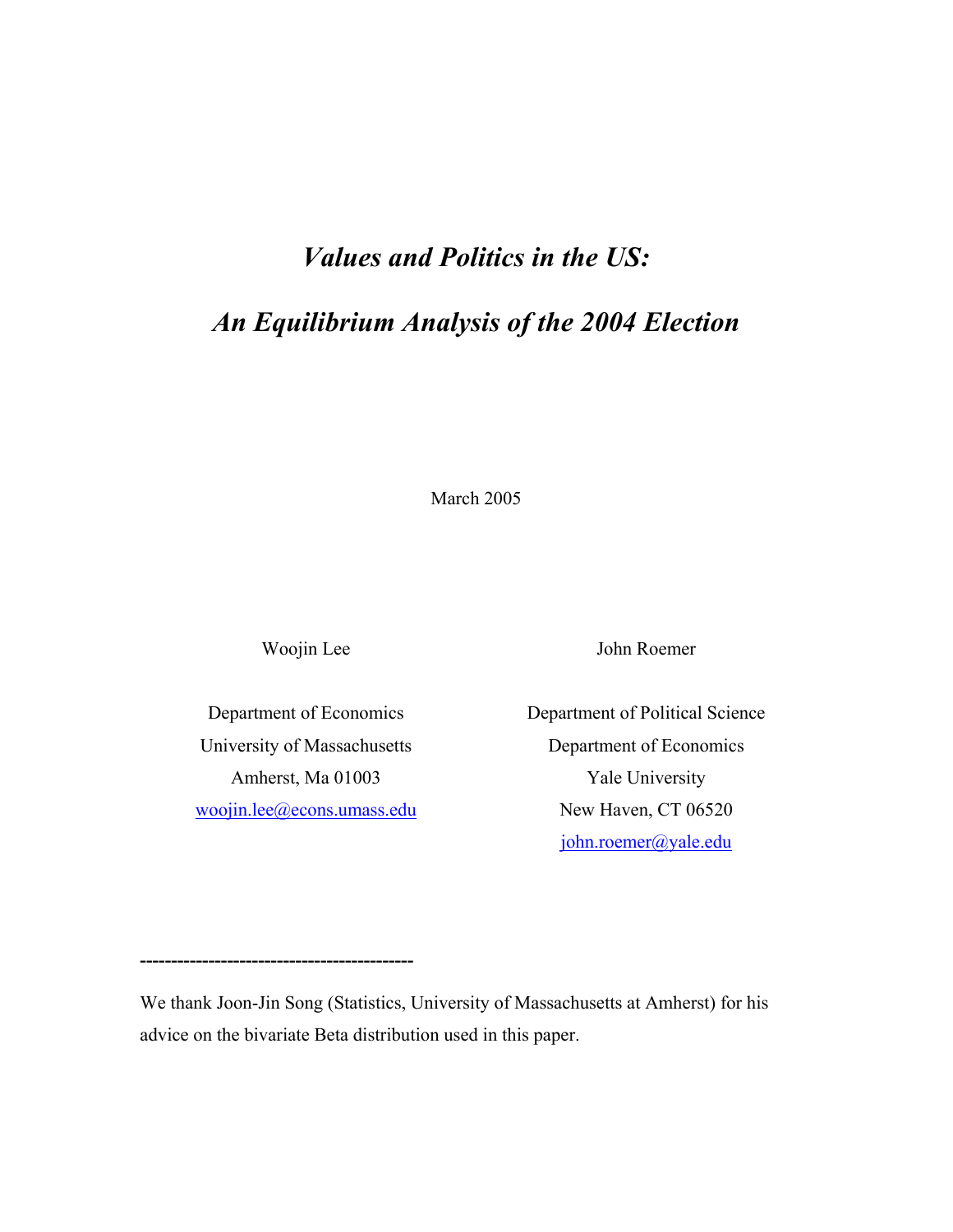# *Values and Politics in the US:*

# *An Equilibrium Analysis of the 2004 Election*

March 2005

Woojin Lee

Department of Economics
University of Massachusetts
Amherst, Ma 01003
woojin.lee@econs.umass.edu

John Roemer

Department of Political Science
Department of Economics
Yale University
New Haven, CT 06520
john.roemer@yale.edu

---

We thank Joon-Jin Song (Statistics, University of Massachusetts at Amherst) for his advice on the bivariate Beta distribution used in this paper.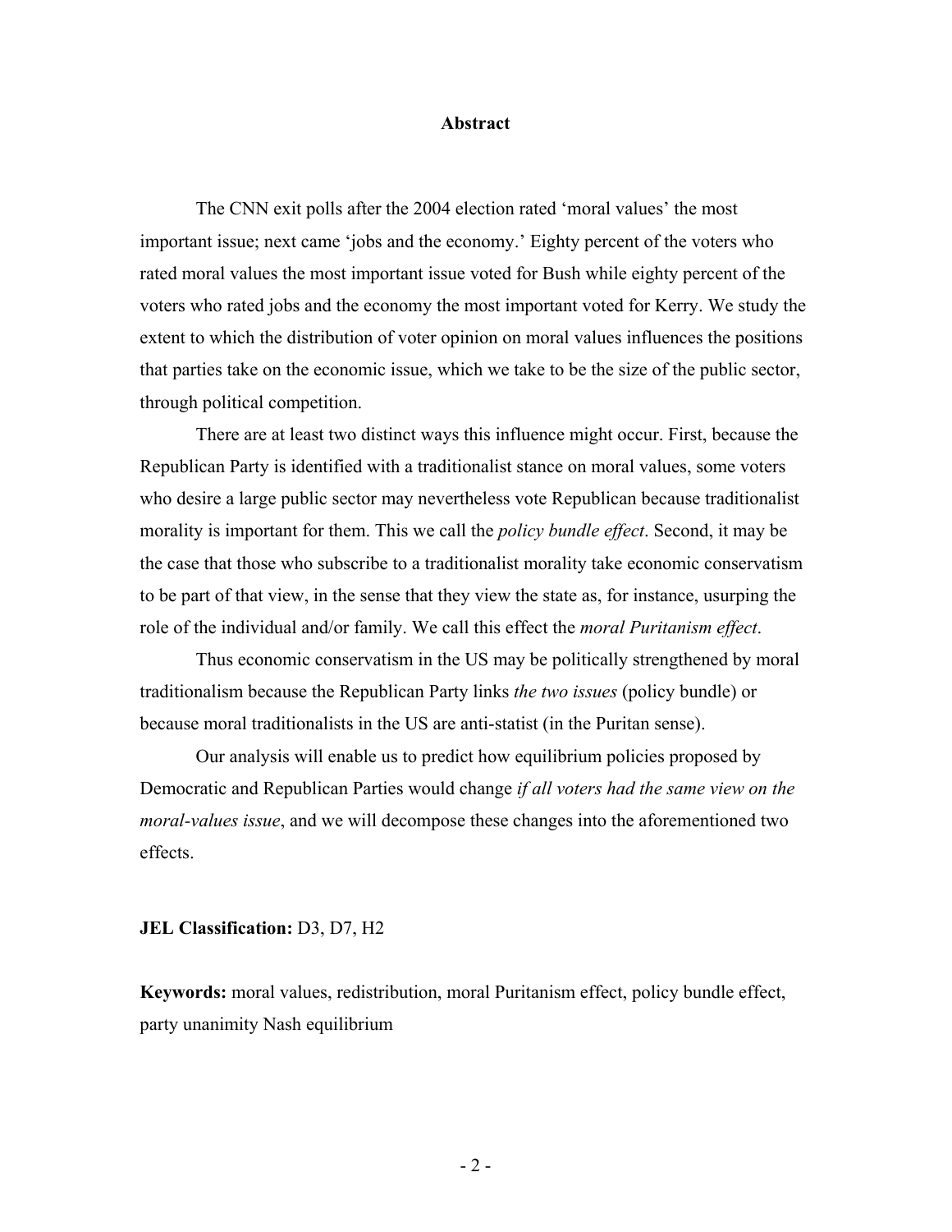## Abstract

The CNN exit polls after the 2004 election rated 'moral values' the most important issue; next came 'jobs and the economy.' Eighty percent of the voters who rated moral values the most important issue voted for Bush while eighty percent of the voters who rated jobs and the economy the most important voted for Kerry. We study the extent to which the distribution of voter opinion on moral values influences the positions that parties take on the economic issue, which we take to be the size of the public sector, through political competition.

There are at least two distinct ways this influence might occur. First, because the Republican Party is identified with a traditionalist stance on moral values, some voters who desire a large public sector may nevertheless vote Republican because traditionalist morality is important for them. This we call the *policy bundle effect*. Second, it may be the case that those who subscribe to a traditionalist morality take economic conservatism to be part of that view, in the sense that they view the state as, for instance, usurping the role of the individual and/or family. We call this effect the *moral Puritanism effect*.

Thus economic conservatism in the US may be politically strengthened by moral traditionalism because the Republican Party links *the two issues* (policy bundle) or because moral traditionalists in the US are anti-statist (in the Puritan sense).

Our analysis will enable us to predict how equilibrium policies proposed by Democratic and Republican Parties would change *if all voters had the same view on the moral-values issue*, and we will decompose these changes into the aforementioned two effects.

**JEL Classification:** D3, D7, H2

**Keywords:** moral values, redistribution, moral Puritanism effect, policy bundle effect, party unanimity Nash equilibrium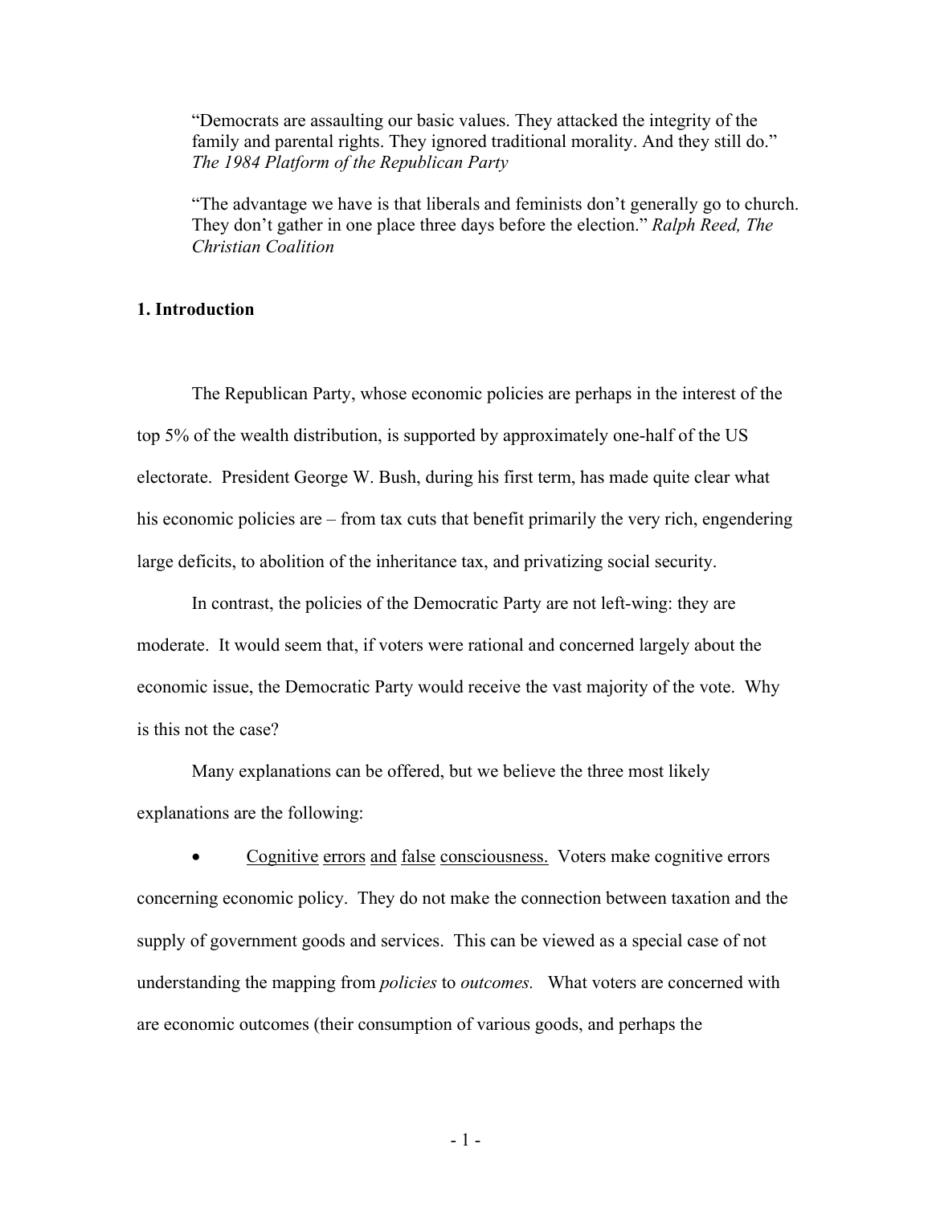"Democrats are assaulting our basic values. They attacked the integrity of the family and parental rights. They ignored traditional morality. And they still do." *The 1984 Platform of the Republican Party*

"The advantage we have is that liberals and feminists don't generally go to church. They don't gather in one place three days before the election." *Ralph Reed, The Christian Coalition*

## 1. Introduction

The Republican Party, whose economic policies are perhaps in the interest of the top 5% of the wealth distribution, is supported by approximately one-half of the US electorate. President George W. Bush, during his first term, has made quite clear what his economic policies are – from tax cuts that benefit primarily the very rich, engendering large deficits, to abolition of the inheritance tax, and privatizing social security.

In contrast, the policies of the Democratic Party are not left-wing: they are moderate. It would seem that, if voters were rational and concerned largely about the economic issue, the Democratic Party would receive the vast majority of the vote. Why is this not the case?

Many explanations can be offered, but we believe the three most likely explanations are the following:

- Cognitive errors and false consciousness. Voters make cognitive errors concerning economic policy. They do not make the connection between taxation and the supply of government goods and services. This can be viewed as a special case of not understanding the mapping from *policies* to *outcomes.* What voters are concerned with are economic outcomes (their consumption of various goods, and perhaps the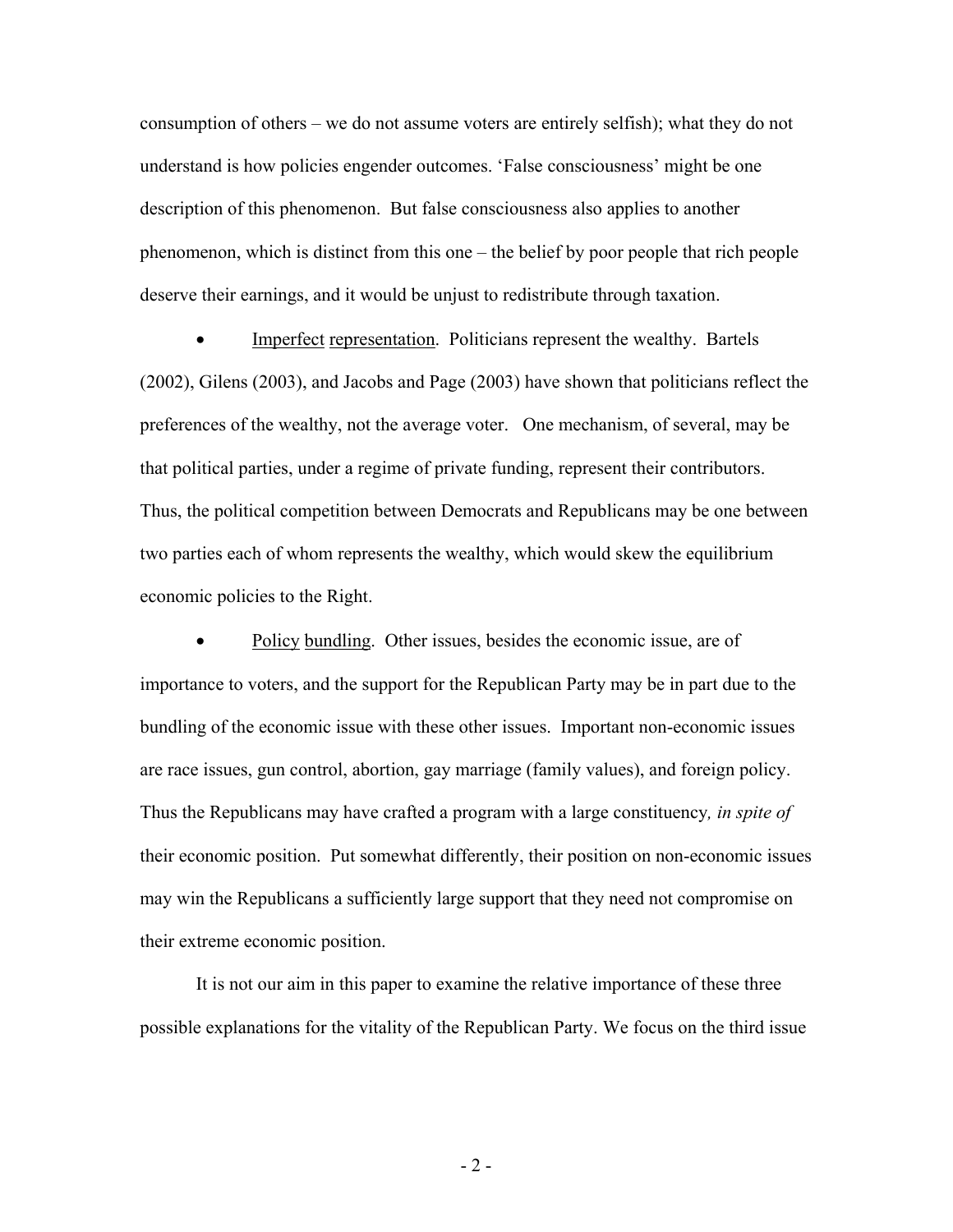consumption of others – we do not assume voters are entirely selfish); what they do not understand is how policies engender outcomes. 'False consciousness' might be one description of this phenomenon. But false consciousness also applies to another phenomenon, which is distinct from this one – the belief by poor people that rich people deserve their earnings, and it would be unjust to redistribute through taxation.

- Imperfect representation. Politicians represent the wealthy. Bartels (2002), Gilens (2003), and Jacobs and Page (2003) have shown that politicians reflect the preferences of the wealthy, not the average voter. One mechanism, of several, may be that political parties, under a regime of private funding, represent their contributors. Thus, the political competition between Democrats and Republicans may be one between two parties each of whom represents the wealthy, which would skew the equilibrium economic policies to the Right.

- Policy bundling. Other issues, besides the economic issue, are of importance to voters, and the support for the Republican Party may be in part due to the bundling of the economic issue with these other issues. Important non-economic issues are race issues, gun control, abortion, gay marriage (family values), and foreign policy. Thus the Republicans may have crafted a program with a large constituency*, in spite of* their economic position. Put somewhat differently, their position on non-economic issues may win the Republicans a sufficiently large support that they need not compromise on their extreme economic position.

It is not our aim in this paper to examine the relative importance of these three possible explanations for the vitality of the Republican Party. We focus on the third issue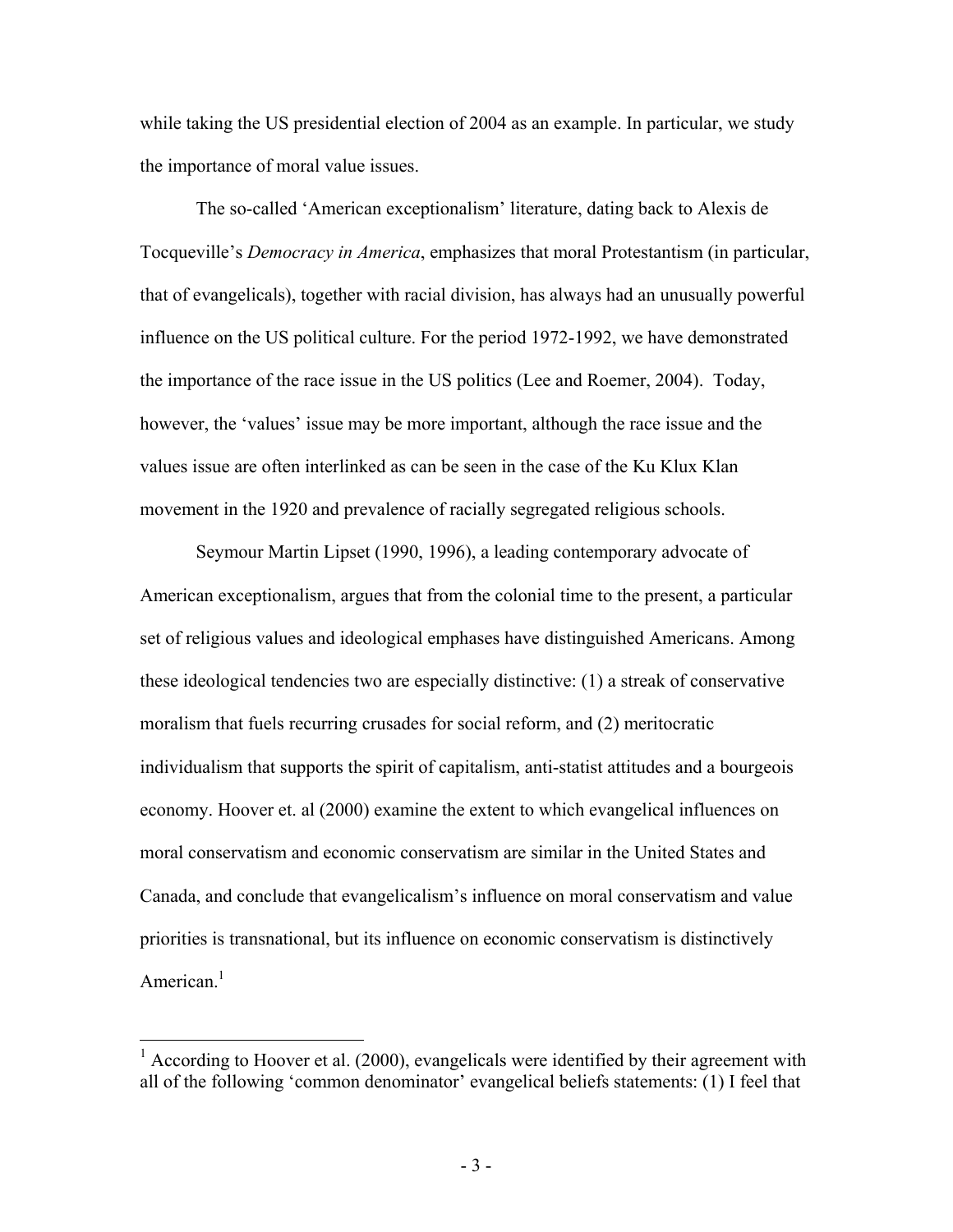while taking the US presidential election of 2004 as an example. In particular, we study the importance of moral value issues.

The so-called 'American exceptionalism' literature, dating back to Alexis de Tocqueville's *Democracy in America*, emphasizes that moral Protestantism (in particular, that of evangelicals), together with racial division, has always had an unusually powerful influence on the US political culture. For the period 1972-1992, we have demonstrated the importance of the race issue in the US politics (Lee and Roemer, 2004). Today, however, the 'values' issue may be more important, although the race issue and the values issue are often interlinked as can be seen in the case of the Ku Klux Klan movement in the 1920 and prevalence of racially segregated religious schools.

Seymour Martin Lipset (1990, 1996), a leading contemporary advocate of American exceptionalism, argues that from the colonial time to the present, a particular set of religious values and ideological emphases have distinguished Americans. Among these ideological tendencies two are especially distinctive: (1) a streak of conservative moralism that fuels recurring crusades for social reform, and (2) meritocratic individualism that supports the spirit of capitalism, anti-statist attitudes and a bourgeois economy. Hoover et. al (2000) examine the extent to which evangelical influences on moral conservatism and economic conservatism are similar in the United States and Canada, and conclude that evangelicalism's influence on moral conservatism and value priorities is transnational, but its influence on economic conservatism is distinctively American.[1]

[1] According to Hoover et al. (2000), evangelicals were identified by their agreement with all of the following 'common denominator' evangelical beliefs statements: (1) I feel that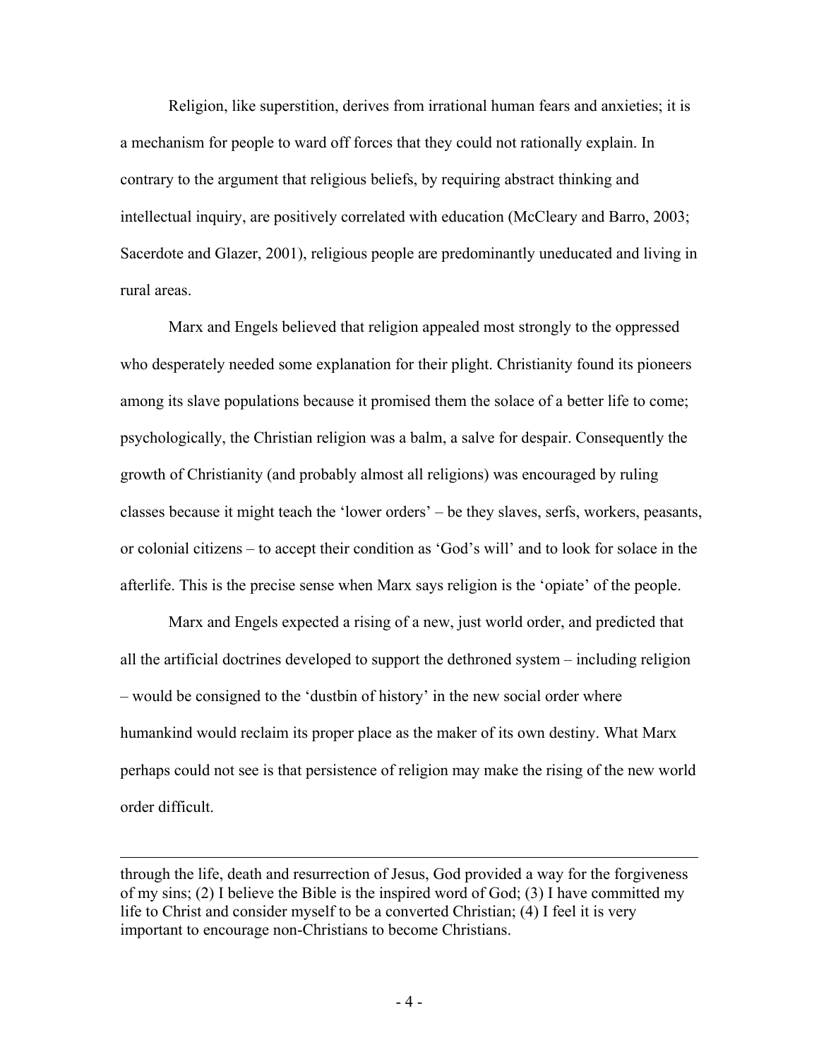Religion, like superstition, derives from irrational human fears and anxieties; it is a mechanism for people to ward off forces that they could not rationally explain. In contrary to the argument that religious beliefs, by requiring abstract thinking and intellectual inquiry, are positively correlated with education (McCleary and Barro, 2003; Sacerdote and Glazer, 2001), religious people are predominantly uneducated and living in rural areas.

Marx and Engels believed that religion appealed most strongly to the oppressed who desperately needed some explanation for their plight. Christianity found its pioneers among its slave populations because it promised them the solace of a better life to come; psychologically, the Christian religion was a balm, a salve for despair. Consequently the growth of Christianity (and probably almost all religions) was encouraged by ruling classes because it might teach the 'lower orders' – be they slaves, serfs, workers, peasants, or colonial citizens – to accept their condition as 'God's will' and to look for solace in the afterlife. This is the precise sense when Marx says religion is the 'opiate' of the people.

Marx and Engels expected a rising of a new, just world order, and predicted that all the artificial doctrines developed to support the dethroned system – including religion – would be consigned to the 'dustbin of history' in the new social order where humankind would reclaim its proper place as the maker of its own destiny. What Marx perhaps could not see is that persistence of religion may make the rising of the new world order difficult.

---

through the life, death and resurrection of Jesus, God provided a way for the forgiveness of my sins; (2) I believe the Bible is the inspired word of God; (3) I have committed my life to Christ and consider myself to be a converted Christian; (4) I feel it is very important to encourage non-Christians to become Christians.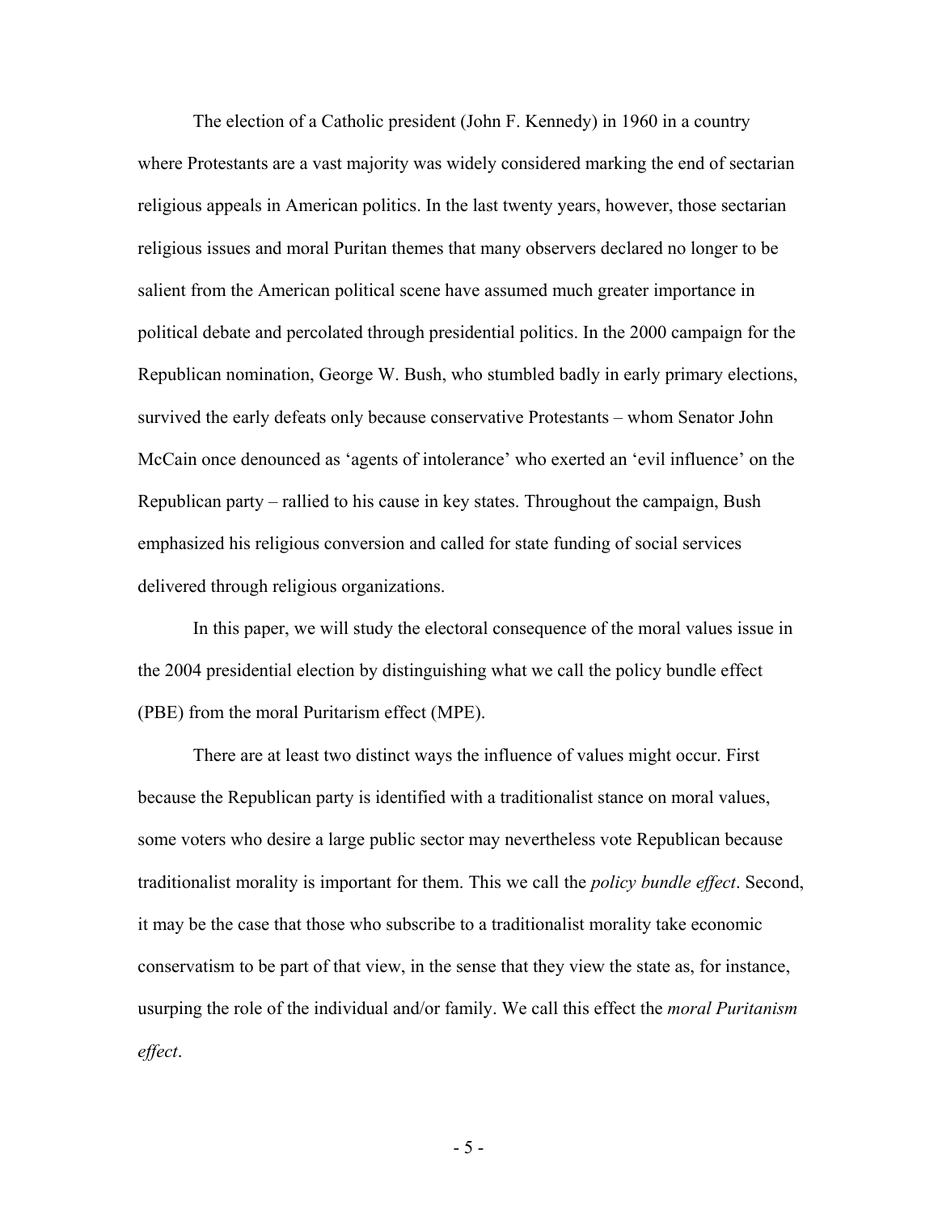The election of a Catholic president (John F. Kennedy) in 1960 in a country where Protestants are a vast majority was widely considered marking the end of sectarian religious appeals in American politics. In the last twenty years, however, those sectarian religious issues and moral Puritan themes that many observers declared no longer to be salient from the American political scene have assumed much greater importance in political debate and percolated through presidential politics. In the 2000 campaign for the Republican nomination, George W. Bush, who stumbled badly in early primary elections, survived the early defeats only because conservative Protestants – whom Senator John McCain once denounced as 'agents of intolerance' who exerted an 'evil influence' on the Republican party – rallied to his cause in key states. Throughout the campaign, Bush emphasized his religious conversion and called for state funding of social services delivered through religious organizations.

In this paper, we will study the electoral consequence of the moral values issue in the 2004 presidential election by distinguishing what we call the policy bundle effect (PBE) from the moral Puritarism effect (MPE).

There are at least two distinct ways the influence of values might occur. First because the Republican party is identified with a traditionalist stance on moral values, some voters who desire a large public sector may nevertheless vote Republican because traditionalist morality is important for them. This we call the *policy bundle effect*. Second, it may be the case that those who subscribe to a traditionalist morality take economic conservatism to be part of that view, in the sense that they view the state as, for instance, usurping the role of the individual and/or family. We call this effect the *moral Puritanism effect*.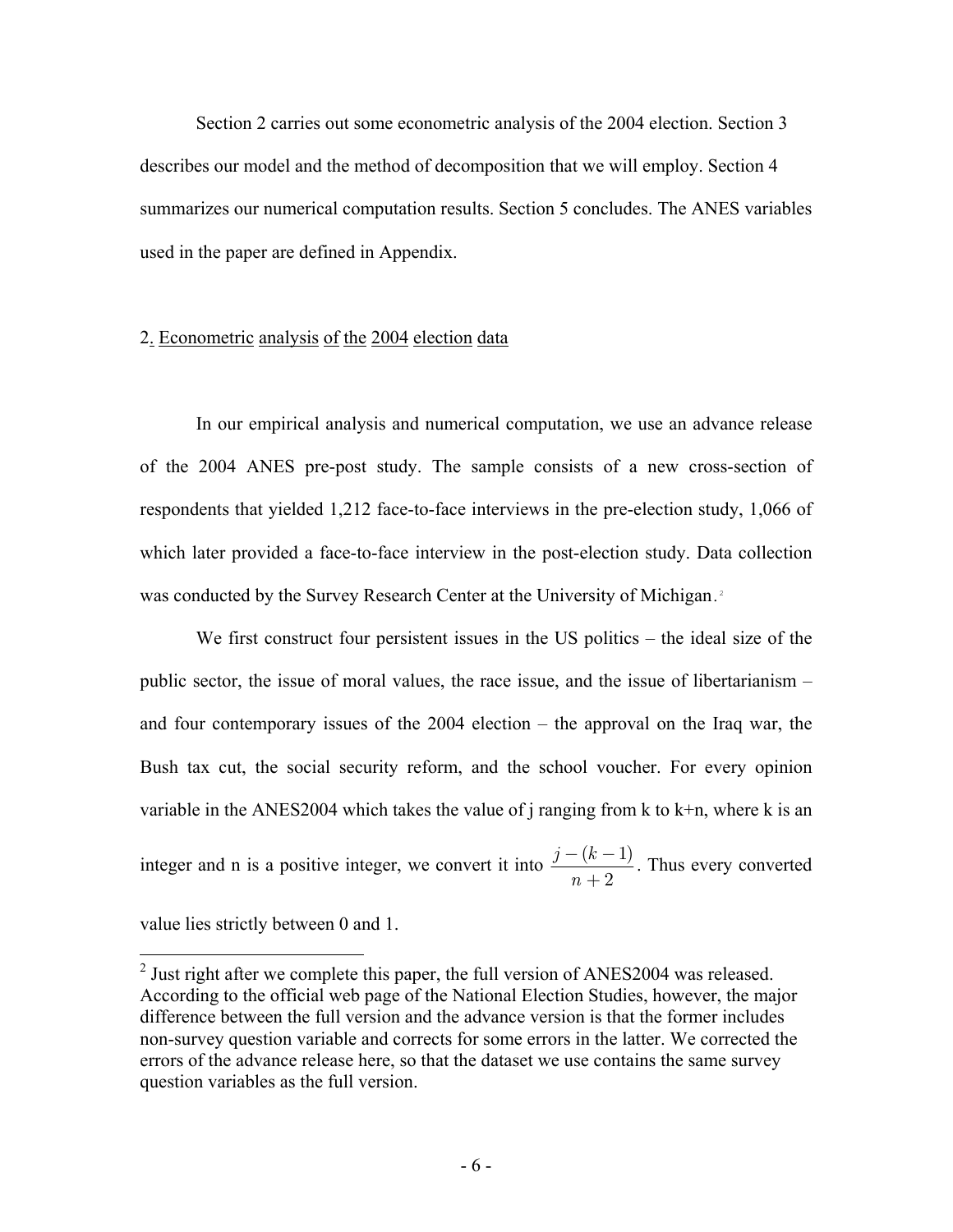Section 2 carries out some econometric analysis of the 2004 election. Section 3 describes our model and the method of decomposition that we will employ. Section 4 summarizes our numerical computation results. Section 5 concludes. The ANES variables used in the paper are defined in Appendix.

## 2. Econometric analysis of the 2004 election data

In our empirical analysis and numerical computation, we use an advance release of the 2004 ANES pre-post study. The sample consists of a new cross-section of respondents that yielded 1,212 face-to-face interviews in the pre-election study, 1,066 of which later provided a face-to-face interview in the post-election study. Data collection was conducted by the Survey Research Center at the University of Michigan.[2]

We first construct four persistent issues in the US politics – the ideal size of the public sector, the issue of moral values, the race issue, and the issue of libertarianism – and four contemporary issues of the 2004 election – the approval on the Iraq war, the Bush tax cut, the social security reform, and the school voucher. For every opinion variable in the ANES2004 which takes the value of j ranging from k to k+n, where k is an integer and n is a positive integer, we convert it into $\frac{j-(k-1)}{n+2}$. Thus every converted value lies strictly between 0 and 1.

[2] Just right after we complete this paper, the full version of ANES2004 was released. According to the official web page of the National Election Studies, however, the major difference between the full version and the advance version is that the former includes non-survey question variable and corrects for some errors in the latter. We corrected the errors of the advance release here, so that the dataset we use contains the same survey question variables as the full version.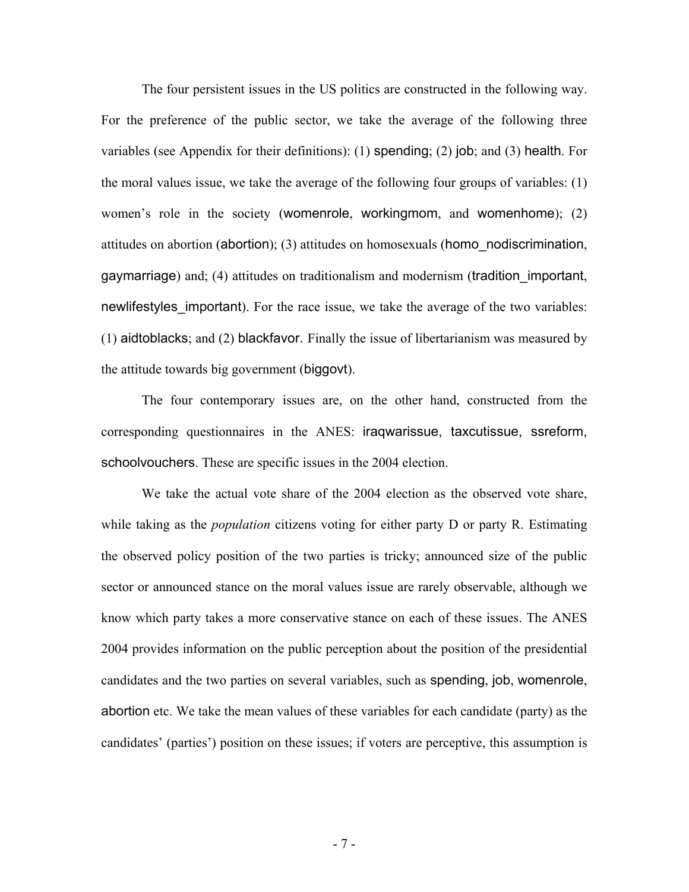The four persistent issues in the US politics are constructed in the following way. For the preference of the public sector, we take the average of the following three variables (see Appendix for their definitions): (1) spending; (2) job; and (3) health. For the moral values issue, we take the average of the following four groups of variables: (1) women's role in the society (womenrole, workingmom, and womenhome); (2) attitudes on abortion (abortion); (3) attitudes on homosexuals (homo_nodiscrimination, gaymarriage) and; (4) attitudes on traditionalism and modernism (tradition_important, newlifestyles_important). For the race issue, we take the average of the two variables: (1) aidtoblacks; and (2) blackfavor. Finally the issue of libertarianism was measured by the attitude towards big government (biggovt).

The four contemporary issues are, on the other hand, constructed from the corresponding questionnaires in the ANES: iraqwarissue, taxcutissue, ssreform, schoolvouchers. These are specific issues in the 2004 election.

We take the actual vote share of the 2004 election as the observed vote share, while taking as the *population* citizens voting for either party D or party R. Estimating the observed policy position of the two parties is tricky; announced size of the public sector or announced stance on the moral values issue are rarely observable, although we know which party takes a more conservative stance on each of these issues. The ANES 2004 provides information on the public perception about the position of the presidential candidates and the two parties on several variables, such as spending, job, womenrole, abortion etc. We take the mean values of these variables for each candidate (party) as the candidates' (parties') position on these issues; if voters are perceptive, this assumption is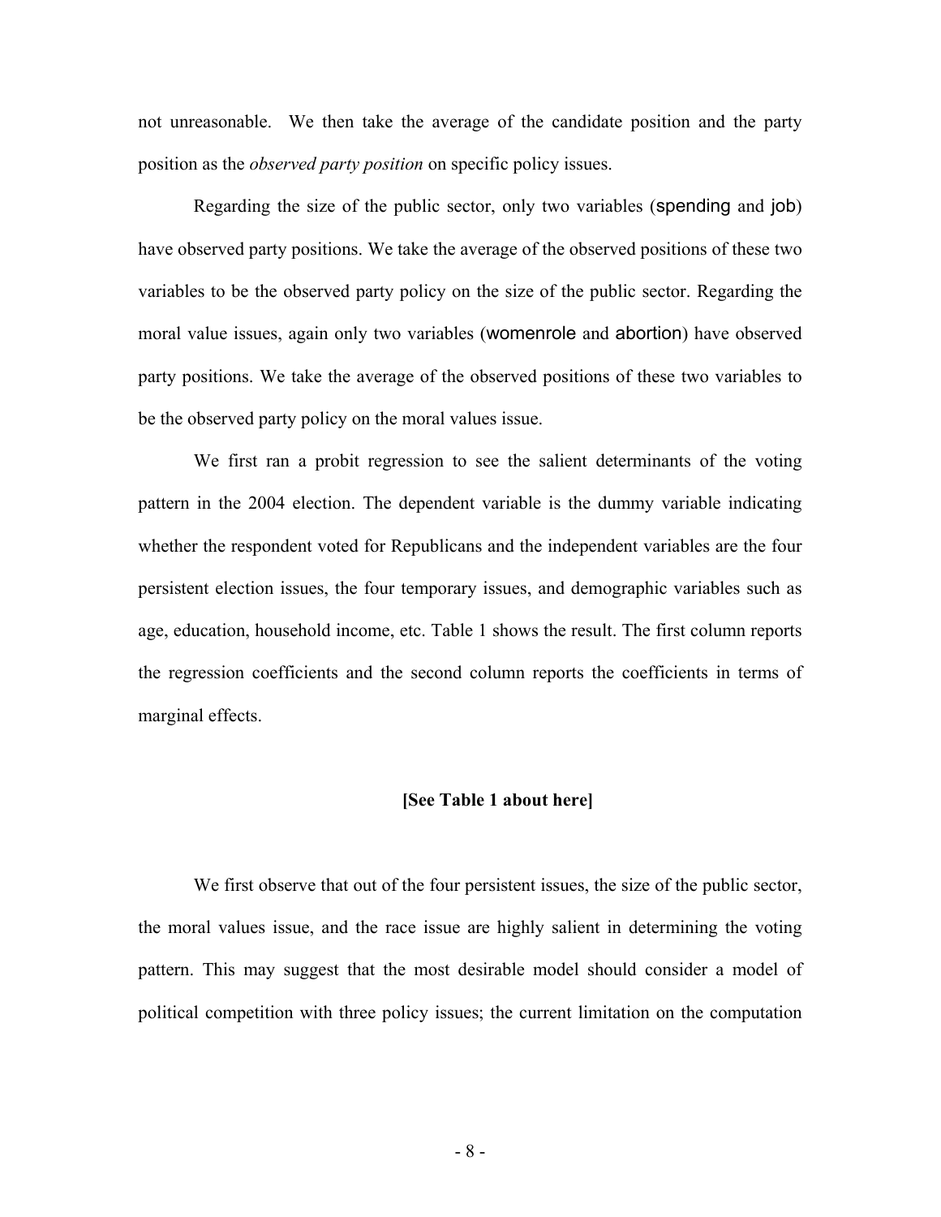not unreasonable. We then take the average of the candidate position and the party position as the *observed party position* on specific policy issues.

Regarding the size of the public sector, only two variables (spending and job) have observed party positions. We take the average of the observed positions of these two variables to be the observed party policy on the size of the public sector. Regarding the moral value issues, again only two variables (womenrole and abortion) have observed party positions. We take the average of the observed positions of these two variables to be the observed party policy on the moral values issue.

We first ran a probit regression to see the salient determinants of the voting pattern in the 2004 election. The dependent variable is the dummy variable indicating whether the respondent voted for Republicans and the independent variables are the four persistent election issues, the four temporary issues, and demographic variables such as age, education, household income, etc. Table 1 shows the result. The first column reports the regression coefficients and the second column reports the coefficients in terms of marginal effects.

**[See Table 1 about here]**

We first observe that out of the four persistent issues, the size of the public sector, the moral values issue, and the race issue are highly salient in determining the voting pattern. This may suggest that the most desirable model should consider a model of political competition with three policy issues; the current limitation on the computation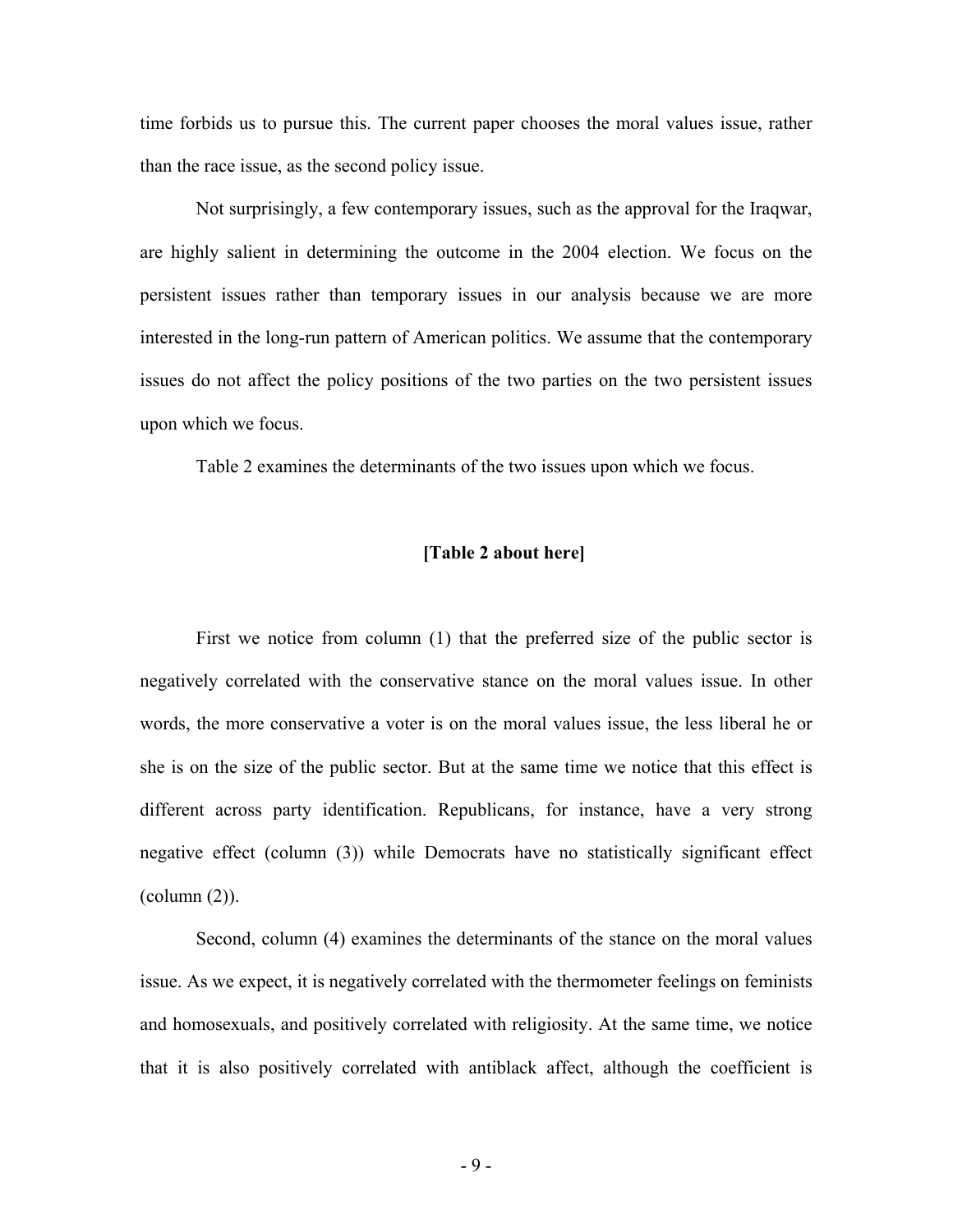time forbids us to pursue this. The current paper chooses the moral values issue, rather than the race issue, as the second policy issue.

Not surprisingly, a few contemporary issues, such as the approval for the Iraqwar, are highly salient in determining the outcome in the 2004 election. We focus on the persistent issues rather than temporary issues in our analysis because we are more interested in the long-run pattern of American politics. We assume that the contemporary issues do not affect the policy positions of the two parties on the two persistent issues upon which we focus.

Table 2 examines the determinants of the two issues upon which we focus.

**[Table 2 about here]**

First we notice from column (1) that the preferred size of the public sector is negatively correlated with the conservative stance on the moral values issue. In other words, the more conservative a voter is on the moral values issue, the less liberal he or she is on the size of the public sector. But at the same time we notice that this effect is different across party identification. Republicans, for instance, have a very strong negative effect (column (3)) while Democrats have no statistically significant effect (column (2)).

Second, column (4) examines the determinants of the stance on the moral values issue. As we expect, it is negatively correlated with the thermometer feelings on feminists and homosexuals, and positively correlated with religiosity. At the same time, we notice that it is also positively correlated with antiblack affect, although the coefficient is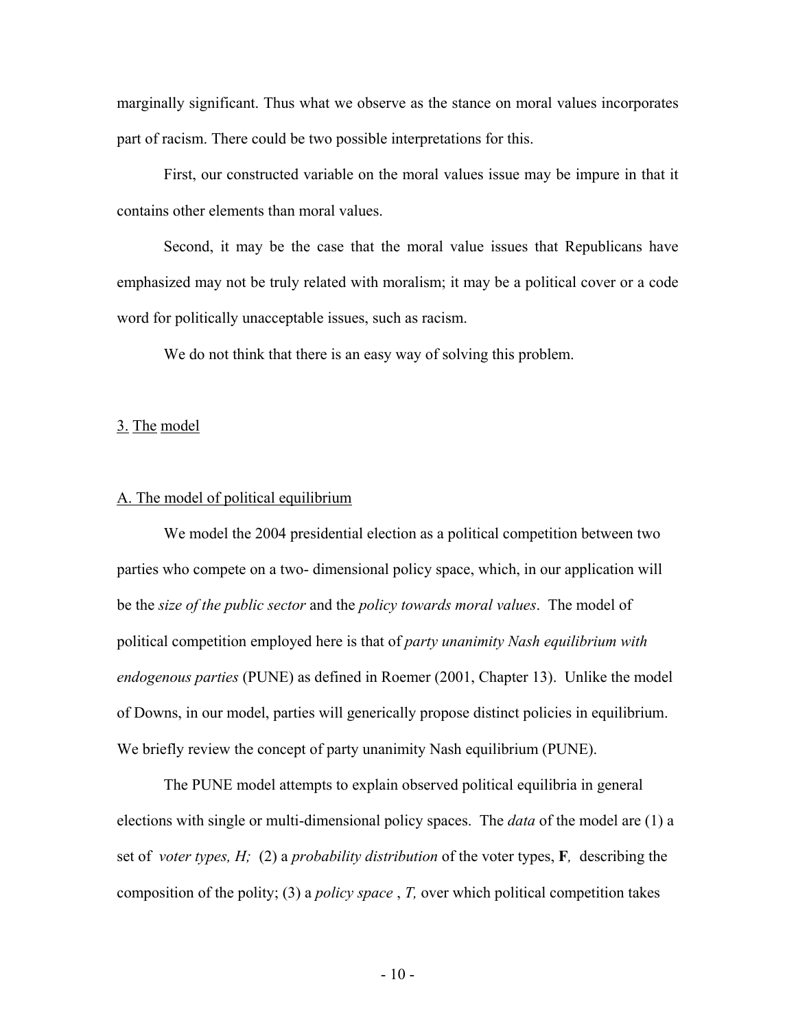marginally significant. Thus what we observe as the stance on moral values incorporates part of racism. There could be two possible interpretations for this.

First, our constructed variable on the moral values issue may be impure in that it contains other elements than moral values.

Second, it may be the case that the moral value issues that Republicans have emphasized may not be truly related with moralism; it may be a political cover or a code word for politically unacceptable issues, such as racism.

We do not think that there is an easy way of solving this problem.

## 3. The model

### A. The model of political equilibrium

We model the 2004 presidential election as a political competition between two parties who compete on a two- dimensional policy space, which, in our application will be the *size of the public sector* and the *policy towards moral values*. The model of political competition employed here is that of *party unanimity Nash equilibrium with endogenous parties* (PUNE) as defined in Roemer (2001, Chapter 13). Unlike the model of Downs, in our model, parties will generically propose distinct policies in equilibrium. We briefly review the concept of party unanimity Nash equilibrium (PUNE).

The PUNE model attempts to explain observed political equilibria in general elections with single or multi-dimensional policy spaces. The *data* of the model are (1) a set of *voter types, $H$;* (2) a *probability distribution* of the voter types, $\mathbf{F}$, describing the composition of the polity; (3) a *policy space* , $T$, over which political competition takes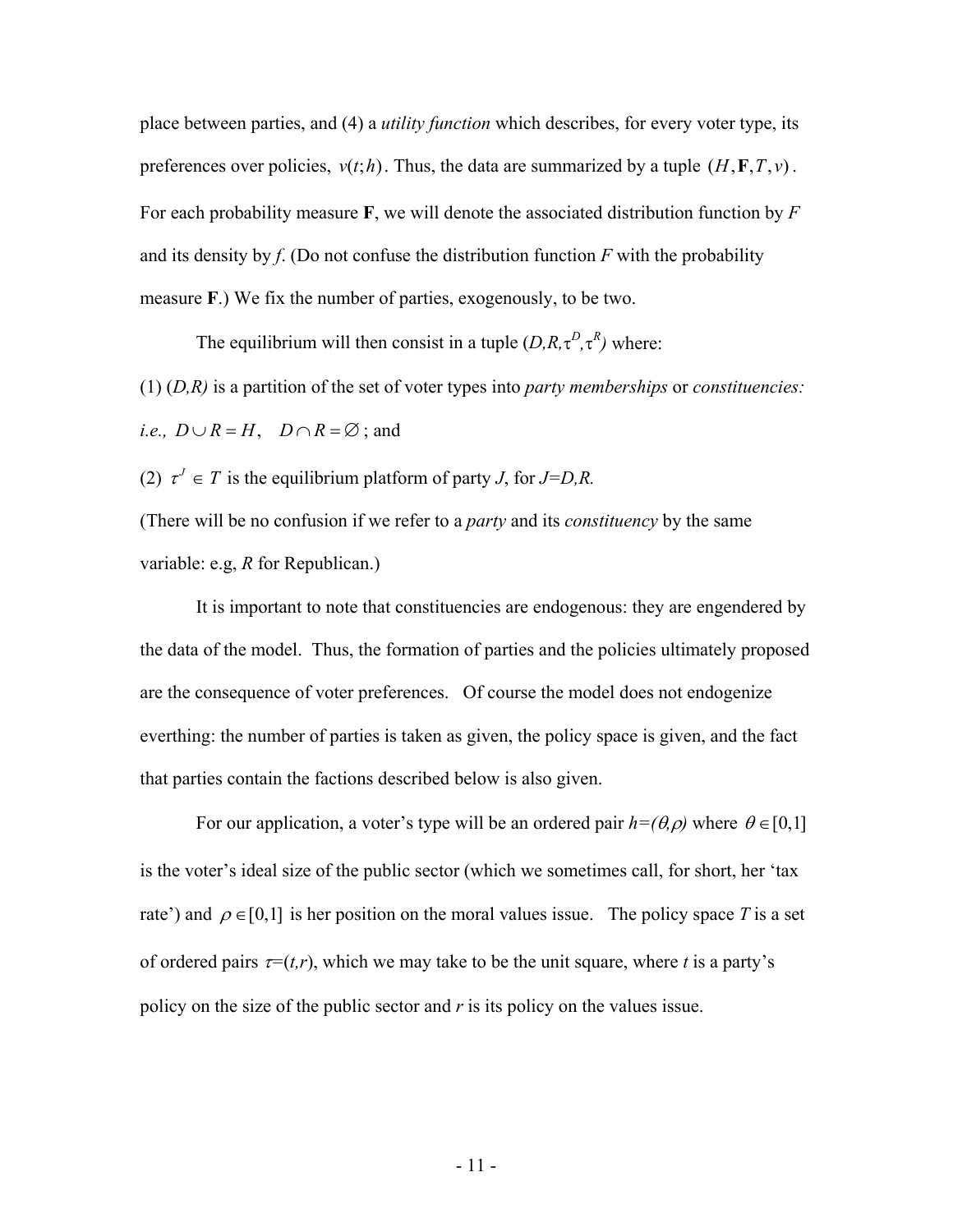place between parties, and (4) a *utility function* which describes, for every voter type, its preferences over policies, $v(t;h)$. Thus, the data are summarized by a tuple $(H,\mathbf{F},T,v)$. For each probability measure $\mathbf{F}$, we will denote the associated distribution function by $F$ and its density by $f$. (Do not confuse the distribution function $F$ with the probability measure $\mathbf{F}$.) We fix the number of parties, exogenously, to be two.

The equilibrium will then consist in a tuple $(D,R,\tau^D,\tau^R)$ where:

(1) $(D,R)$ is a partition of the set of voter types into *party memberships* or *constituencies: i.e.,* $D \cup R = H, \quad D \cap R = \varnothing$; and

(2) $\tau^J \in T$ is the equilibrium platform of party $J$, for $J=D,R$.

(There will be no confusion if we refer to a *party* and its *constituency* by the same variable: e.g, $R$ for Republican.)

It is important to note that constituencies are endogenous: they are engendered by the data of the model. Thus, the formation of parties and the policies ultimately proposed are the consequence of voter preferences. Of course the model does not endogenize everthing: the number of parties is taken as given, the policy space is given, and the fact that parties contain the factions described below is also given.

For our application, a voter's type will be an ordered pair $h=(\theta,\rho)$ where $\theta \in [0,1]$ is the voter's ideal size of the public sector (which we sometimes call, for short, her 'tax rate') and $\rho \in [0,1]$ is her position on the moral values issue. The policy space $T$ is a set of ordered pairs $\tau=(t,r)$, which we may take to be the unit square, where $t$ is a party's policy on the size of the public sector and $r$ is its policy on the values issue.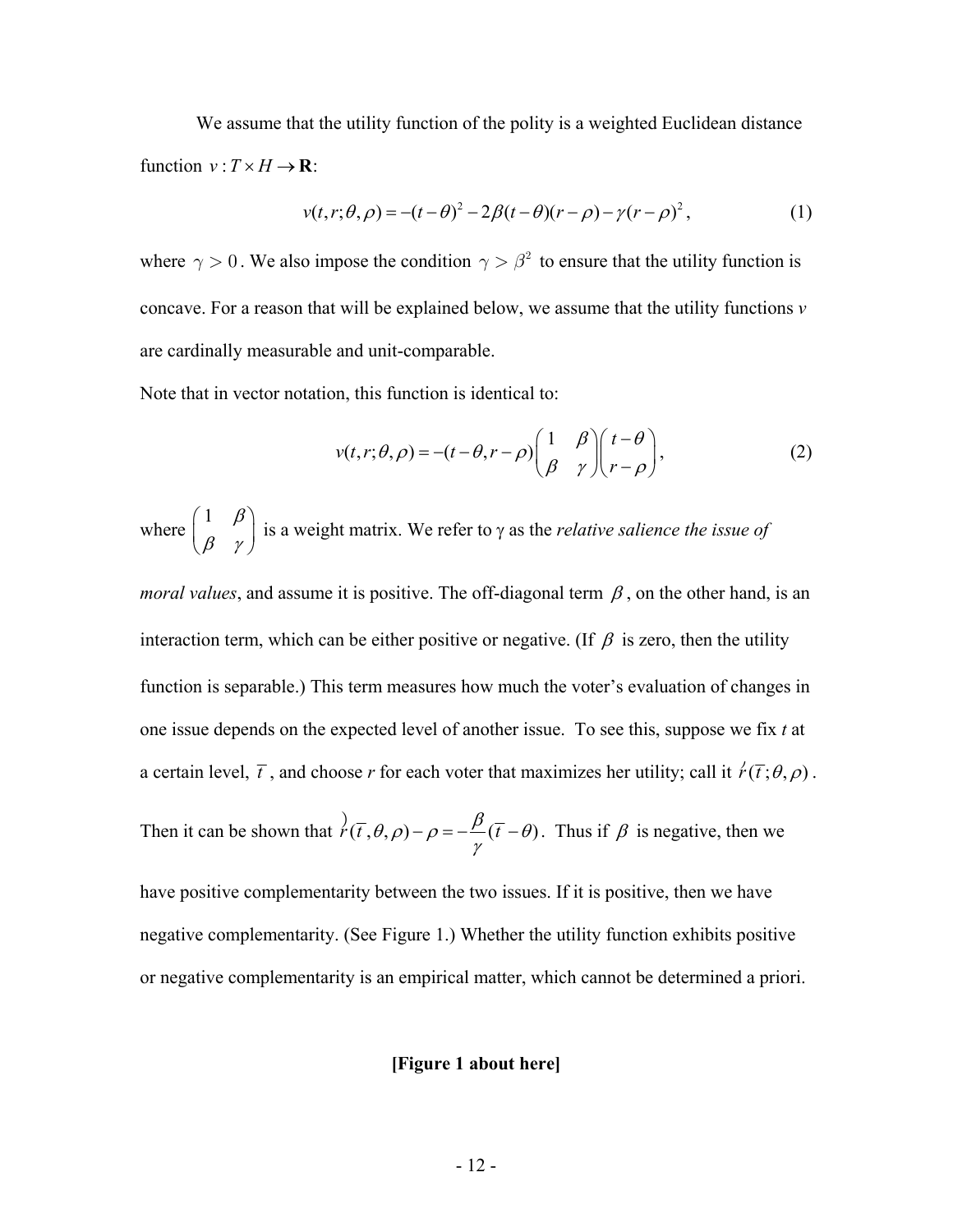We assume that the utility function of the polity is a weighted Euclidean distance function $v : T \times H \to \mathbf{R}$:

$$v(t,r;\theta,\rho) = -(t-\theta)^2 - 2\beta(t-\theta)(r-\rho) - \gamma(r-\rho)^2, \tag{1}$$

where $\gamma > 0$. We also impose the condition $\gamma > \beta^2$ to ensure that the utility function is concave. For a reason that will be explained below, we assume that the utility functions *v* are cardinally measurable and unit-comparable.

Note that in vector notation, this function is identical to:

$$v(t,r;\theta,\rho) = -(t-\theta, r-\rho)\begin{pmatrix} 1 & \beta \\ \beta & \gamma \end{pmatrix}\begin{pmatrix} t-\theta \\ r-\rho \end{pmatrix}, \tag{2}$$

where $\begin{pmatrix} 1 & \beta \\ \beta & \gamma \end{pmatrix}$ is a weight matrix. We refer to γ as the *relative salience the issue of moral values*, and assume it is positive. The off-diagonal term $\beta$, on the other hand, is an interaction term, which can be either positive or negative. (If $\beta$ is zero, then the utility function is separable.) This term measures how much the voter's evaluation of changes in one issue depends on the expected level of another issue. To see this, suppose we fix *t* at a certain level, $\bar{t}$, and choose *r* for each voter that maximizes her utility; call it $\hat{r}(\bar{t};\theta,\rho)$. Then it can be shown that $\hat{r}(\bar{t},\theta,\rho) - \rho = -\frac{\beta}{\gamma}(\bar{t}-\theta)$. Thus if $\beta$ is negative, then we have positive complementarity between the two issues. If it is positive, then we have negative complementarity. (See Figure 1.) Whether the utility function exhibits positive or negative complementarity is an empirical matter, which cannot be determined a priori.

**[Figure 1 about here]**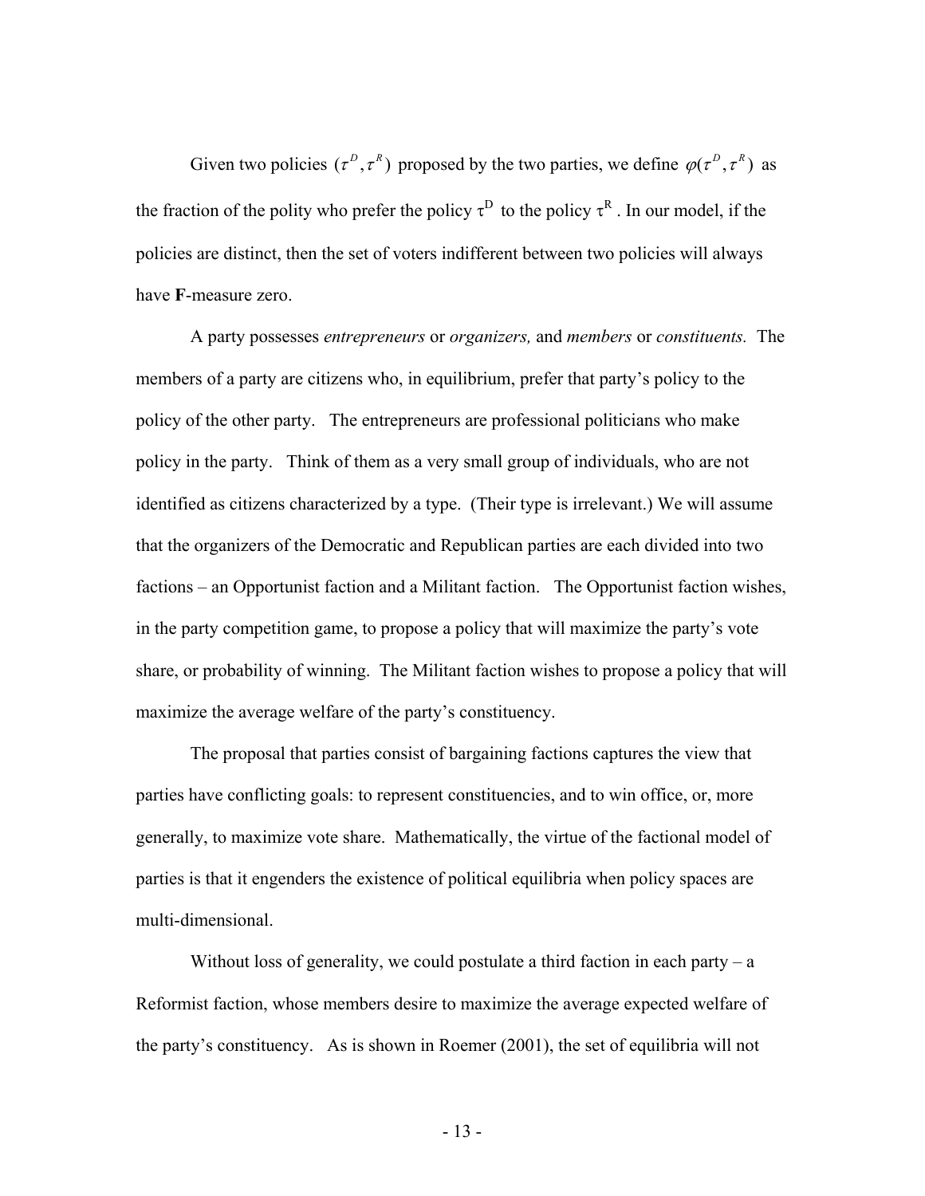Given two policies $(\tau^D, \tau^R)$ proposed by the two parties, we define $\varphi(\tau^D, \tau^R)$ as the fraction of the polity who prefer the policy $\tau^D$ to the policy $\tau^R$. In our model, if the policies are distinct, then the set of voters indifferent between two policies will always have **F**-measure zero.

A party possesses *entrepreneurs* or *organizers,* and *members* or *constituents.* The members of a party are citizens who, in equilibrium, prefer that party's policy to the policy of the other party. The entrepreneurs are professional politicians who make policy in the party. Think of them as a very small group of individuals, who are not identified as citizens characterized by a type. (Their type is irrelevant.) We will assume that the organizers of the Democratic and Republican parties are each divided into two factions – an Opportunist faction and a Militant faction. The Opportunist faction wishes, in the party competition game, to propose a policy that will maximize the party's vote share, or probability of winning. The Militant faction wishes to propose a policy that will maximize the average welfare of the party's constituency.

The proposal that parties consist of bargaining factions captures the view that parties have conflicting goals: to represent constituencies, and to win office, or, more generally, to maximize vote share. Mathematically, the virtue of the factional model of parties is that it engenders the existence of political equilibria when policy spaces are multi-dimensional.

Without loss of generality, we could postulate a third faction in each party – a Reformist faction, whose members desire to maximize the average expected welfare of the party's constituency. As is shown in Roemer (2001), the set of equilibria will not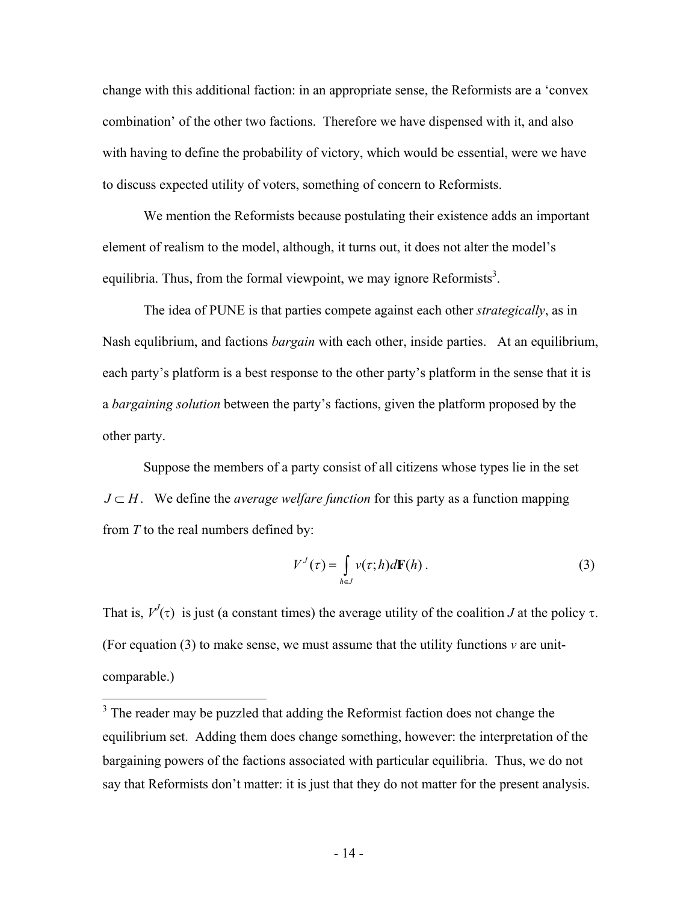change with this additional faction: in an appropriate sense, the Reformists are a 'convex combination' of the other two factions. Therefore we have dispensed with it, and also with having to define the probability of victory, which would be essential, were we have to discuss expected utility of voters, something of concern to Reformists.

We mention the Reformists because postulating their existence adds an important element of realism to the model, although, it turns out, it does not alter the model's equilibria. Thus, from the formal viewpoint, we may ignore Reformists[3].

The idea of PUNE is that parties compete against each other *strategically*, as in Nash equlibrium, and factions *bargain* with each other, inside parties. At an equilibrium, each party's platform is a best response to the other party's platform in the sense that it is a *bargaining solution* between the party's factions, given the platform proposed by the other party.

Suppose the members of a party consist of all citizens whose types lie in the set $J \subset H$. We define the *average welfare function* for this party as a function mapping from $T$ to the real numbers defined by:

$$V^J(\tau) = \int_{h \in J} v(\tau; h) d\mathbf{F}(h) . \tag{3}$$

That is, $V^J(\tau)$ is just (a constant times) the average utility of the coalition $J$ at the policy $\tau$. (For equation (3) to make sense, we must assume that the utility functions $v$ are unit-comparable.)

---

[3] The reader may be puzzled that adding the Reformist faction does not change the equilibrium set. Adding them does change something, however: the interpretation of the bargaining powers of the factions associated with particular equilibria. Thus, we do not say that Reformists don't matter: it is just that they do not matter for the present analysis.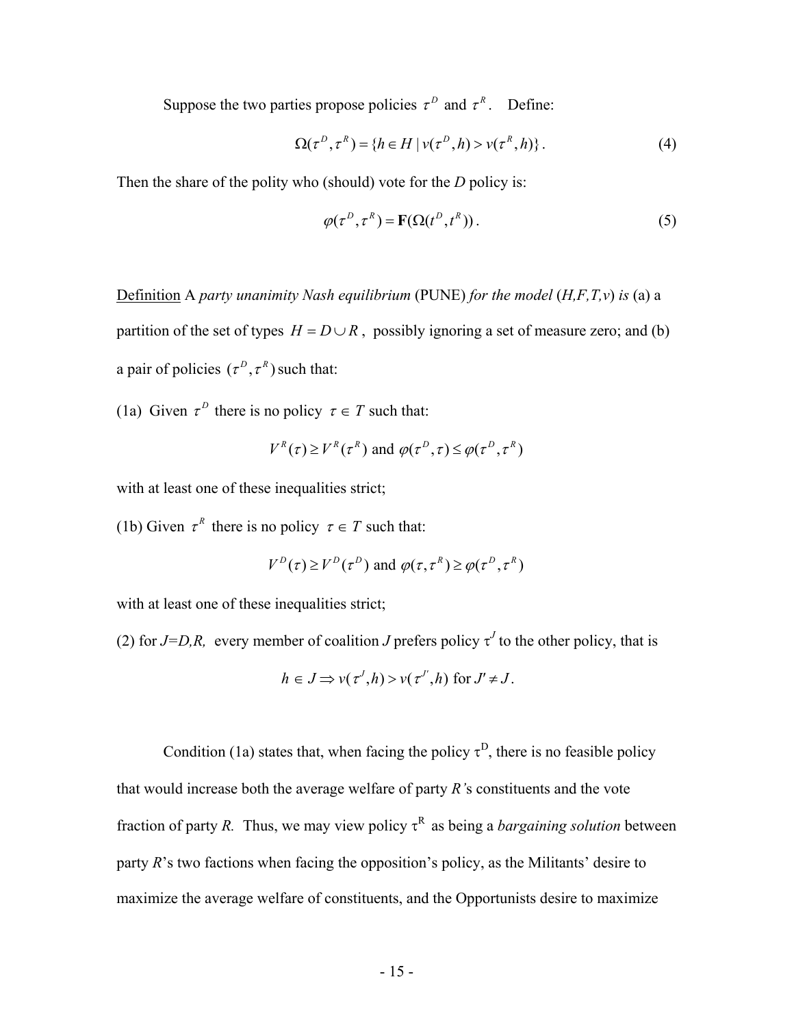Suppose the two parties propose policies $\tau^D$ and $\tau^R$. Define:

$$\Omega(\tau^D, \tau^R) = \{h \in H \mid v(\tau^D, h) > v(\tau^R, h)\}. \tag{4}$$

Then the share of the polity who (should) vote for the *D* policy is:

$$\varphi(\tau^D, \tau^R) = \mathbf{F}(\Omega(t^D, t^R)). \tag{5}$$

Definition A *party unanimity Nash equilibrium* (PUNE) *for the model* (*H,F,T,v*) *is* (a) a partition of the set of types $H = D \cup R$, possibly ignoring a set of measure zero; and (b) a pair of policies $(\tau^D, \tau^R)$ such that:

(1a) Given $\tau^D$ there is no policy $\tau \in T$ such that:

$$V^R(\tau) \geq V^R(\tau^R) \text{ and } \varphi(\tau^D, \tau) \leq \varphi(\tau^D, \tau^R)$$

with at least one of these inequalities strict;

(1b) Given $\tau^R$ there is no policy $\tau \in T$ such that:

$$V^D(\tau) \geq V^D(\tau^D) \text{ and } \varphi(\tau, \tau^R) \geq \varphi(\tau^D, \tau^R)$$

with at least one of these inequalities strict;

(2) for *J=D,R,* every member of coalition *J* prefers policy $\tau^J$ to the other policy, that is

$$h \in J \Rightarrow v(\tau^J, h) > v(\tau^{J'}, h) \text{ for } J' \neq J.$$

Condition (1a) states that, when facing the policy $\tau^D$, there is no feasible policy that would increase both the average welfare of party *R'*s constituents and the vote fraction of party *R.* Thus, we may view policy $\tau^R$ as being a *bargaining solution* between party *R*'s two factions when facing the opposition's policy, as the Militants' desire to maximize the average welfare of constituents, and the Opportunists desire to maximize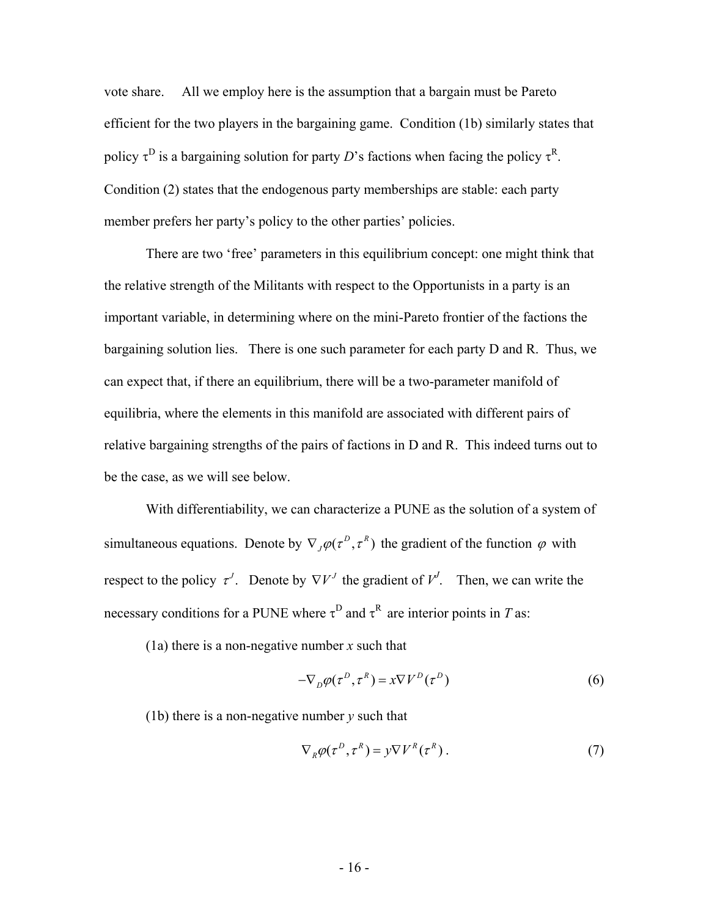vote share. All we employ here is the assumption that a bargain must be Pareto efficient for the two players in the bargaining game. Condition (1b) similarly states that policy $\tau^D$ is a bargaining solution for party *D*'s factions when facing the policy $\tau^R$. Condition (2) states that the endogenous party memberships are stable: each party member prefers her party's policy to the other parties' policies.

There are two 'free' parameters in this equilibrium concept: one might think that the relative strength of the Militants with respect to the Opportunists in a party is an important variable, in determining where on the mini-Pareto frontier of the factions the bargaining solution lies. There is one such parameter for each party D and R. Thus, we can expect that, if there an equilibrium, there will be a two-parameter manifold of equilibria, where the elements in this manifold are associated with different pairs of relative bargaining strengths of the pairs of factions in D and R. This indeed turns out to be the case, as we will see below.

With differentiability, we can characterize a PUNE as the solution of a system of simultaneous equations. Denote by $\nabla_J \varphi(\tau^D, \tau^R)$ the gradient of the function $\varphi$ with respect to the policy $\tau^J$. Denote by $\nabla V^J$ the gradient of $V^J$. Then, we can write the necessary conditions for a PUNE where $\tau^D$ and $\tau^R$ are interior points in *T* as:

(1a) there is a non-negative number *x* such that

$$-\nabla_D \varphi(\tau^D, \tau^R) = x \nabla V^D(\tau^D) \tag{6}$$

(1b) there is a non-negative number *y* such that

$$\nabla_R \varphi(\tau^D, \tau^R) = y \nabla V^R(\tau^R) \,. \tag{7}$$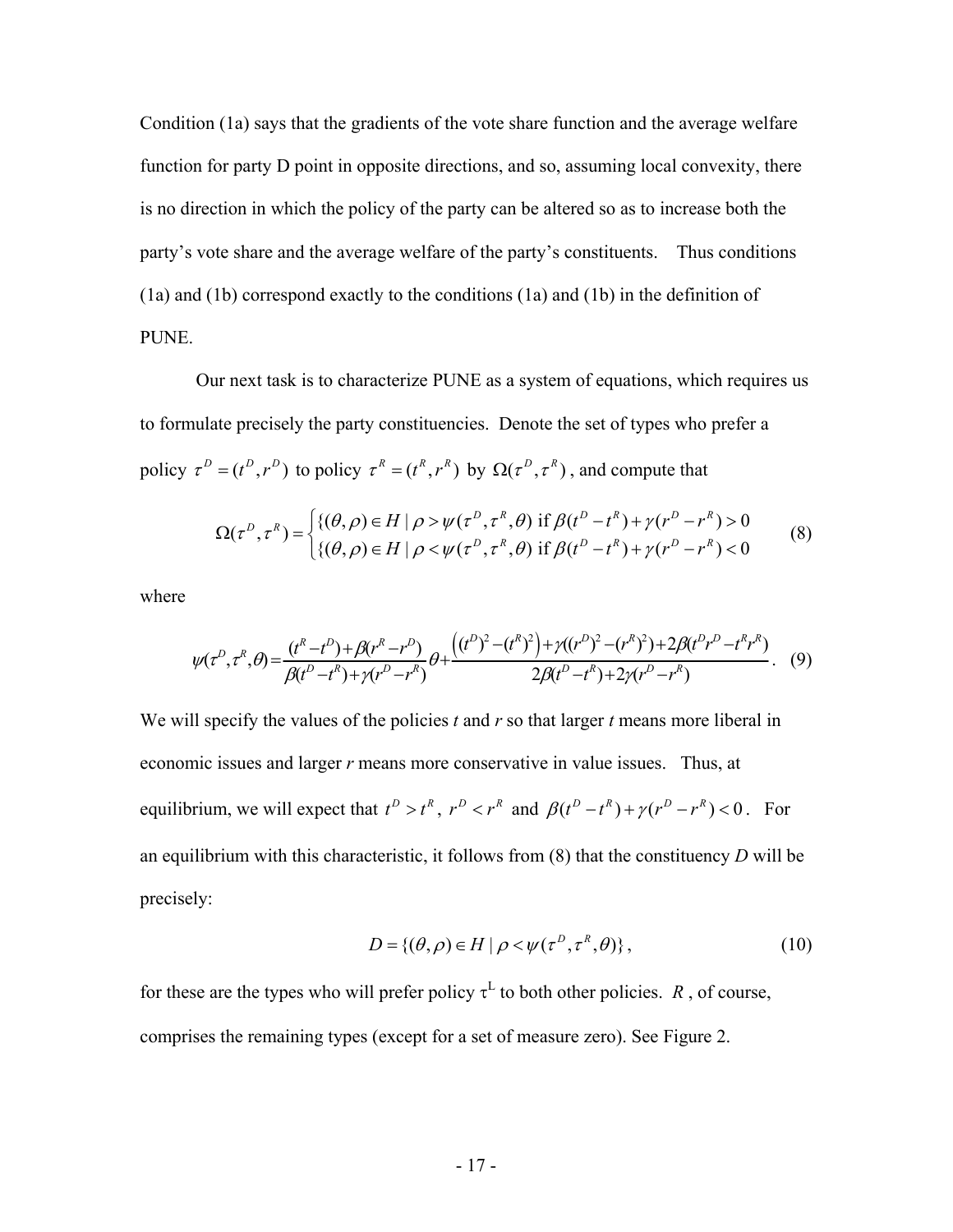Condition (1a) says that the gradients of the vote share function and the average welfare function for party D point in opposite directions, and so, assuming local convexity, there is no direction in which the policy of the party can be altered so as to increase both the party's vote share and the average welfare of the party's constituents. Thus conditions (1a) and (1b) correspond exactly to the conditions (1a) and (1b) in the definition of PUNE.

Our next task is to characterize PUNE as a system of equations, which requires us to formulate precisely the party constituencies. Denote the set of types who prefer a policy $\tau^D = (t^D, r^D)$ to policy $\tau^R = (t^R, r^R)$ by $\Omega(\tau^D, \tau^R)$, and compute that

$$\Omega(\tau^D,\tau^R) = \begin{cases} \{(\theta,\rho)\in H \mid \rho > \psi(\tau^D,\tau^R,\theta) \text{ if } \beta(t^D - t^R) + \gamma(r^D - r^R) > 0 \\ \{(\theta,\rho)\in H \mid \rho < \psi(\tau^D,\tau^R,\theta) \text{ if } \beta(t^D - t^R) + \gamma(r^D - r^R) < 0 \end{cases} \tag{8}$$

where

$$\psi(\tau^D,\tau^R,\theta) = \frac{(t^R - t^D) + \beta(r^R - r^D)}{\beta(t^D - t^R) + \gamma(r^D - r^R)}\theta + \frac{\left((t^D)^2 - (t^R)^2\right) + \gamma((r^D)^2 - (r^R)^2) + 2\beta(t^D r^D - t^R r^R)}{2\beta(t^D - t^R) + 2\gamma(r^D - r^R)}. \tag{9}$$

We will specify the values of the policies *t* and *r* so that larger *t* means more liberal in economic issues and larger *r* means more conservative in value issues. Thus, at equilibrium, we will expect that $t^D > t^R$, $r^D < r^R$ and $\beta(t^D - t^R) + \gamma(r^D - r^R) < 0$. For an equilibrium with this characteristic, it follows from (8) that the constituency *D* will be precisely:

$$D = \{(\theta,\rho)\in H \mid \rho < \psi(\tau^D,\tau^R,\theta)\}, \tag{10}$$

for these are the types who will prefer policy $\tau^L$ to both other policies. *R*, of course, comprises the remaining types (except for a set of measure zero). See Figure 2.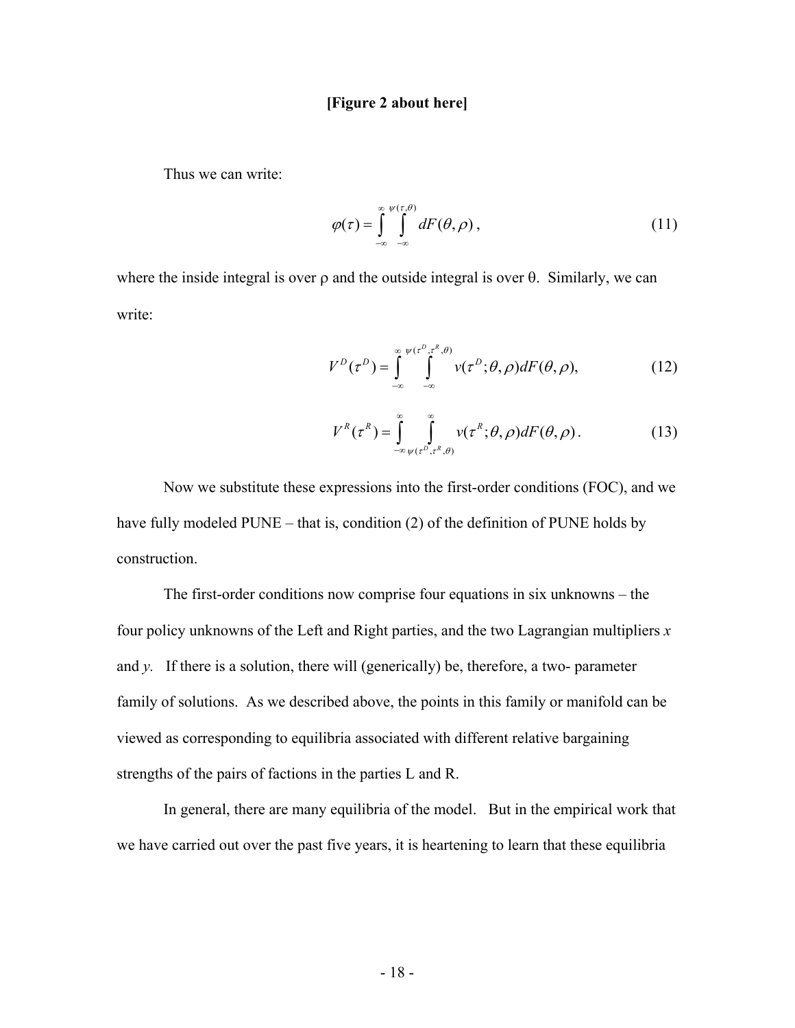**[Figure 2 about here]**

Thus we can write:

$$\varphi(\tau) = \int_{-\infty}^{\infty} \int_{-\infty}^{\psi(\tau,\theta)} dF(\theta, \rho), \tag{11}$$

where the inside integral is over ρ and the outside integral is over θ. Similarly, we can write:

$$V^D(\tau^D) = \int_{-\infty}^{\infty} \int_{-\infty}^{\psi(\tau^D,\tau^R,\theta)} v(\tau^D; \theta, \rho) dF(\theta, \rho), \tag{12}$$

$$V^R(\tau^R) = \int_{-\infty}^{\infty} \int_{\psi(\tau^D,\tau^R,\theta)}^{\infty} v(\tau^R; \theta, \rho) dF(\theta, \rho). \tag{13}$$

Now we substitute these expressions into the first-order conditions (FOC), and we have fully modeled PUNE – that is, condition (2) of the definition of PUNE holds by construction.

The first-order conditions now comprise four equations in six unknowns – the four policy unknowns of the Left and Right parties, and the two Lagrangian multipliers *x* and *y*. If there is a solution, there will (generically) be, therefore, a two- parameter family of solutions. As we described above, the points in this family or manifold can be viewed as corresponding to equilibria associated with different relative bargaining strengths of the pairs of factions in the parties L and R.

In general, there are many equilibria of the model. But in the empirical work that we have carried out over the past five years, it is heartening to learn that these equilibria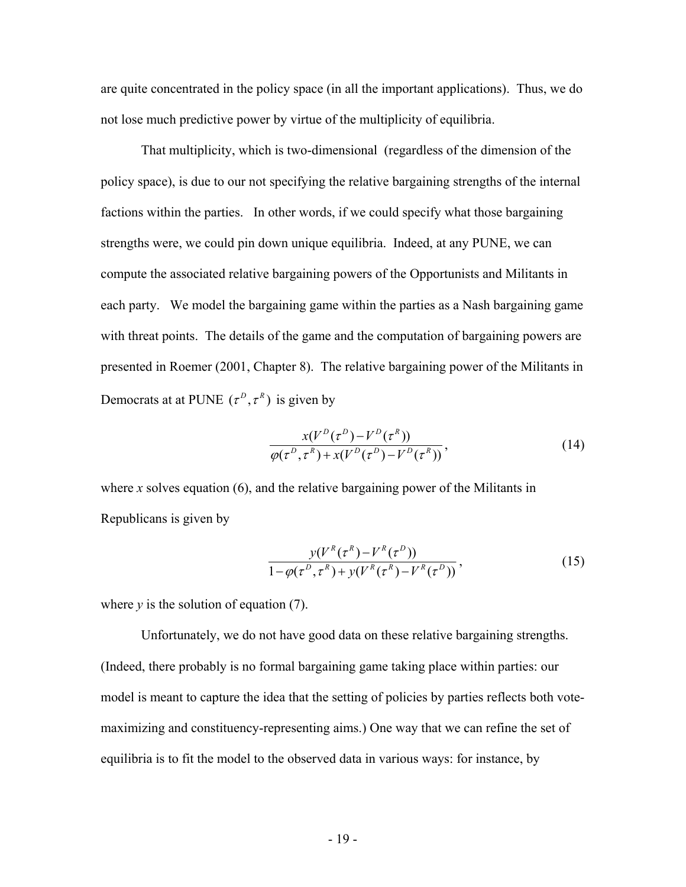are quite concentrated in the policy space (in all the important applications). Thus, we do not lose much predictive power by virtue of the multiplicity of equilibria.

That multiplicity, which is two-dimensional (regardless of the dimension of the policy space), is due to our not specifying the relative bargaining strengths of the internal factions within the parties. In other words, if we could specify what those bargaining strengths were, we could pin down unique equilibria. Indeed, at any PUNE, we can compute the associated relative bargaining powers of the Opportunists and Militants in each party. We model the bargaining game within the parties as a Nash bargaining game with threat points. The details of the game and the computation of bargaining powers are presented in Roemer (2001, Chapter 8). The relative bargaining power of the Militants in Democrats at at PUNE $(\tau^D, \tau^R)$ is given by

$$\frac{x(V^D(\tau^D) - V^D(\tau^R))}{\varphi(\tau^D, \tau^R) + x(V^D(\tau^D) - V^D(\tau^R))}, \tag{14}$$

where $x$ solves equation (6), and the relative bargaining power of the Militants in Republicans is given by

$$\frac{y(V^R(\tau^R) - V^R(\tau^D))}{1 - \varphi(\tau^D, \tau^R) + y(V^R(\tau^R) - V^R(\tau^D))}, \tag{15}$$

where $y$ is the solution of equation (7).

Unfortunately, we do not have good data on these relative bargaining strengths. (Indeed, there probably is no formal bargaining game taking place within parties: our model is meant to capture the idea that the setting of policies by parties reflects both vote-maximizing and constituency-representing aims.) One way that we can refine the set of equilibria is to fit the model to the observed data in various ways: for instance, by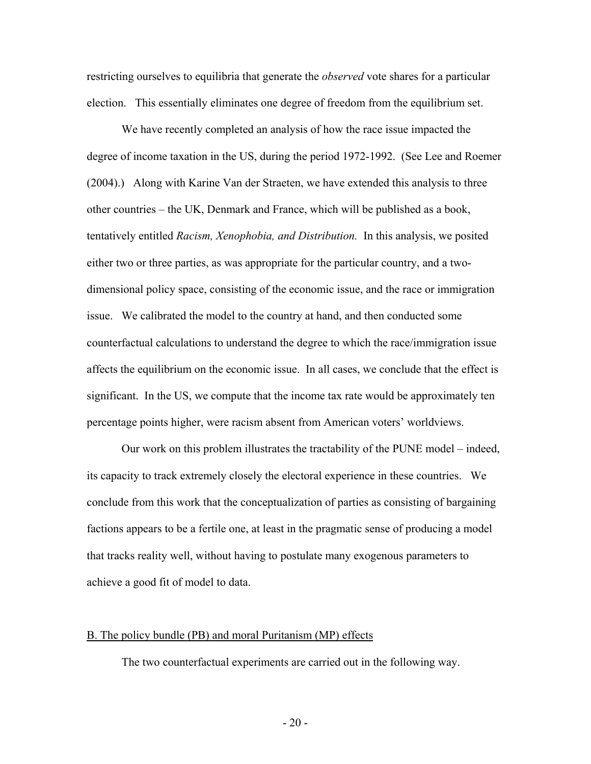restricting ourselves to equilibria that generate the *observed* vote shares for a particular election. This essentially eliminates one degree of freedom from the equilibrium set.

We have recently completed an analysis of how the race issue impacted the degree of income taxation in the US, during the period 1972-1992. (See Lee and Roemer (2004).) Along with Karine Van der Straeten, we have extended this analysis to three other countries – the UK, Denmark and France, which will be published as a book, tentatively entitled *Racism, Xenophobia, and Distribution.* In this analysis, we posited either two or three parties, as was appropriate for the particular country, and a two-dimensional policy space, consisting of the economic issue, and the race or immigration issue. We calibrated the model to the country at hand, and then conducted some counterfactual calculations to understand the degree to which the race/immigration issue affects the equilibrium on the economic issue. In all cases, we conclude that the effect is significant. In the US, we compute that the income tax rate would be approximately ten percentage points higher, were racism absent from American voters' worldviews.

Our work on this problem illustrates the tractability of the PUNE model – indeed, its capacity to track extremely closely the electoral experience in these countries. We conclude from this work that the conceptualization of parties as consisting of bargaining factions appears to be a fertile one, at least in the pragmatic sense of producing a model that tracks reality well, without having to postulate many exogenous parameters to achieve a good fit of model to data.

B. The policy bundle (PB) and moral Puritanism (MP) effects

The two counterfactual experiments are carried out in the following way.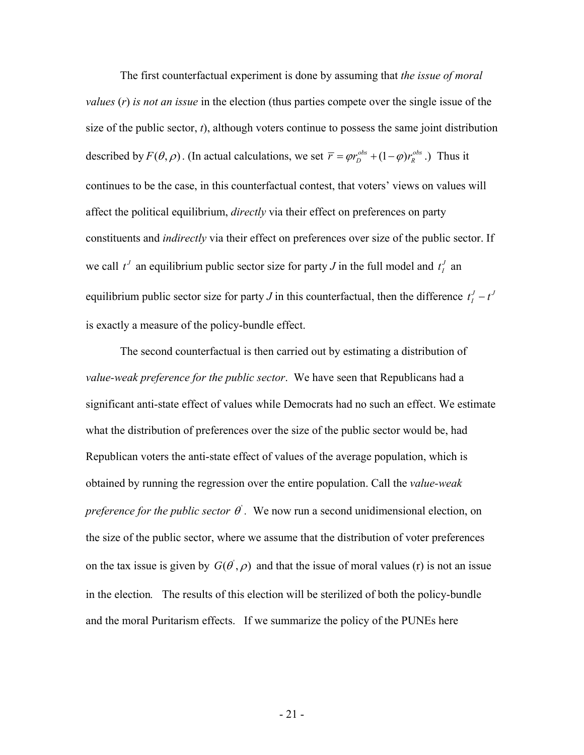The first counterfactual experiment is done by assuming that *the issue of moral values* ($r$) *is not an issue* in the election (thus parties compete over the single issue of the size of the public sector, $t$), although voters continue to possess the same joint distribution described by $F(\theta, \rho)$. (In actual calculations, we set $\bar{r} = \varphi r_D^{obs} + (1-\varphi) r_R^{obs}$.) Thus it continues to be the case, in this counterfactual contest, that voters' views on values will affect the political equilibrium, *directly* via their effect on preferences on party constituents and *indirectly* via their effect on preferences over size of the public sector. If we call $t^J$ an equilibrium public sector size for party *J* in the full model and $t_I^J$ an equilibrium public sector size for party *J* in this counterfactual, then the difference $t_I^J - t^J$ is exactly a measure of the policy-bundle effect.

The second counterfactual is then carried out by estimating a distribution of *value-weak preference for the public sector*. We have seen that Republicans had a significant anti-state effect of values while Democrats had no such an effect. We estimate what the distribution of preferences over the size of the public sector would be, had Republican voters the anti-state effect of values of the average population, which is obtained by running the regression over the entire population. Call the *value-weak preference for the public sector* $\theta'$. We now run a second unidimensional election, on the size of the public sector, where we assume that the distribution of voter preferences on the tax issue is given by $G(\theta', \rho)$ and that the issue of moral values (r) is not an issue in the election*.* The results of this election will be sterilized of both the policy-bundle and the moral Puritarism effects. If we summarize the policy of the PUNEs here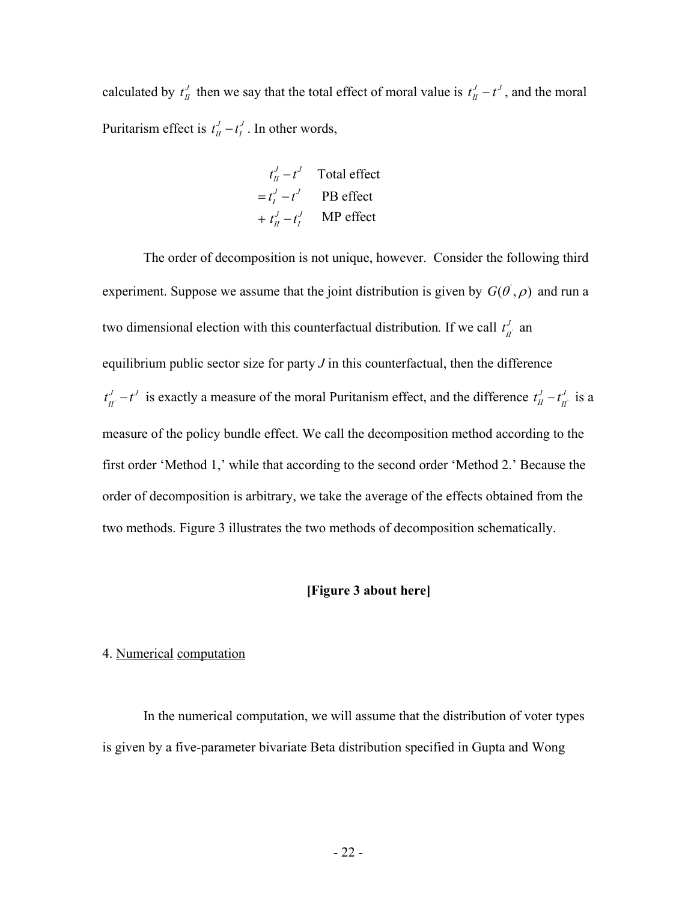calculated by $t_{II}^{J}$ then we say that the total effect of moral value is $t_{II}^{J} - t^{J}$, and the moral Puritarism effect is $t_{II}^{J} - t_{I}^{J}$. In other words,

$$
\begin{array}{ll}
t_{II}^{J} - t^{J} & \text{Total effect} \\
= t_{I}^{J} - t^{J} & \text{PB effect} \\
+ \; t_{II}^{J} - t_{I}^{J} & \text{MP effect}
\end{array}
$$

The order of decomposition is not unique, however. Consider the following third experiment. Suppose we assume that the joint distribution is given by $G(\theta^{'}, \rho)$ and run a two dimensional election with this counterfactual distribution. If we call $t_{II'}^{J}$ an equilibrium public sector size for party *J* in this counterfactual, then the difference $t_{II'}^{J} - t^{J}$ is exactly a measure of the moral Puritanism effect, and the difference $t_{II}^{J} - t_{II'}^{J}$ is a measure of the policy bundle effect. We call the decomposition method according to the first order 'Method 1,' while that according to the second order 'Method 2.' Because the order of decomposition is arbitrary, we take the average of the effects obtained from the two methods. Figure 3 illustrates the two methods of decomposition schematically.

**[Figure 3 about here]**

## 4. Numerical computation

In the numerical computation, we will assume that the distribution of voter types is given by a five-parameter bivariate Beta distribution specified in Gupta and Wong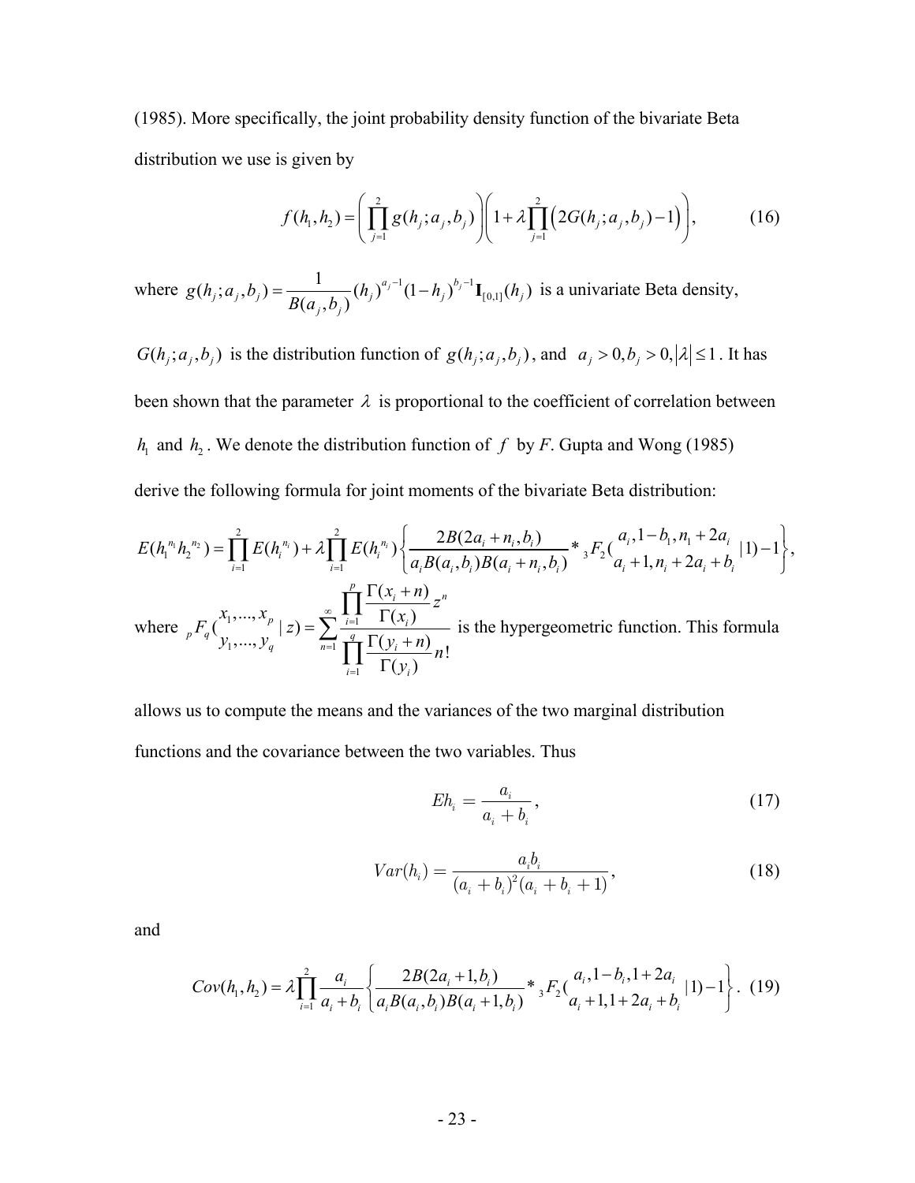(1985). More specifically, the joint probability density function of the bivariate Beta distribution we use is given by

$$f(h_1, h_2) = \left( \prod_{j=1}^{2} g(h_j; a_j, b_j) \right) \left( 1 + \lambda \prod_{j=1}^{2} \left( 2G(h_j; a_j, b_j) - 1 \right) \right), \tag{16}$$

where $g(h_j; a_j, b_j) = \frac{1}{B(a_j, b_j)} (h_j)^{a_j - 1} (1 - h_j)^{b_j - 1} \mathbf{I}_{[0,1]}(h_j)$ is a univariate Beta density, $G(h_j; a_j, b_j)$ is the distribution function of $g(h_j; a_j, b_j)$, and $a_j > 0, b_j > 0, |\lambda| \leq 1$. It has been shown that the parameter $\lambda$ is proportional to the coefficient of correlation between $h_1$ and $h_2$. We denote the distribution function of $f$ by $F$. Gupta and Wong (1985) derive the following formula for joint moments of the bivariate Beta distribution:

$$E(h_1^{n_1} h_2^{n_2}) = \prod_{i=1}^{2} E(h_i^{n_i}) + \lambda \prod_{i=1}^{2} E(h_i^{n_i}) \left\{ \frac{2B(2a_i + n_i, b_i)}{a_i B(a_i, b_i) B(a_i + n_i, b_i)} * {}_3F_2\left( {a_i, 1 - b_1, n_1 + 2a_i \atop a_i + 1, n_i + 2a_i + b_i} \,|\, 1 \right) - 1 \right\},$$

where ${}_pF_q\left( {x_1, \ldots, x_p \atop y_1, \ldots, y_q} \,|\, z \right) = \sum_{n=1}^{\infty} \frac{\prod_{i=1}^{p} \frac{\Gamma(x_i + n)}{\Gamma(x_i)} z^n}{\prod_{i=1}^{q} \frac{\Gamma(y_i + n)}{\Gamma(y_i)} n!}$ is the hypergeometric function. This formula allows us to compute the means and the variances of the two marginal distribution functions and the covariance between the two variables. Thus

$$Eh_i = \frac{a_i}{a_i + b_i}, \tag{17}$$

$$Var(h_i) = \frac{a_i b_i}{(a_i + b_i)^2 (a_i + b_i + 1)}, \tag{18}$$

and

$$Cov(h_1, h_2) = \lambda \prod_{i=1}^{2} \frac{a_i}{a_i + b_i} \left\{ \frac{2B(2a_i + 1, b_i)}{a_i B(a_i, b_i) B(a_i + 1, b_i)} * {}_3F_2\left( {a_i, 1 - b_i, 1 + 2a_i \atop a_i + 1, 1 + 2a_i + b_i} \,|\, 1 \right) - 1 \right\}. \tag{19}$$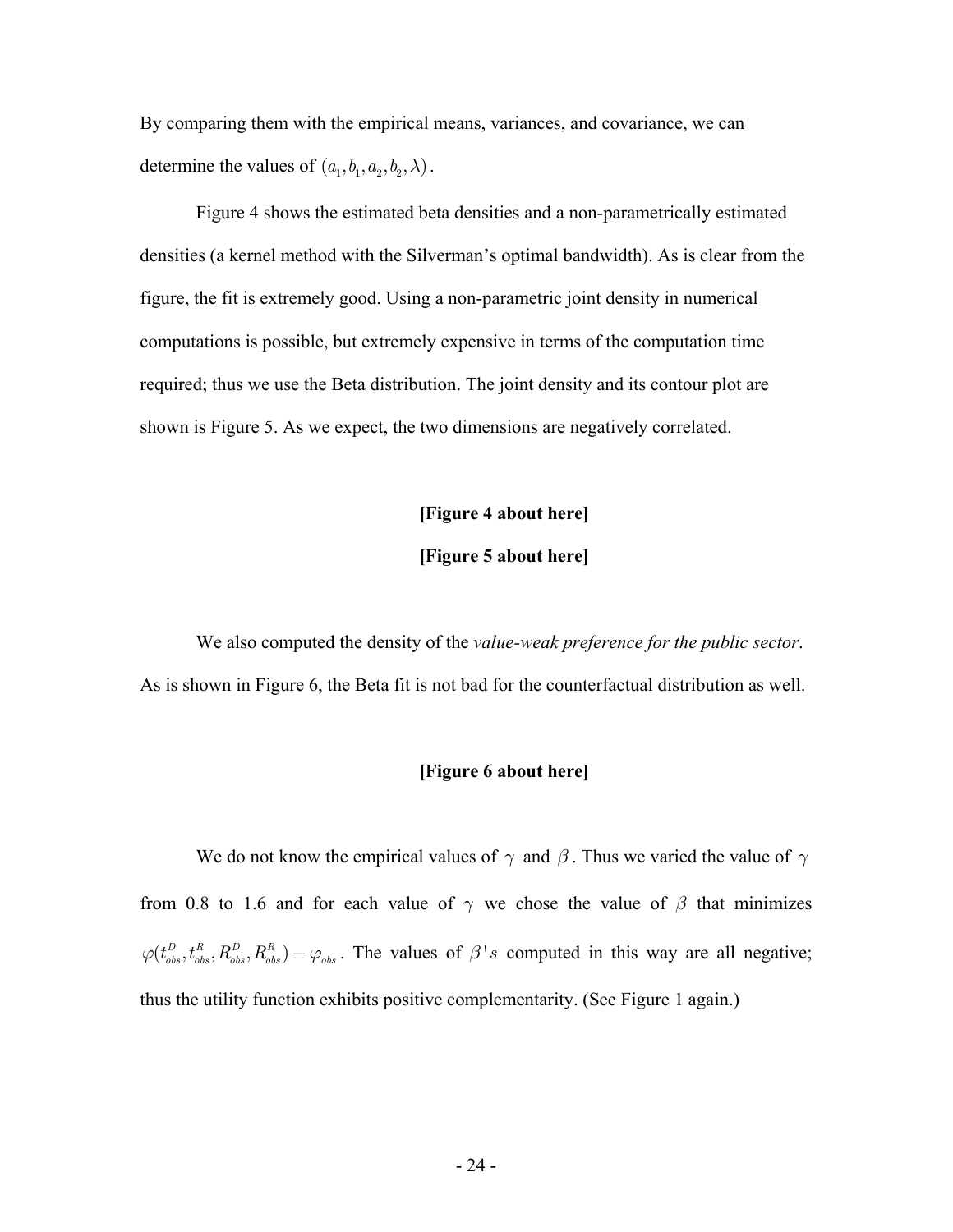By comparing them with the empirical means, variances, and covariance, we can determine the values of $(a_1, b_1, a_2, b_2, \lambda)$.

Figure 4 shows the estimated beta densities and a non-parametrically estimated densities (a kernel method with the Silverman's optimal bandwidth). As is clear from the figure, the fit is extremely good. Using a non-parametric joint density in numerical computations is possible, but extremely expensive in terms of the computation time required; thus we use the Beta distribution. The joint density and its contour plot are shown is Figure 5. As we expect, the two dimensions are negatively correlated.

**[Figure 4 about here]**

**[Figure 5 about here]**

We also computed the density of the *value-weak preference for the public sector*. As is shown in Figure 6, the Beta fit is not bad for the counterfactual distribution as well.

**[Figure 6 about here]**

We do not know the empirical values of $\gamma$ and $\beta$. Thus we varied the value of $\gamma$ from 0.8 to 1.6 and for each value of $\gamma$ we chose the value of $\beta$ that minimizes $\varphi(t_{obs}^D, t_{obs}^R, R_{obs}^D, R_{obs}^R) - \varphi_{obs}$. The values of $\beta' s$ computed in this way are all negative; thus the utility function exhibits positive complementarity. (See Figure 1 again.)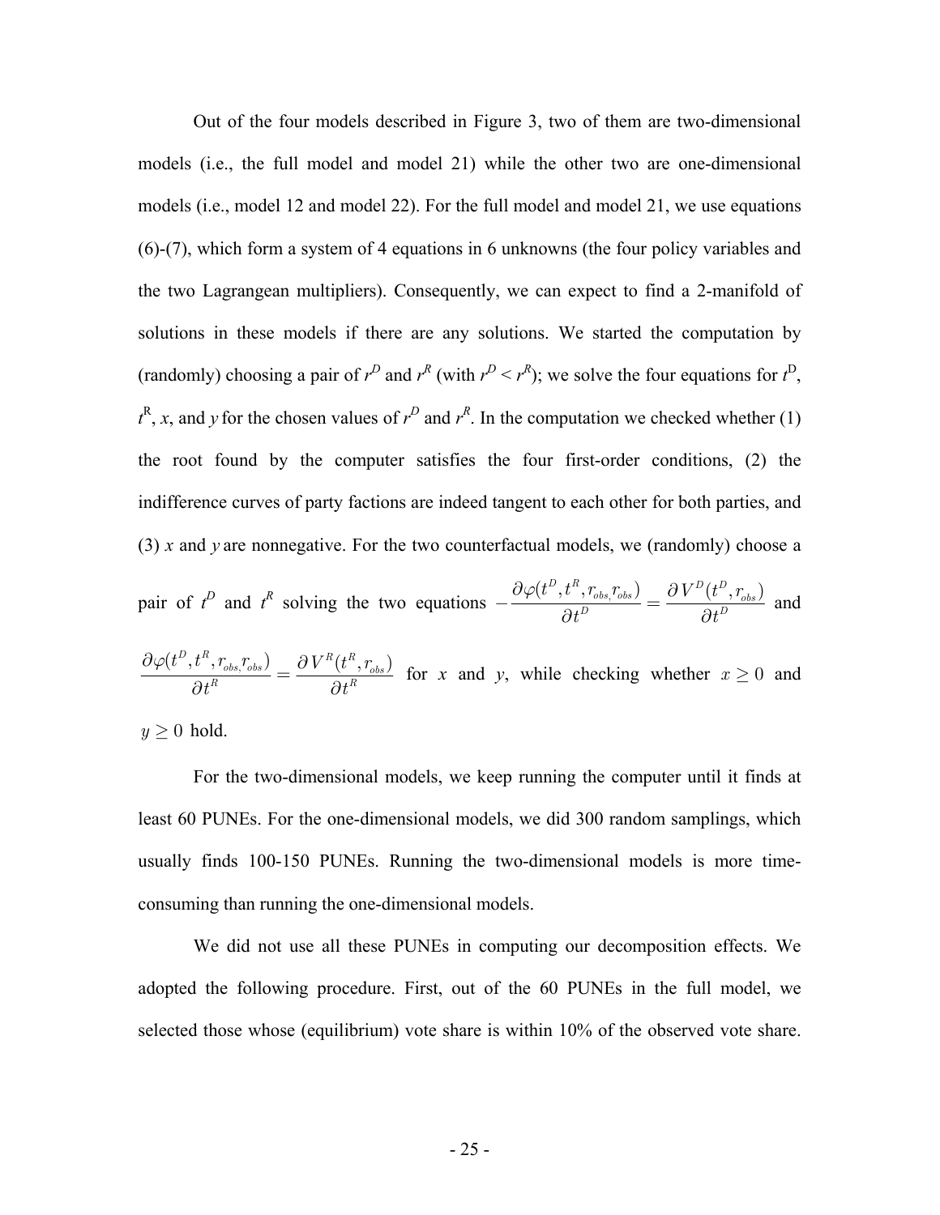Out of the four models described in Figure 3, two of them are two-dimensional models (i.e., the full model and model 21) while the other two are one-dimensional models (i.e., model 12 and model 22). For the full model and model 21, we use equations (6)-(7), which form a system of 4 equations in 6 unknowns (the four policy variables and the two Lagrangean multipliers). Consequently, we can expect to find a 2-manifold of solutions in these models if there are any solutions. We started the computation by (randomly) choosing a pair of $r^D$ and $r^R$ (with $r^D < r^R$); we solve the four equations for $t^D$, $t^R$, $x$, and $y$ for the chosen values of $r^D$ and $r^R$. In the computation we checked whether (1) the root found by the computer satisfies the four first-order conditions, (2) the indifference curves of party factions are indeed tangent to each other for both parties, and (3) $x$ and $y$ are nonnegative. For the two counterfactual models, we (randomly) choose a pair of $t^D$ and $t^R$ solving the two equations $-\frac{\partial \varphi(t^D, t^R, r_{obs,} r_{obs})}{\partial t^D} = \frac{\partial V^D(t^D, r_{obs})}{\partial t^D}$ and $\frac{\partial \varphi(t^D, t^R, r_{obs,} r_{obs})}{\partial t^R} = \frac{\partial V^R(t^R, r_{obs})}{\partial t^R}$ for $x$ and $y$, while checking whether $x \geq 0$ and $y \geq 0$ hold.

For the two-dimensional models, we keep running the computer until it finds at least 60 PUNEs. For the one-dimensional models, we did 300 random samplings, which usually finds 100-150 PUNEs. Running the two-dimensional models is more time-consuming than running the one-dimensional models.

We did not use all these PUNEs in computing our decomposition effects. We adopted the following procedure. First, out of the 60 PUNEs in the full model, we selected those whose (equilibrium) vote share is within 10% of the observed vote share.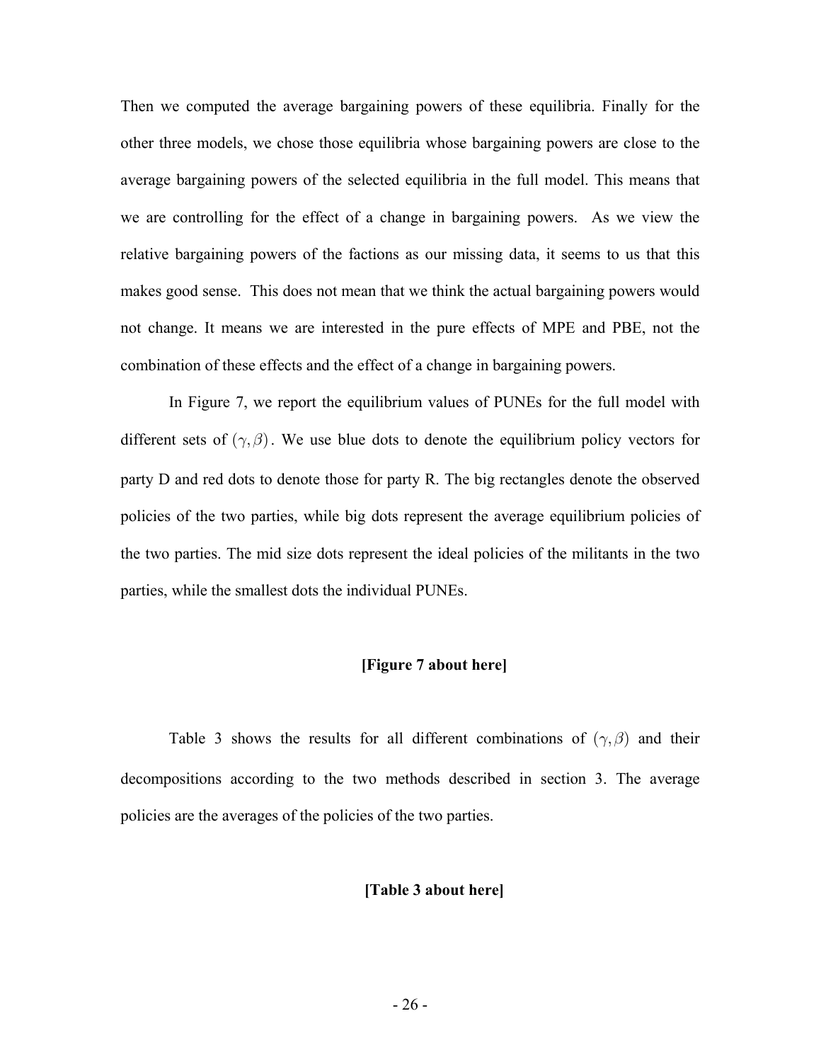Then we computed the average bargaining powers of these equilibria. Finally for the other three models, we chose those equilibria whose bargaining powers are close to the average bargaining powers of the selected equilibria in the full model. This means that we are controlling for the effect of a change in bargaining powers. As we view the relative bargaining powers of the factions as our missing data, it seems to us that this makes good sense. This does not mean that we think the actual bargaining powers would not change. It means we are interested in the pure effects of MPE and PBE, not the combination of these effects and the effect of a change in bargaining powers.

In Figure 7, we report the equilibrium values of PUNEs for the full model with different sets of $(\gamma, \beta)$. We use blue dots to denote the equilibrium policy vectors for party D and red dots to denote those for party R. The big rectangles denote the observed policies of the two parties, while big dots represent the average equilibrium policies of the two parties. The mid size dots represent the ideal policies of the militants in the two parties, while the smallest dots the individual PUNEs.

**[Figure 7 about here]**

Table 3 shows the results for all different combinations of $(\gamma, \beta)$ and their decompositions according to the two methods described in section 3. The average policies are the averages of the policies of the two parties.

**[Table 3 about here]**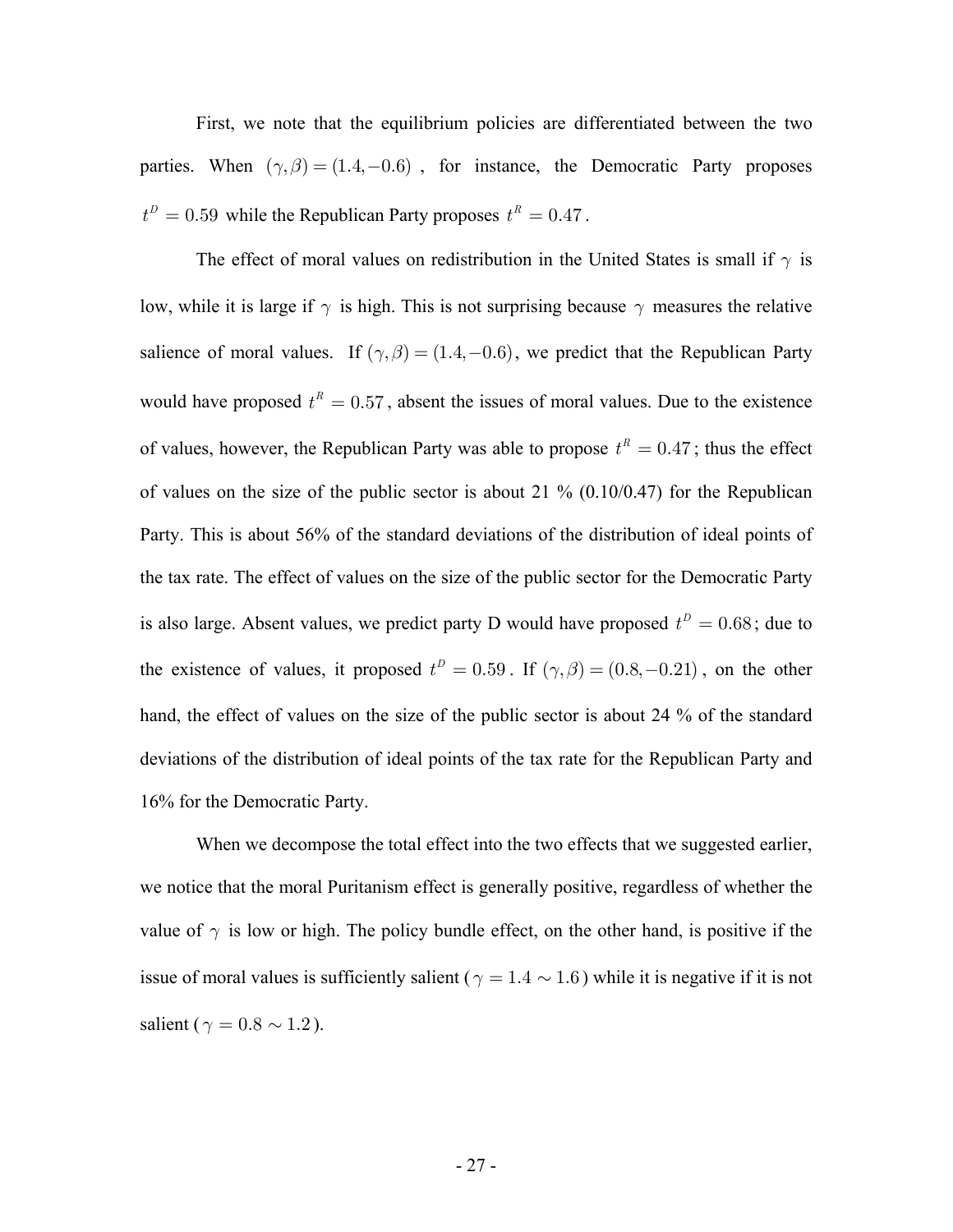First, we note that the equilibrium policies are differentiated between the two parties. When $(\gamma,\beta)=(1.4,-0.6)$, for instance, the Democratic Party proposes $t^D=0.59$ while the Republican Party proposes $t^R=0.47$.

The effect of moral values on redistribution in the United States is small if $\gamma$ is low, while it is large if $\gamma$ is high. This is not surprising because $\gamma$ measures the relative salience of moral values. If $(\gamma,\beta)=(1.4,-0.6)$, we predict that the Republican Party would have proposed $t^R=0.57$, absent the issues of moral values. Due to the existence of values, however, the Republican Party was able to propose $t^R=0.47$; thus the effect of values on the size of the public sector is about 21 % (0.10/0.47) for the Republican Party. This is about 56% of the standard deviations of the distribution of ideal points of the tax rate. The effect of values on the size of the public sector for the Democratic Party is also large. Absent values, we predict party D would have proposed $t^D=0.68$; due to the existence of values, it proposed $t^D=0.59$. If $(\gamma,\beta)=(0.8,-0.21)$, on the other hand, the effect of values on the size of the public sector is about 24 % of the standard deviations of the distribution of ideal points of the tax rate for the Republican Party and 16% for the Democratic Party.

When we decompose the total effect into the two effects that we suggested earlier, we notice that the moral Puritanism effect is generally positive, regardless of whether the value of $\gamma$ is low or high. The policy bundle effect, on the other hand, is positive if the issue of moral values is sufficiently salient ($\gamma=1.4\sim1.6$) while it is negative if it is not salient ($\gamma=0.8\sim1.2$).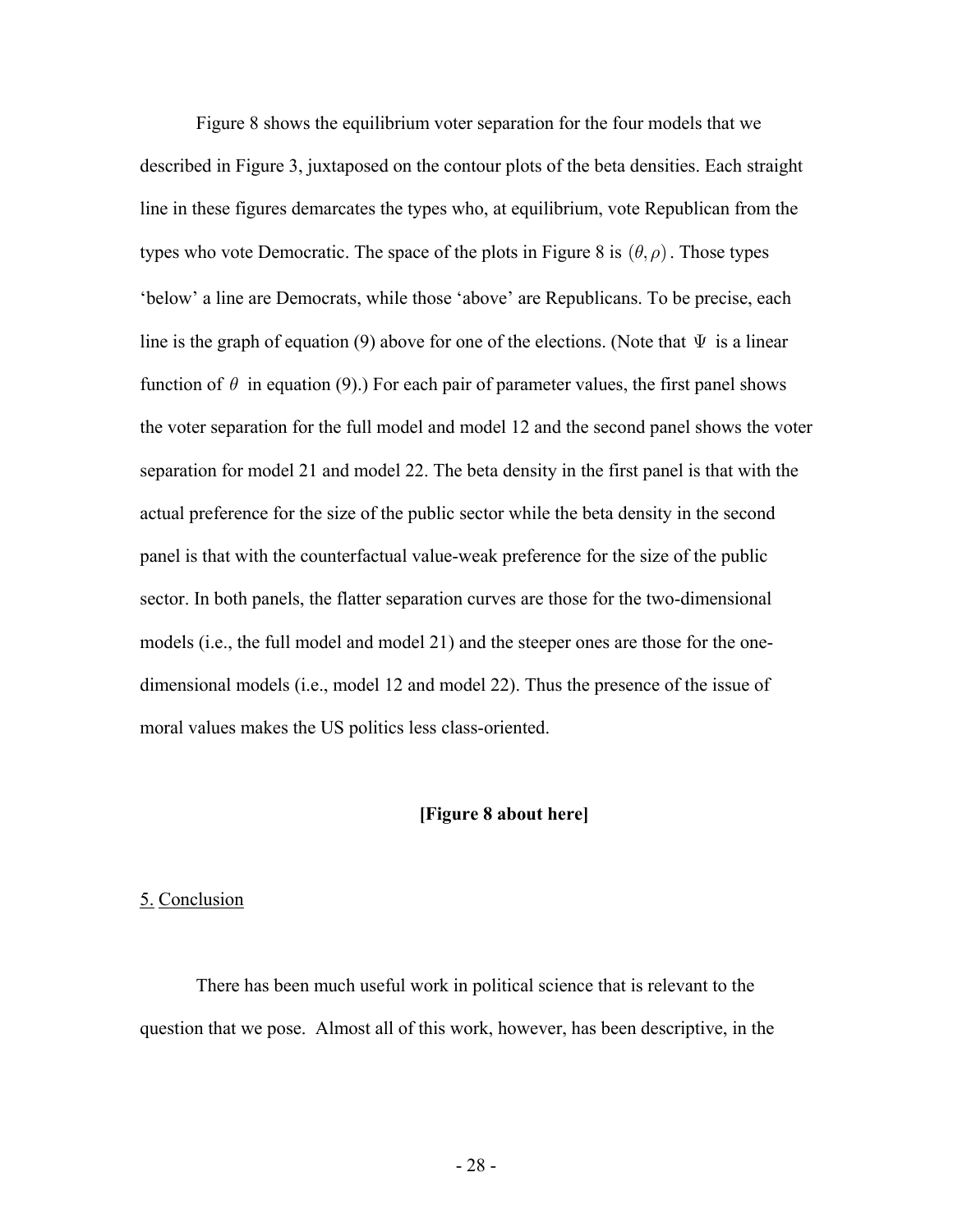Figure 8 shows the equilibrium voter separation for the four models that we described in Figure 3, juxtaposed on the contour plots of the beta densities. Each straight line in these figures demarcates the types who, at equilibrium, vote Republican from the types who vote Democratic. The space of the plots in Figure 8 is $(\theta, \rho)$. Those types 'below' a line are Democrats, while those 'above' are Republicans. To be precise, each line is the graph of equation (9) above for one of the elections. (Note that $\Psi$ is a linear function of $\theta$ in equation (9).) For each pair of parameter values, the first panel shows the voter separation for the full model and model 12 and the second panel shows the voter separation for model 21 and model 22. The beta density in the first panel is that with the actual preference for the size of the public sector while the beta density in the second panel is that with the counterfactual value-weak preference for the size of the public sector. In both panels, the flatter separation curves are those for the two-dimensional models (i.e., the full model and model 21) and the steeper ones are those for the one-dimensional models (i.e., model 12 and model 22). Thus the presence of the issue of moral values makes the US politics less class-oriented.

**[Figure 8 about here]**

## 5. Conclusion

There has been much useful work in political science that is relevant to the question that we pose. Almost all of this work, however, has been descriptive, in the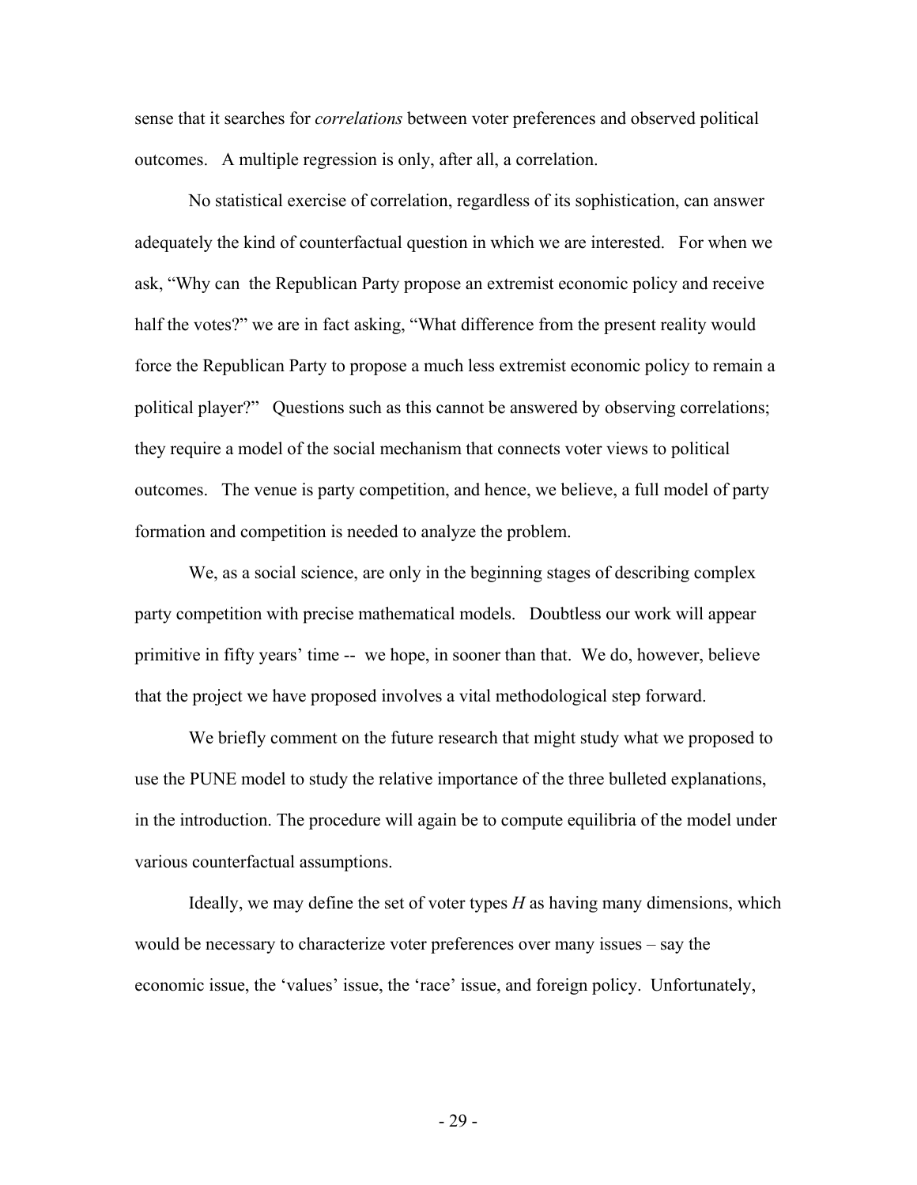sense that it searches for *correlations* between voter preferences and observed political outcomes. A multiple regression is only, after all, a correlation.

No statistical exercise of correlation, regardless of its sophistication, can answer adequately the kind of counterfactual question in which we are interested. For when we ask, "Why can the Republican Party propose an extremist economic policy and receive half the votes?" we are in fact asking, "What difference from the present reality would force the Republican Party to propose a much less extremist economic policy to remain a political player?" Questions such as this cannot be answered by observing correlations; they require a model of the social mechanism that connects voter views to political outcomes. The venue is party competition, and hence, we believe, a full model of party formation and competition is needed to analyze the problem.

We, as a social science, are only in the beginning stages of describing complex party competition with precise mathematical models. Doubtless our work will appear primitive in fifty years' time -- we hope, in sooner than that. We do, however, believe that the project we have proposed involves a vital methodological step forward.

We briefly comment on the future research that might study what we proposed to use the PUNE model to study the relative importance of the three bulleted explanations, in the introduction. The procedure will again be to compute equilibria of the model under various counterfactual assumptions.

Ideally, we may define the set of voter types $H$ as having many dimensions, which would be necessary to characterize voter preferences over many issues – say the economic issue, the 'values' issue, the 'race' issue, and foreign policy. Unfortunately,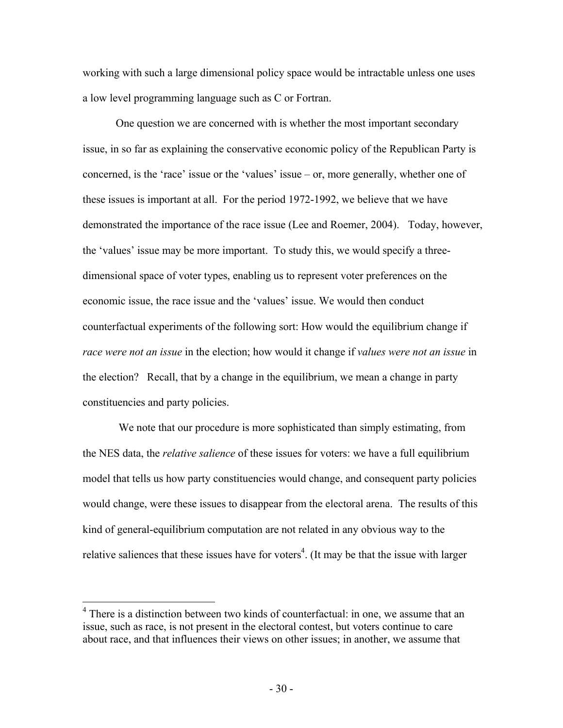working with such a large dimensional policy space would be intractable unless one uses a low level programming language such as C or Fortran.

One question we are concerned with is whether the most important secondary issue, in so far as explaining the conservative economic policy of the Republican Party is concerned, is the 'race' issue or the 'values' issue – or, more generally, whether one of these issues is important at all. For the period 1972-1992, we believe that we have demonstrated the importance of the race issue (Lee and Roemer, 2004). Today, however, the 'values' issue may be more important. To study this, we would specify a three-dimensional space of voter types, enabling us to represent voter preferences on the economic issue, the race issue and the 'values' issue. We would then conduct counterfactual experiments of the following sort: How would the equilibrium change if *race were not an issue* in the election; how would it change if *values were not an issue* in the election? Recall, that by a change in the equilibrium, we mean a change in party constituencies and party policies.

We note that our procedure is more sophisticated than simply estimating, from the NES data, the *relative salience* of these issues for voters: we have a full equilibrium model that tells us how party constituencies would change, and consequent party policies would change, were these issues to disappear from the electoral arena. The results of this kind of general-equilibrium computation are not related in any obvious way to the relative saliences that these issues have for voters[4]. (It may be that the issue with larger

[4] There is a distinction between two kinds of counterfactual: in one, we assume that an issue, such as race, is not present in the electoral contest, but voters continue to care about race, and that influences their views on other issues; in another, we assume that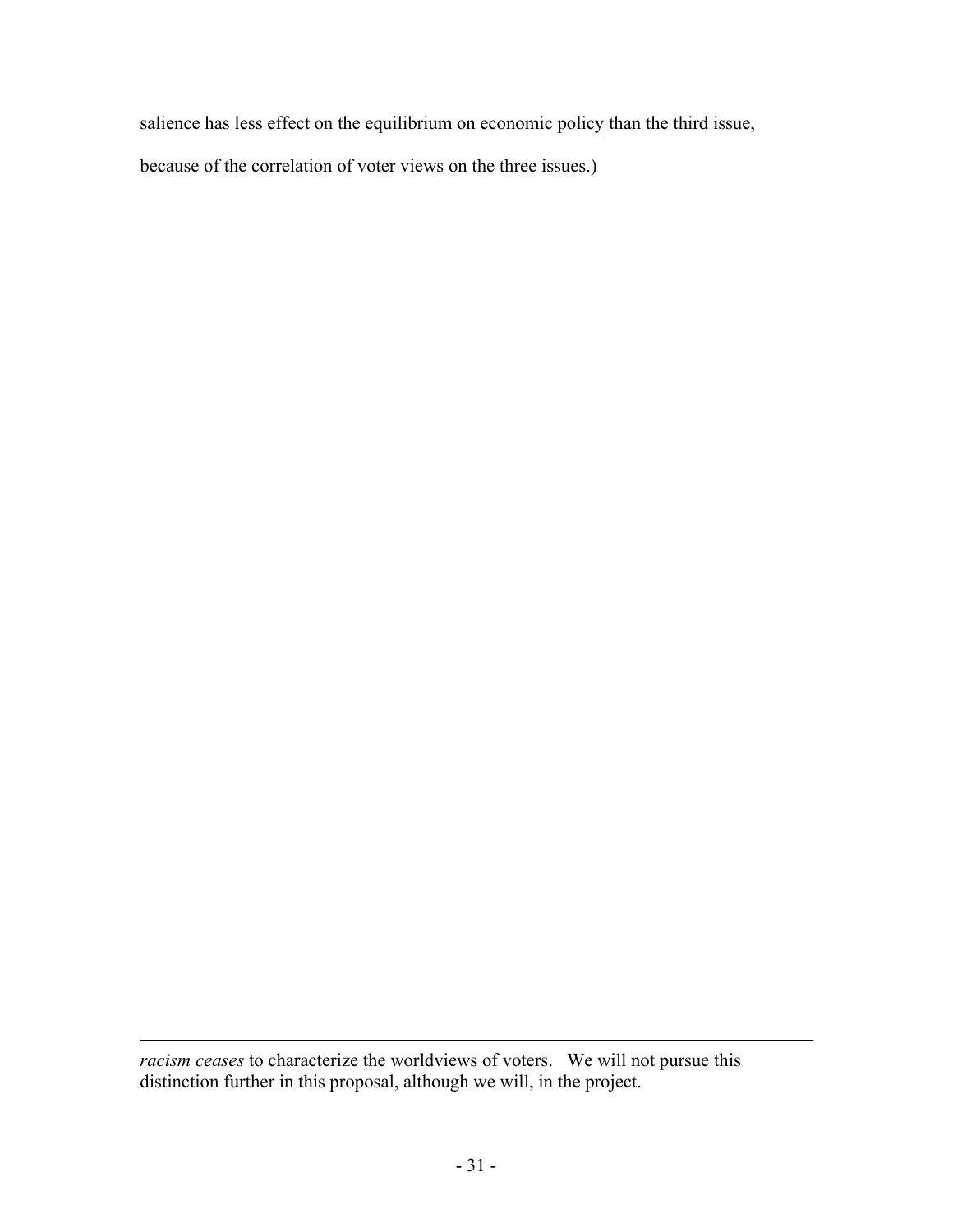salience has less effect on the equilibrium on economic policy than the third issue, because of the correlation of voter views on the three issues.)

---

*racism ceases* to characterize the worldviews of voters. We will not pursue this distinction further in this proposal, although we will, in the project.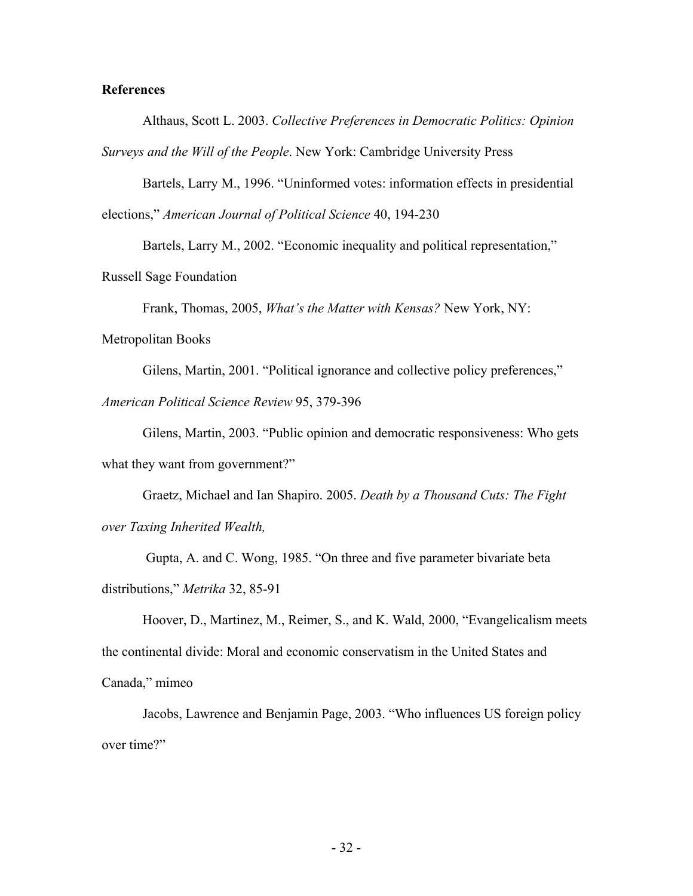## References

Althaus, Scott L. 2003. *Collective Preferences in Democratic Politics: Opinion Surveys and the Will of the People*. New York: Cambridge University Press

Bartels, Larry M., 1996. "Uninformed votes: information effects in presidential elections," *American Journal of Political Science* 40, 194-230

Bartels, Larry M., 2002. "Economic inequality and political representation," Russell Sage Foundation

Frank, Thomas, 2005, *What's the Matter with Kensas?* New York, NY: Metropolitan Books

Gilens, Martin, 2001. "Political ignorance and collective policy preferences," *American Political Science Review* 95, 379-396

Gilens, Martin, 2003. "Public opinion and democratic responsiveness: Who gets what they want from government?"

Graetz, Michael and Ian Shapiro. 2005. *Death by a Thousand Cuts: The Fight over Taxing Inherited Wealth,*

Gupta, A. and C. Wong, 1985. "On three and five parameter bivariate beta distributions," *Metrika* 32, 85-91

Hoover, D., Martinez, M., Reimer, S., and K. Wald, 2000, "Evangelicalism meets the continental divide: Moral and economic conservatism in the United States and Canada," mimeo

Jacobs, Lawrence and Benjamin Page, 2003. "Who influences US foreign policy over time?"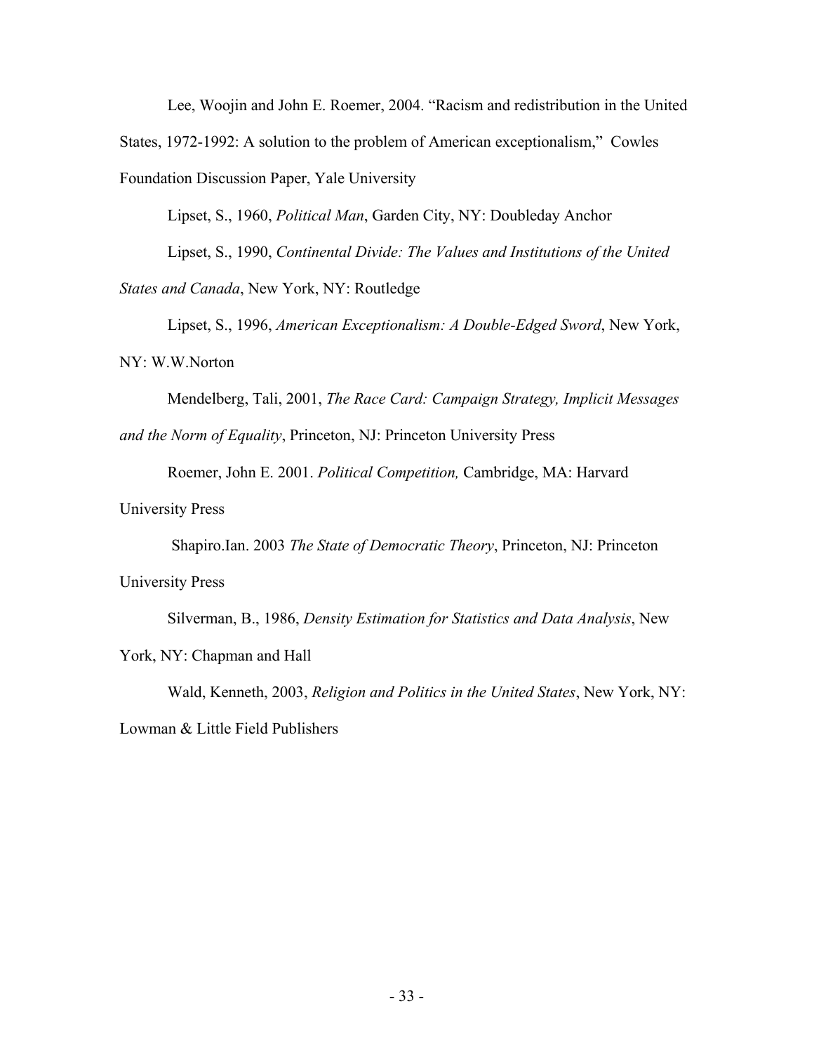Lee, Woojin and John E. Roemer, 2004. "Racism and redistribution in the United States, 1972-1992: A solution to the problem of American exceptionalism," Cowles Foundation Discussion Paper, Yale University

Lipset, S., 1960, *Political Man*, Garden City, NY: Doubleday Anchor

Lipset, S., 1990, *Continental Divide: The Values and Institutions of the United States and Canada*, New York, NY: Routledge

Lipset, S., 1996, *American Exceptionalism: A Double-Edged Sword*, New York, NY: W.W.Norton

Mendelberg, Tali, 2001, *The Race Card: Campaign Strategy, Implicit Messages and the Norm of Equality*, Princeton, NJ: Princeton University Press

Roemer, John E. 2001. *Political Competition,* Cambridge, MA: Harvard University Press

Shapiro.Ian. 2003 *The State of Democratic Theory*, Princeton, NJ: Princeton University Press

Silverman, B., 1986, *Density Estimation for Statistics and Data Analysis*, New York, NY: Chapman and Hall

Wald, Kenneth, 2003, *Religion and Politics in the United States*, New York, NY: Lowman & Little Field Publishers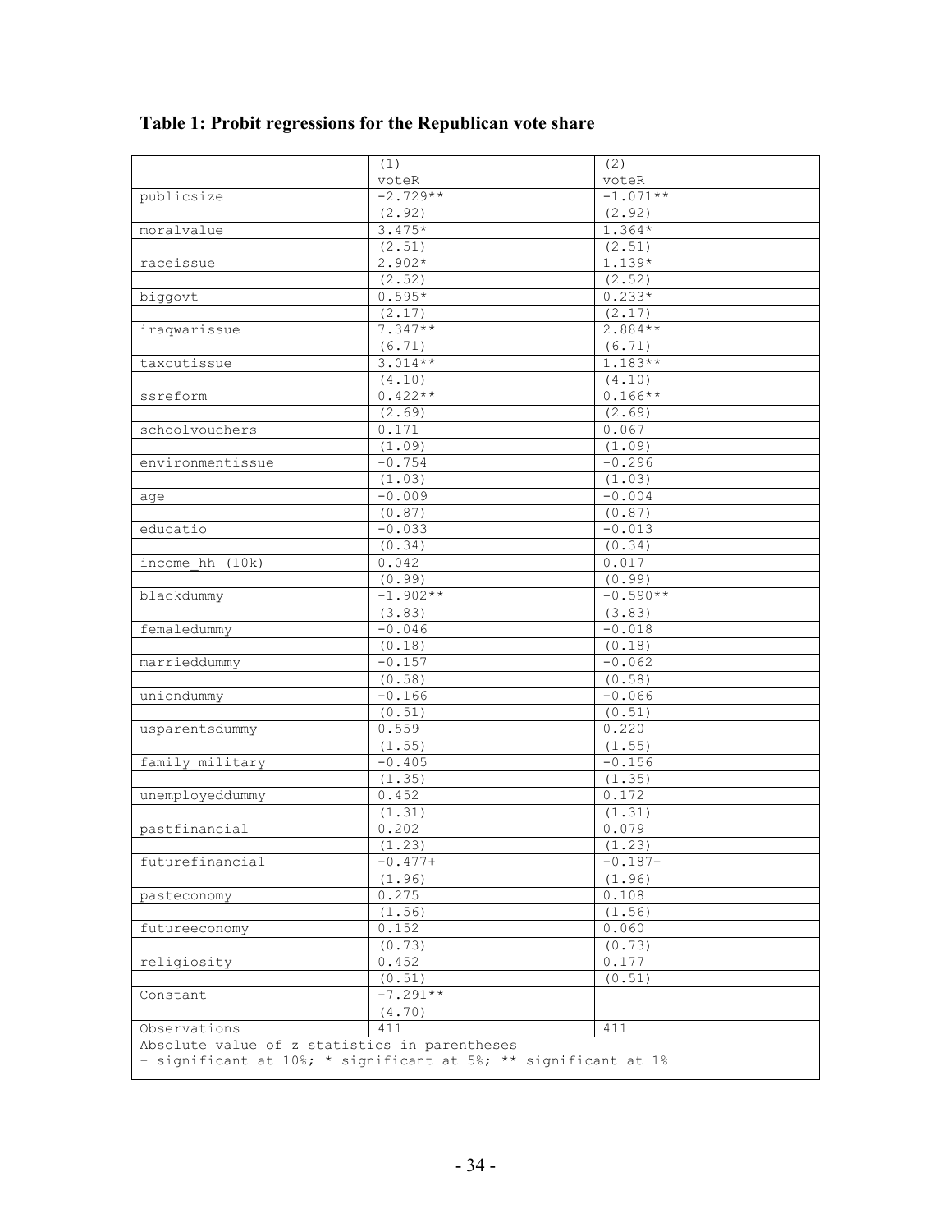**Table 1: Probit regressions for the Republican vote share**

| | (1) | (2) |
|---|---|---|
| | voteR | voteR |
| publicsize | -2.729** | -1.071** |
| | (2.92) | (2.92) |
| moralvalue | 3.475* | 1.364* |
| | (2.51) | (2.51) |
| raceissue | 2.902* | 1.139* |
| | (2.52) | (2.52) |
| biggovt | 0.595* | 0.233* |
| | (2.17) | (2.17) |
| iraqwarissue | 7.347** | 2.884** |
| | (6.71) | (6.71) |
| taxcutissue | 3.014** | 1.183** |
| | (4.10) | (4.10) |
| ssreform | 0.422** | 0.166** |
| | (2.69) | (2.69) |
| schoolvouchers | 0.171 | 0.067 |
| | (1.09) | (1.09) |
| environmentissue | -0.754 | -0.296 |
| | (1.03) | (1.03) |
| age | -0.009 | -0.004 |
| | (0.87) | (0.87) |
| educatio | -0.033 | -0.013 |
| | (0.34) | (0.34) |
| income_hh (10k) | 0.042 | 0.017 |
| | (0.99) | (0.99) |
| blackdummy | -1.902** | -0.590** |
| | (3.83) | (3.83) |
| femaledummy | -0.046 | -0.018 |
| | (0.18) | (0.18) |
| marrieddummy | -0.157 | -0.062 |
| | (0.58) | (0.58) |
| uniondummy | -0.166 | -0.066 |
| | (0.51) | (0.51) |
| usparentsdummy | 0.559 | 0.220 |
| | (1.55) | (1.55) |
| family_military | -0.405 | -0.156 |
| | (1.35) | (1.35) |
| unemployeddummy | 0.452 | 0.172 |
| | (1.31) | (1.31) |
| pastfinancial | 0.202 | 0.079 |
| | (1.23) | (1.23) |
| futurefinancial | -0.477+ | -0.187+ |
| | (1.96) | (1.96) |
| pasteconomy | 0.275 | 0.108 |
| | (1.56) | (1.56) |
| futureeconomy | 0.152 | 0.060 |
| | (0.73) | (0.73) |
| religiosity | 0.452 | 0.177 |
| | (0.51) | (0.51) |
| Constant | -7.291** | |
| | (4.70) | |
| Observations | 411 | 411 |

Absolute value of z statistics in parentheses
+ significant at 10%; * significant at 5%; ** significant at 1%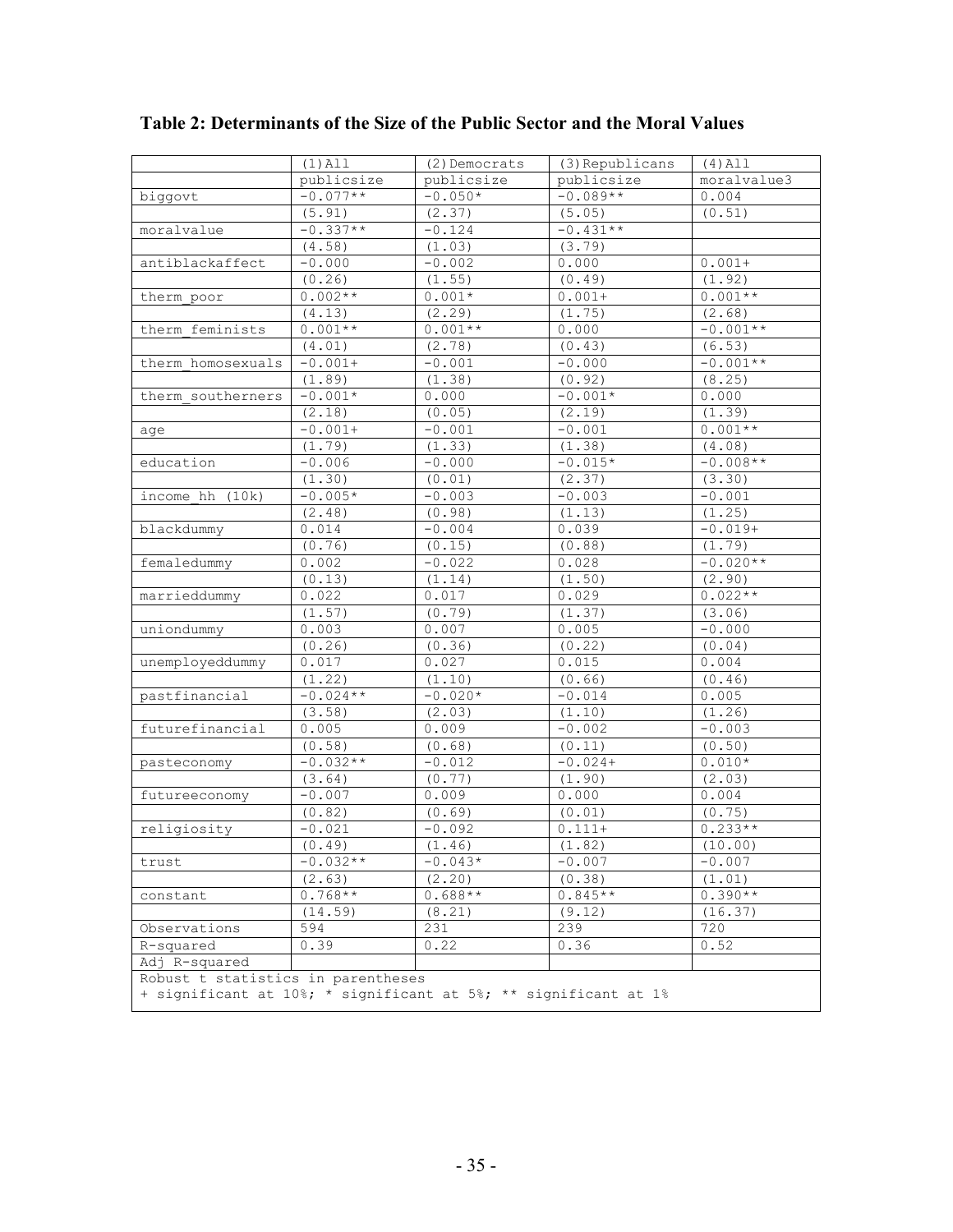**Table 2: Determinants of the Size of the Public Sector and the Moral Values**

| | (1)All | (2)Democrats | (3)Republicans | (4)All |
|---|---|---|---|---|
| | publicsize | publicsize | publicsize | moralvalue3 |
| biggovt | -0.077** | -0.050* | -0.089** | 0.004 |
| | (5.91) | (2.37) | (5.05) | (0.51) |
| moralvalue | -0.337** | -0.124 | -0.431** | |
| | (4.58) | (1.03) | (3.79) | |
| antiblackaffect | -0.000 | -0.002 | 0.000 | 0.001+ |
| | (0.26) | (1.55) | (0.49) | (1.92) |
| therm_poor | 0.002** | 0.001* | 0.001+ | 0.001** |
| | (4.13) | (2.29) | (1.75) | (2.68) |
| therm_feminists | 0.001** | 0.001** | 0.000 | -0.001** |
| | (4.01) | (2.78) | (0.43) | (6.53) |
| therm_homosexuals | -0.001+ | -0.001 | -0.000 | -0.001** |
| | (1.89) | (1.38) | (0.92) | (8.25) |
| therm_southerners | -0.001* | 0.000 | -0.001* | 0.000 |
| | (2.18) | (0.05) | (2.19) | (1.39) |
| age | -0.001+ | -0.001 | -0.001 | 0.001** |
| | (1.79) | (1.33) | (1.38) | (4.08) |
| education | -0.006 | -0.000 | -0.015* | -0.008** |
| | (1.30) | (0.01) | (2.37) | (3.30) |
| income_hh (10k) | -0.005* | -0.003 | -0.003 | -0.001 |
| | (2.48) | (0.98) | (1.13) | (1.25) |
| blackdummy | 0.014 | -0.004 | 0.039 | -0.019+ |
| | (0.76) | (0.15) | (0.88) | (1.79) |
| femaledummy | 0.002 | -0.022 | 0.028 | -0.020** |
| | (0.13) | (1.14) | (1.50) | (2.90) |
| marrieddummy | 0.022 | 0.017 | 0.029 | 0.022** |
| | (1.57) | (0.79) | (1.37) | (3.06) |
| uniondummy | 0.003 | 0.007 | 0.005 | -0.000 |
| | (0.26) | (0.36) | (0.22) | (0.04) |
| unemployeddummy | 0.017 | 0.027 | 0.015 | 0.004 |
| | (1.22) | (1.10) | (0.66) | (0.46) |
| pastfinancial | -0.024** | -0.020* | -0.014 | 0.005 |
| | (3.58) | (2.03) | (1.10) | (1.26) |
| futurefinancial | 0.005 | 0.009 | -0.002 | -0.003 |
| | (0.58) | (0.68) | (0.11) | (0.50) |
| pasteconomy | -0.032** | -0.012 | -0.024+ | 0.010* |
| | (3.64) | (0.77) | (1.90) | (2.03) |
| futureeconomy | -0.007 | 0.009 | 0.000 | 0.004 |
| | (0.82) | (0.69) | (0.01) | (0.75) |
| religiosity | -0.021 | -0.092 | 0.111+ | 0.233** |
| | (0.49) | (1.46) | (1.82) | (10.00) |
| trust | -0.032** | -0.043* | -0.007 | -0.007 |
| | (2.63) | (2.20) | (0.38) | (1.01) |
| constant | 0.768** | 0.688** | 0.845** | 0.390** |
| | (14.59) | (8.21) | (9.12) | (16.37) |
| Observations | 594 | 231 | 239 | 720 |
| R-squared | 0.39 | 0.22 | 0.36 | 0.52 |
| Adj R-squared | | | | |

Robust t statistics in parentheses
+ significant at 10%; * significant at 5%; ** significant at 1%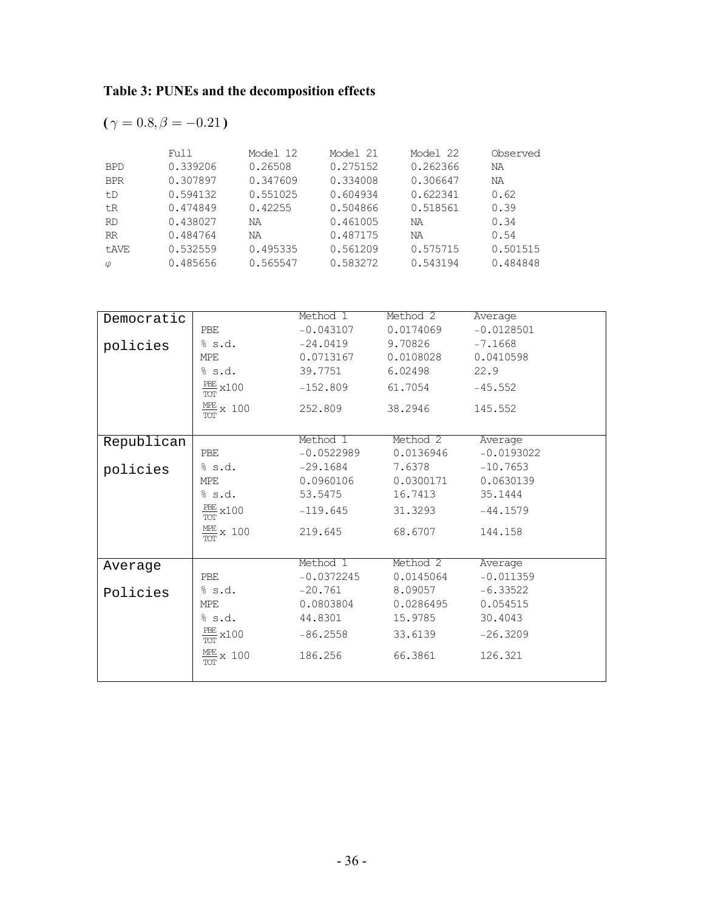**Table 3: PUNEs and the decomposition effects**

**(** $\gamma = 0.8, \beta = -0.21$ **)**

| | Full | Model 12 | Model 21 | Model 22 | Observed |
|---|---|---|---|---|---|
| BPD | 0.339206 | 0.26508 | 0.275152 | 0.262366 | NA |
| BPR | 0.307897 | 0.347609 | 0.334008 | 0.306647 | NA |
| tD | 0.594132 | 0.551025 | 0.604934 | 0.622341 | 0.62 |
| tR | 0.474849 | 0.42255 | 0.504866 | 0.518561 | 0.39 |
| RD | 0.438027 | NA | 0.461005 | NA | 0.34 |
| RR | 0.484764 | NA | 0.487175 | NA | 0.54 |
| tAVE | 0.532559 | 0.495335 | 0.561209 | 0.575715 | 0.501515 |
| $\varphi$ | 0.485656 | 0.565547 | 0.583272 | 0.543194 | 0.484848 |

| | | Method 1 | Method 2 | Average |
|---|---|---|---|---|
| Democratic policies | PBE | −0.043107 | 0.0174069 | −0.0128501 |
| | % s.d. | −24.0419 | 9.70826 | −7.1668 |
| | MPE | 0.0713167 | 0.0108028 | 0.0410598 |
| | % s.d. | 39.7751 | 6.02498 | 22.9 |
| | $\frac{PBE}{TOT}$ x100 | −152.809 | 61.7054 | −45.552 |
| | $\frac{MPE}{TOT}$ x 100 | 252.809 | 38.2946 | 145.552 |
| Republican policies | PBE | −0.0522989 | 0.0136946 | −0.0193022 |
| | % s.d. | −29.1684 | 7.6378 | −10.7653 |
| | MPE | 0.0960106 | 0.0300171 | 0.0630139 |
| | % s.d. | 53.5475 | 16.7413 | 35.1444 |
| | $\frac{PBE}{TOT}$ x100 | −119.645 | 31.3293 | −44.1579 |
| | $\frac{MPE}{TOT}$ x 100 | 219.645 | 68.6707 | 144.158 |
| Average Policies | PBE | −0.0372245 | 0.0145064 | −0.011359 |
| | % s.d. | −20.761 | 8.09057 | −6.33522 |
| | MPE | 0.0803804 | 0.0286495 | 0.054515 |
| | % s.d. | 44.8301 | 15.9785 | 30.4043 |
| | $\frac{PBE}{TOT}$ x100 | −86.2558 | 33.6139 | −26.3209 |
| | $\frac{MPE}{TOT}$ x 100 | 186.256 | 66.3861 | 126.321 |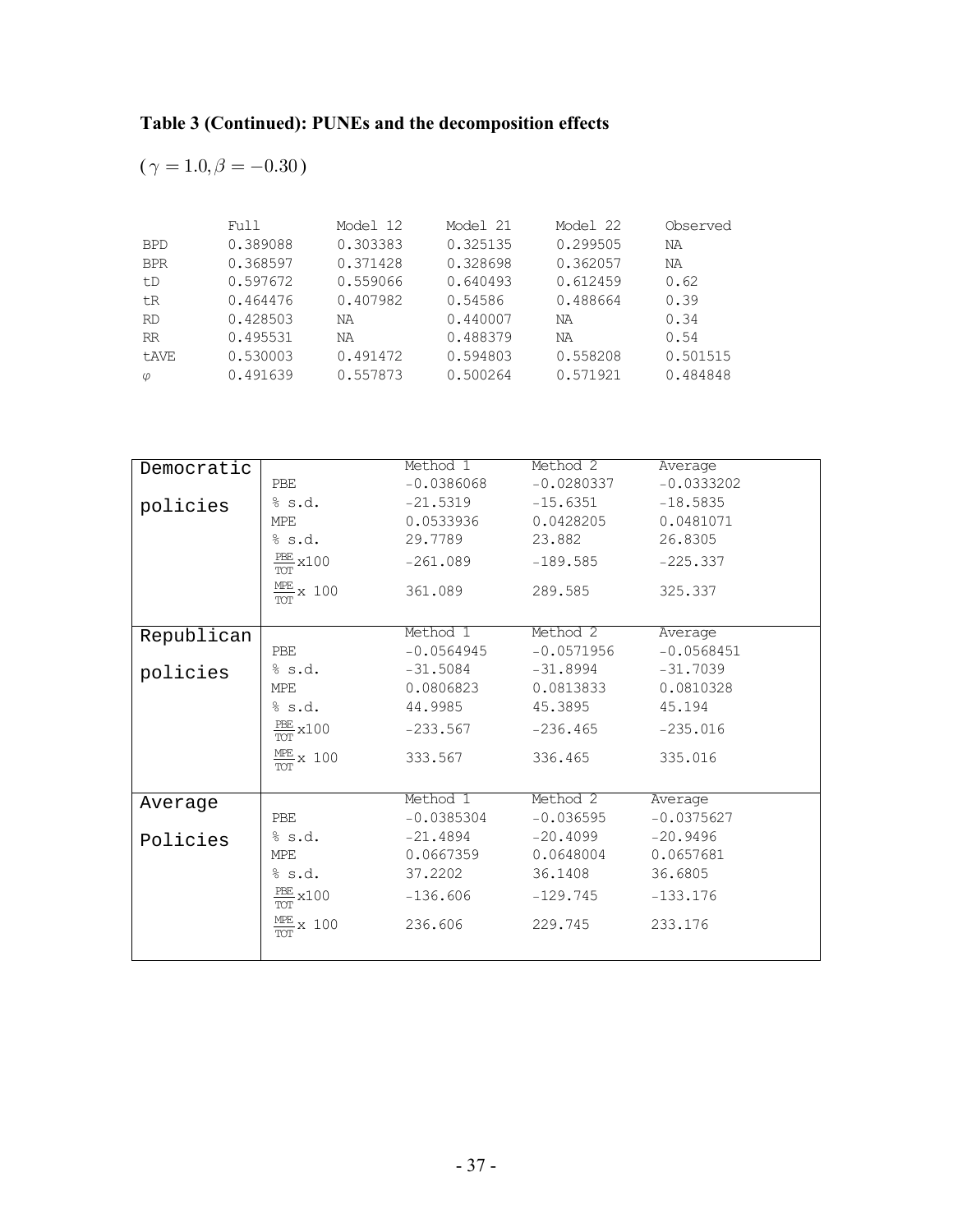**Table 3 (Continued): PUNEs and the decomposition effects**

($\gamma = 1.0, \beta = -0.30$)

| | Full | Model 12 | Model 21 | Model 22 | Observed |
|---|---|---|---|---|---|
| BPD | 0.389088 | 0.303383 | 0.325135 | 0.299505 | NA |
| BPR | 0.368597 | 0.371428 | 0.328698 | 0.362057 | NA |
| tD | 0.597672 | 0.559066 | 0.640493 | 0.612459 | 0.62 |
| tR | 0.464476 | 0.407982 | 0.54586 | 0.488664 | 0.39 |
| RD | 0.428503 | NA | 0.440007 | NA | 0.34 |
| RR | 0.495531 | NA | 0.488379 | NA | 0.54 |
| tAVE | 0.530003 | 0.491472 | 0.594803 | 0.558208 | 0.501515 |
| $\varphi$ | 0.491639 | 0.557873 | 0.500264 | 0.571921 | 0.484848 |

| | | Method 1 | Method 2 | Average |
|---|---|---|---|---|
| Democratic policies | PBE | −0.0386068 | −0.0280337 | −0.0333202 |
| | % s.d. | −21.5319 | −15.6351 | −18.5835 |
| | MPE | 0.0533936 | 0.0428205 | 0.0481071 |
| | % s.d. | 29.7789 | 23.882 | 26.8305 |
| | $\frac{PBE}{TOT}$ x100 | −261.089 | −189.585 | −225.337 |
| | $\frac{MPE}{TOT}$ x 100 | 361.089 | 289.585 | 325.337 |
| Republican policies | PBE | −0.0564945 | −0.0571956 | −0.0568451 |
| | % s.d. | −31.5084 | −31.8994 | −31.7039 |
| | MPE | 0.0806823 | 0.0813833 | 0.0810328 |
| | % s.d. | 44.9985 | 45.3895 | 45.194 |
| | $\frac{PBE}{TOT}$ x100 | −233.567 | −236.465 | −235.016 |
| | $\frac{MPE}{TOT}$ x 100 | 333.567 | 336.465 | 335.016 |
| Average Policies | PBE | −0.0385304 | −0.036595 | −0.0375627 |
| | % s.d. | −21.4894 | −20.4099 | −20.9496 |
| | MPE | 0.0667359 | 0.0648004 | 0.0657681 |
| | % s.d. | 37.2202 | 36.1408 | 36.6805 |
| | $\frac{PBE}{TOT}$ x100 | −136.606 | −129.745 | −133.176 |
| | $\frac{MPE}{TOT}$ x 100 | 236.606 | 229.745 | 233.176 |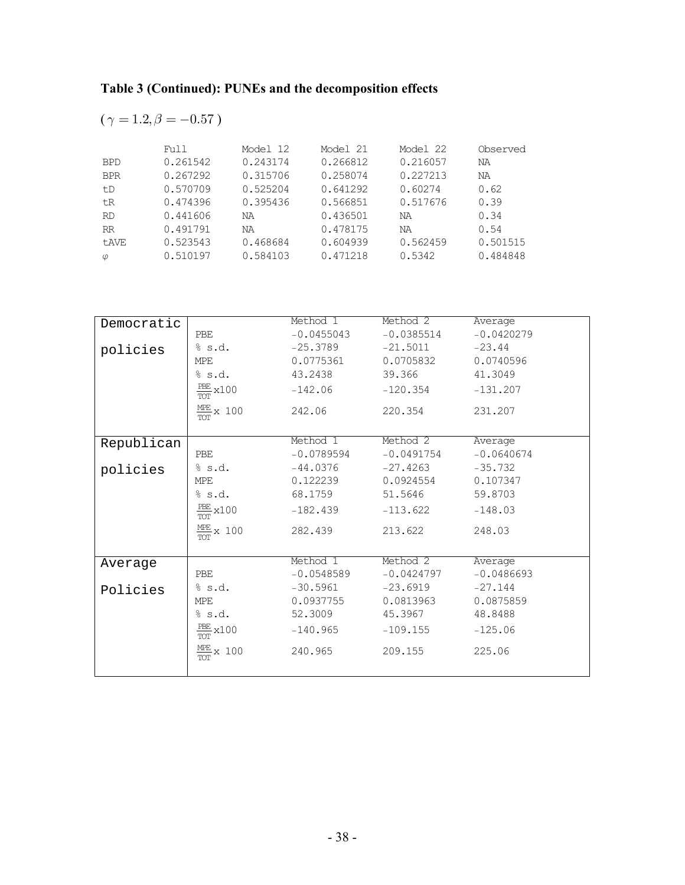**Table 3 (Continued): PUNEs and the decomposition effects**

( $\gamma = 1.2, \beta = -0.57$ )

| | Full | Model 12 | Model 21 | Model 22 | Observed |
|---|---|---|---|---|---|
| BPD | 0.261542 | 0.243174 | 0.266812 | 0.216057 | NA |
| BPR | 0.267292 | 0.315706 | 0.258074 | 0.227213 | NA |
| tD | 0.570709 | 0.525204 | 0.641292 | 0.60274 | 0.62 |
| tR | 0.474396 | 0.395436 | 0.566851 | 0.517676 | 0.39 |
| RD | 0.441606 | NA | 0.436501 | NA | 0.34 |
| RR | 0.491791 | NA | 0.478175 | NA | 0.54 |
| tAVE | 0.523543 | 0.468684 | 0.604939 | 0.562459 | 0.501515 |
| $\varphi$ | 0.510197 | 0.584103 | 0.471218 | 0.5342 | 0.484848 |

| | | Method 1 | Method 2 | Average |
|---|---|---|---|---|
| Democratic policies | PBE | −0.0455043 | −0.0385514 | −0.0420279 |
| | % s.d. | −25.3789 | −21.5011 | −23.44 |
| | MPE | 0.0775361 | 0.0705832 | 0.0740596 |
| | % s.d. | 43.2438 | 39.366 | 41.3049 |
| | $\frac{\text{PBE}}{\text{TOT}}$x100 | −142.06 | −120.354 | −131.207 |
| | $\frac{\text{MPE}}{\text{TOT}}$x 100 | 242.06 | 220.354 | 231.207 |
| Republican policies | | Method 1 | Method 2 | Average |
| | PBE | −0.0789594 | −0.0491754 | −0.0640674 |
| | % s.d. | −44.0376 | −27.4263 | −35.732 |
| | MPE | 0.122239 | 0.0924554 | 0.107347 |
| | % s.d. | 68.1759 | 51.5646 | 59.8703 |
| | $\frac{\text{PBE}}{\text{TOT}}$x100 | −182.439 | −113.622 | −148.03 |
| | $\frac{\text{MPE}}{\text{TOT}}$x 100 | 282.439 | 213.622 | 248.03 |
| Average Policies | | Method 1 | Method 2 | Average |
| | PBE | −0.0548589 | −0.0424797 | −0.0486693 |
| | % s.d. | −30.5961 | −23.6919 | −27.144 |
| | MPE | 0.0937755 | 0.0813963 | 0.0875859 |
| | % s.d. | 52.3009 | 45.3967 | 48.8488 |
| | $\frac{\text{PBE}}{\text{TOT}}$x100 | −140.965 | −109.155 | −125.06 |
| | $\frac{\text{MPE}}{\text{TOT}}$x 100 | 240.965 | 209.155 | 225.06 |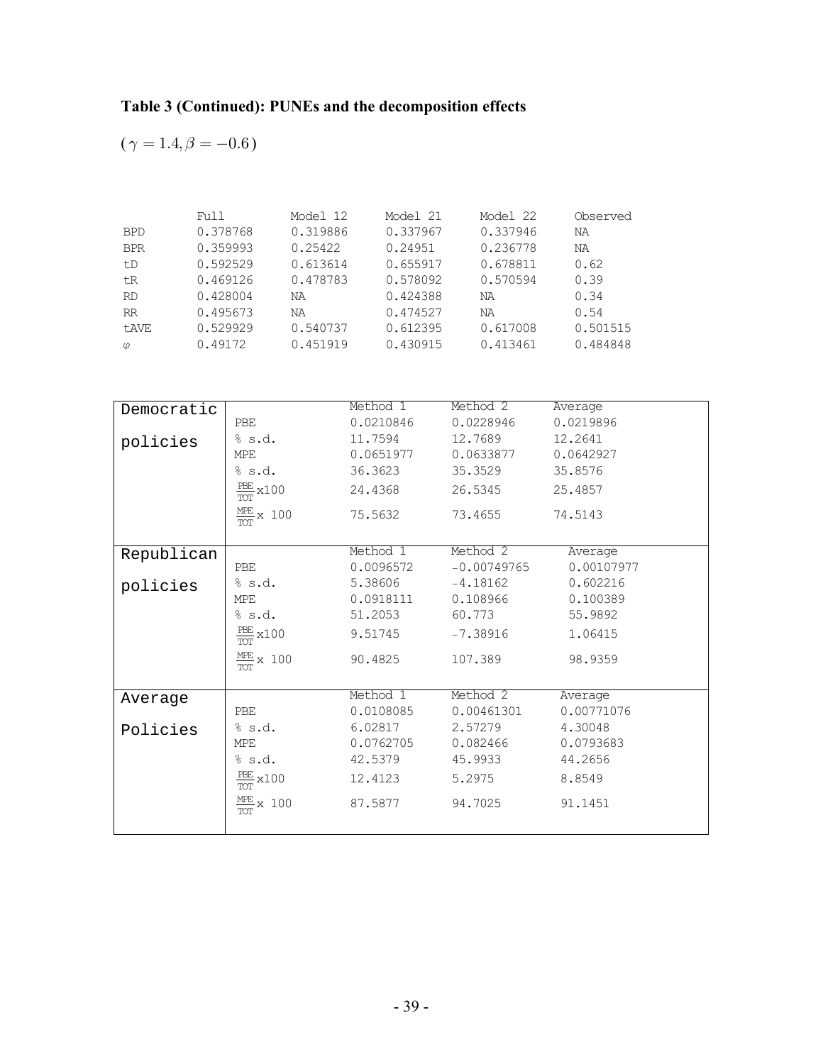**Table 3 (Continued): PUNEs and the decomposition effects**

$(\gamma = 1.4, \beta = -0.6)$

| | Full | Model 12 | Model 21 | Model 22 | Observed |
|---|---|---|---|---|---|
| BPD | 0.378768 | 0.319886 | 0.337967 | 0.337946 | NA |
| BPR | 0.359993 | 0.25422 | 0.24951 | 0.236778 | NA |
| tD | 0.592529 | 0.613614 | 0.655917 | 0.678811 | 0.62 |
| tR | 0.469126 | 0.478783 | 0.578092 | 0.570594 | 0.39 |
| RD | 0.428004 | NA | 0.424388 | NA | 0.34 |
| RR | 0.495673 | NA | 0.474527 | NA | 0.54 |
| tAVE | 0.529929 | 0.540737 | 0.612395 | 0.617008 | 0.501515 |
| $\varphi$ | 0.49172 | 0.451919 | 0.430915 | 0.413461 | 0.484848 |

| | | Method 1 | Method 2 | Average |
|---|---|---|---|---|
| Democratic policies | PBE | 0.0210846 | 0.0228946 | 0.0219896 |
| | % s.d. | 11.7594 | 12.7689 | 12.2641 |
| | MPE | 0.0651977 | 0.0633877 | 0.0642927 |
| | % s.d. | 36.3623 | 35.3529 | 35.8576 |
| | $\frac{PBE}{TOT}$x100 | 24.4368 | 26.5345 | 25.4857 |
| | $\frac{MPE}{TOT}$x 100 | 75.5632 | 73.4655 | 74.5143 |
| Republican policies | PBE | 0.0096572 | -0.00749765 | 0.00107977 |
| | % s.d. | 5.38606 | -4.18162 | 0.602216 |
| | MPE | 0.0918111 | 0.108966 | 0.100389 |
| | % s.d. | 51.2053 | 60.773 | 55.9892 |
| | $\frac{PBE}{TOT}$x100 | 9.51745 | -7.38916 | 1.06415 |
| | $\frac{MPE}{TOT}$x 100 | 90.4825 | 107.389 | 98.9359 |
| Average Policies | PBE | 0.0108085 | 0.00461301 | 0.00771076 |
| | % s.d. | 6.02817 | 2.57279 | 4.30048 |
| | MPE | 0.0762705 | 0.082466 | 0.0793683 |
| | % s.d. | 42.5379 | 45.9933 | 44.2656 |
| | $\frac{PBE}{TOT}$x100 | 12.4123 | 5.2975 | 8.8549 |
| | $\frac{MPE}{TOT}$x 100 | 87.5877 | 94.7025 | 91.1451 |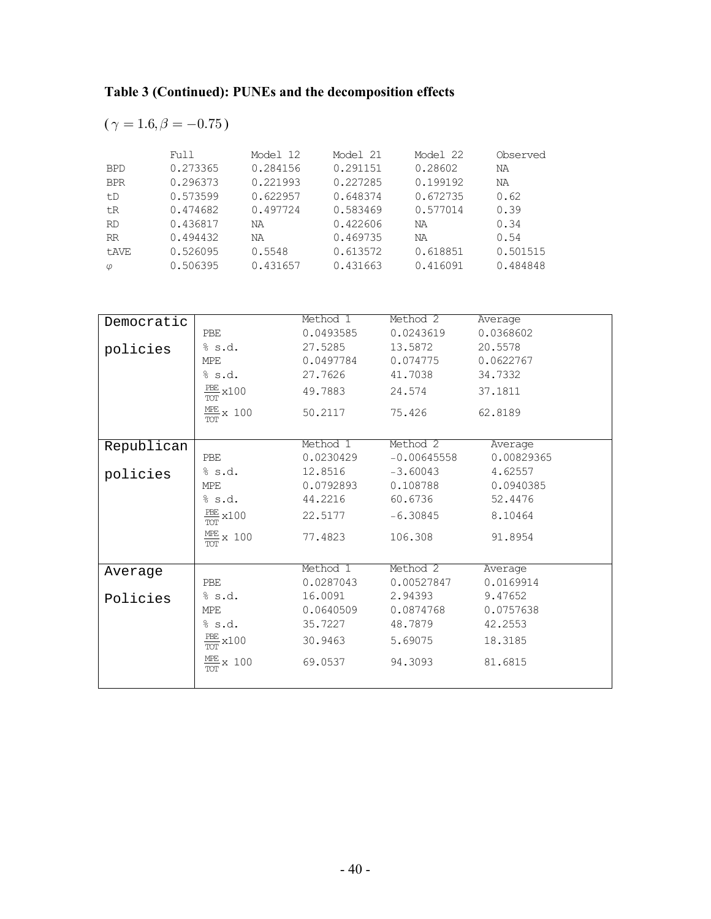**Table 3 (Continued): PUNEs and the decomposition effects**

($\gamma = 1.6, \beta = -0.75$)

| | Full | Model 12 | Model 21 | Model 22 | Observed |
|---|---|---|---|---|---|
| BPD | 0.273365 | 0.284156 | 0.291151 | 0.28602 | NA |
| BPR | 0.296373 | 0.221993 | 0.227285 | 0.199192 | NA |
| tD | 0.573599 | 0.622957 | 0.648374 | 0.672735 | 0.62 |
| tR | 0.474682 | 0.497724 | 0.583469 | 0.577014 | 0.39 |
| RD | 0.436817 | NA | 0.422606 | NA | 0.34 |
| RR | 0.494432 | NA | 0.469735 | NA | 0.54 |
| tAVE | 0.526095 | 0.5548 | 0.613572 | 0.618851 | 0.501515 |
| $\varphi$ | 0.506395 | 0.431657 | 0.431663 | 0.416091 | 0.484848 |

| | | Method 1 | Method 2 | Average |
|---|---|---|---|---|
| Democratic policies | PBE | 0.0493585 | 0.0243619 | 0.0368602 |
| | % s.d. | 27.5285 | 13.5872 | 20.5578 |
| | MPE | 0.0497784 | 0.074775 | 0.0622767 |
| | % s.d. | 27.7626 | 41.7038 | 34.7332 |
| | $\frac{PBE}{TOT}$ x100 | 49.7883 | 24.574 | 37.1811 |
| | $\frac{MPE}{TOT}$ x 100 | 50.2117 | 75.426 | 62.8189 |
| Republican policies | PBE | 0.0230429 | -0.00645558 | 0.00829365 |
| | % s.d. | 12.8516 | -3.60043 | 4.62557 |
| | MPE | 0.0792893 | 0.108788 | 0.0940385 |
| | % s.d. | 44.2216 | 60.6736 | 52.4476 |
| | $\frac{PBE}{TOT}$ x100 | 22.5177 | -6.30845 | 8.10464 |
| | $\frac{MPE}{TOT}$ x 100 | 77.4823 | 106.308 | 91.8954 |
| Average Policies | PBE | 0.0287043 | 0.00527847 | 0.0169914 |
| | % s.d. | 16.0091 | 2.94393 | 9.47652 |
| | MPE | 0.0640509 | 0.0874768 | 0.0757638 |
| | % s.d. | 35.7227 | 48.7879 | 42.2553 |
| | $\frac{PBE}{TOT}$ x100 | 30.9463 | 5.69075 | 18.3185 |
| | $\frac{MPE}{TOT}$ x 100 | 69.0537 | 94.3093 | 81.6815 |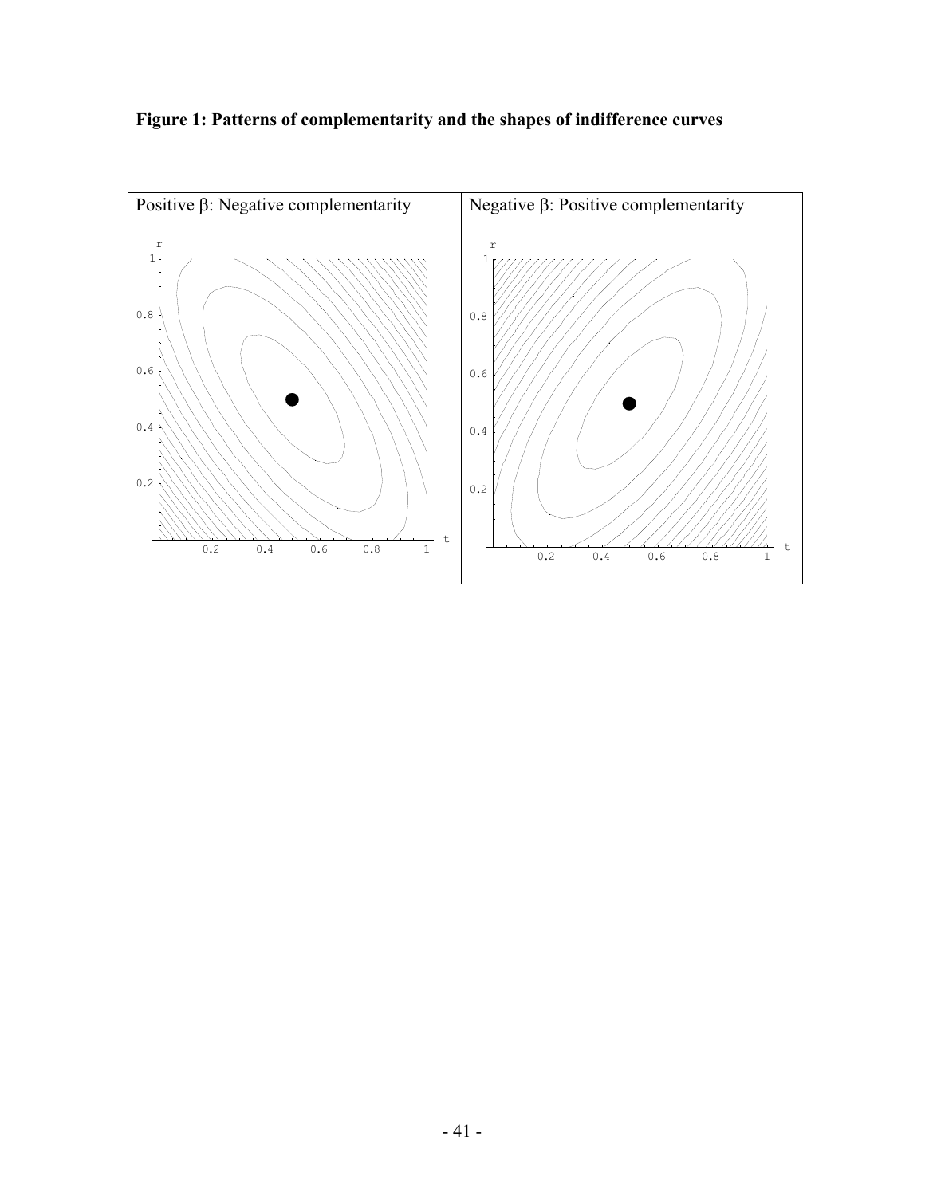**Figure 1: Patterns of complementarity and the shapes of indifference curves**

| Positive β: Negative complementarity | Negative β: Positive complementarity |
| --- | --- |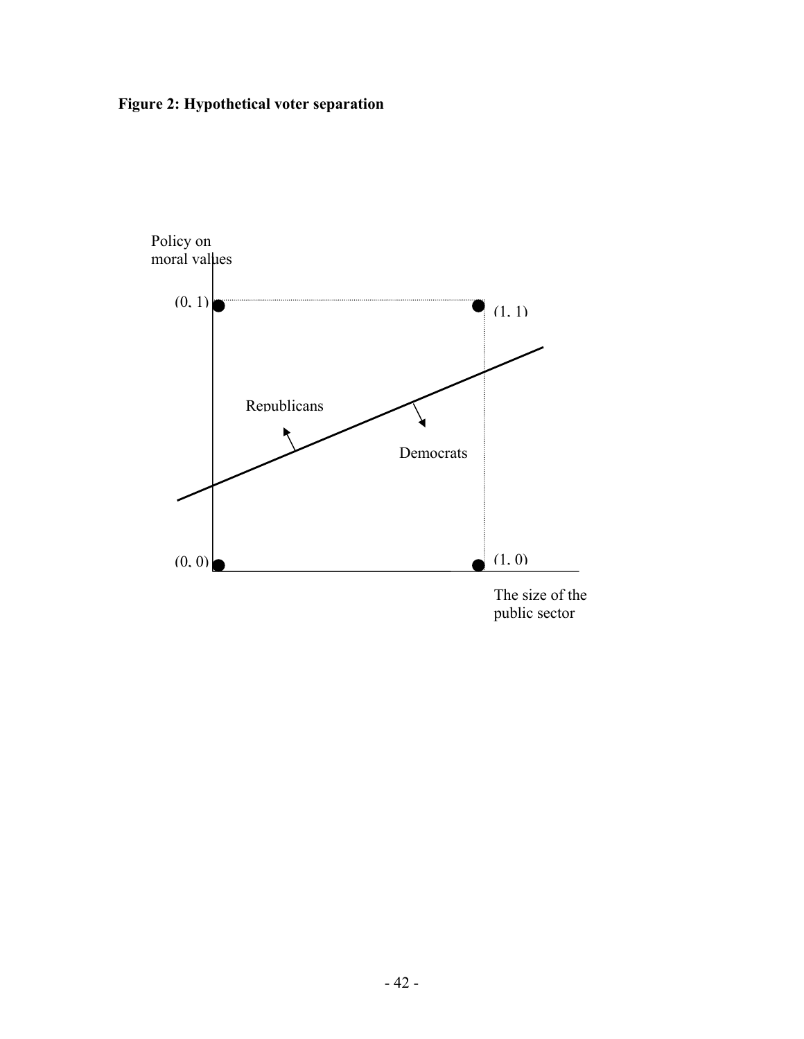**Figure 2: Hypothetical voter separation**

Policy on moral values

(0, 1)

(1, 1)

Republicans

Democrats

(0, 0)

(1, 0)

The size of the public sector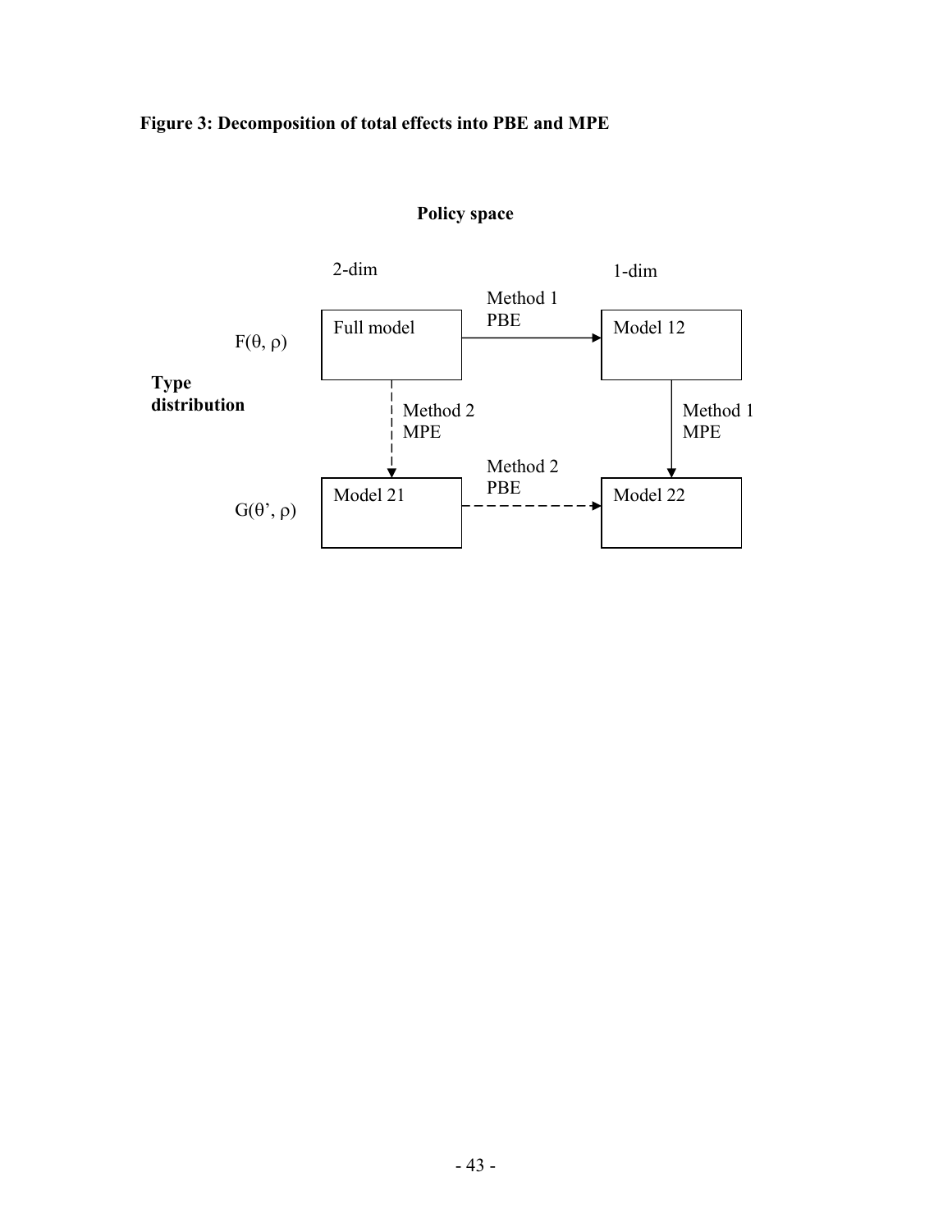**Figure 3: Decomposition of total effects into PBE and MPE**

**Policy space**

| | 2-dim | | 1-dim |
|---|---|---|---|
| $F(\theta, \rho)$ | Full model | Method 1 PBE → | Model 12 |
| **Type distribution** | ↓ Method 2 MPE | | ↓ Method 1 MPE |
| $G(\theta', \rho)$ | Model 21 | Method 2 PBE → | Model 22 |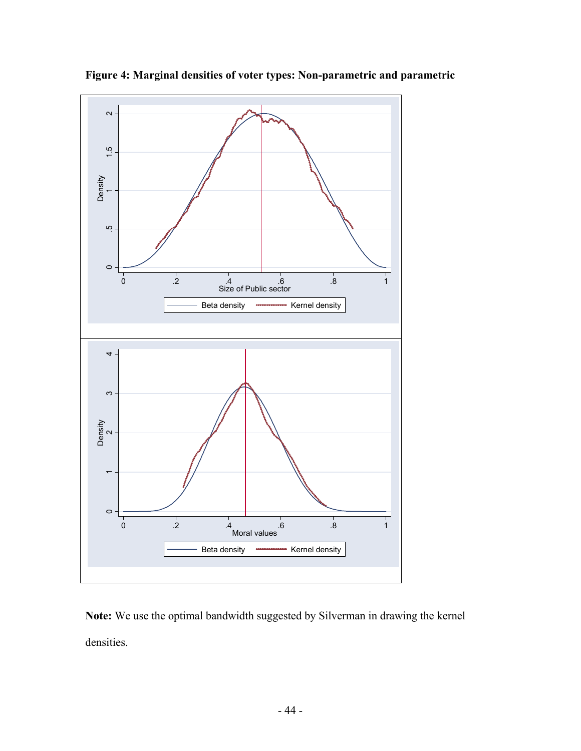**Figure 4: Marginal densities of voter types: Non-parametric and parametric**

**Note:** We use the optimal bandwidth suggested by Silverman in drawing the kernel densities.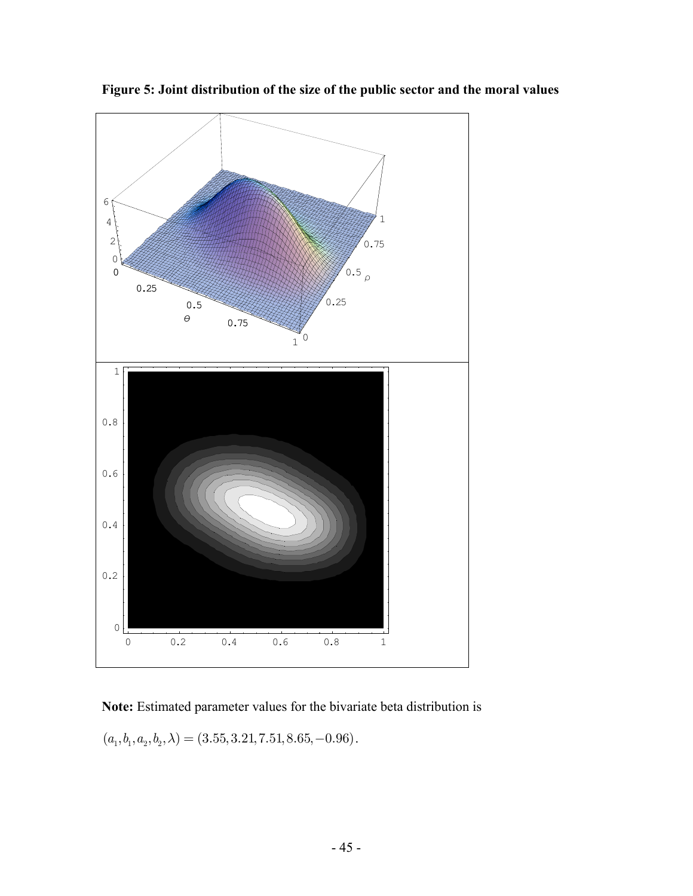**Figure 5: Joint distribution of the size of the public sector and the moral values**

**Note:** Estimated parameter values for the bivariate beta distribution is

$(a_1, b_1, a_2, b_2, \lambda) = (3.55, 3.21, 7.51, 8.65, -0.96)$.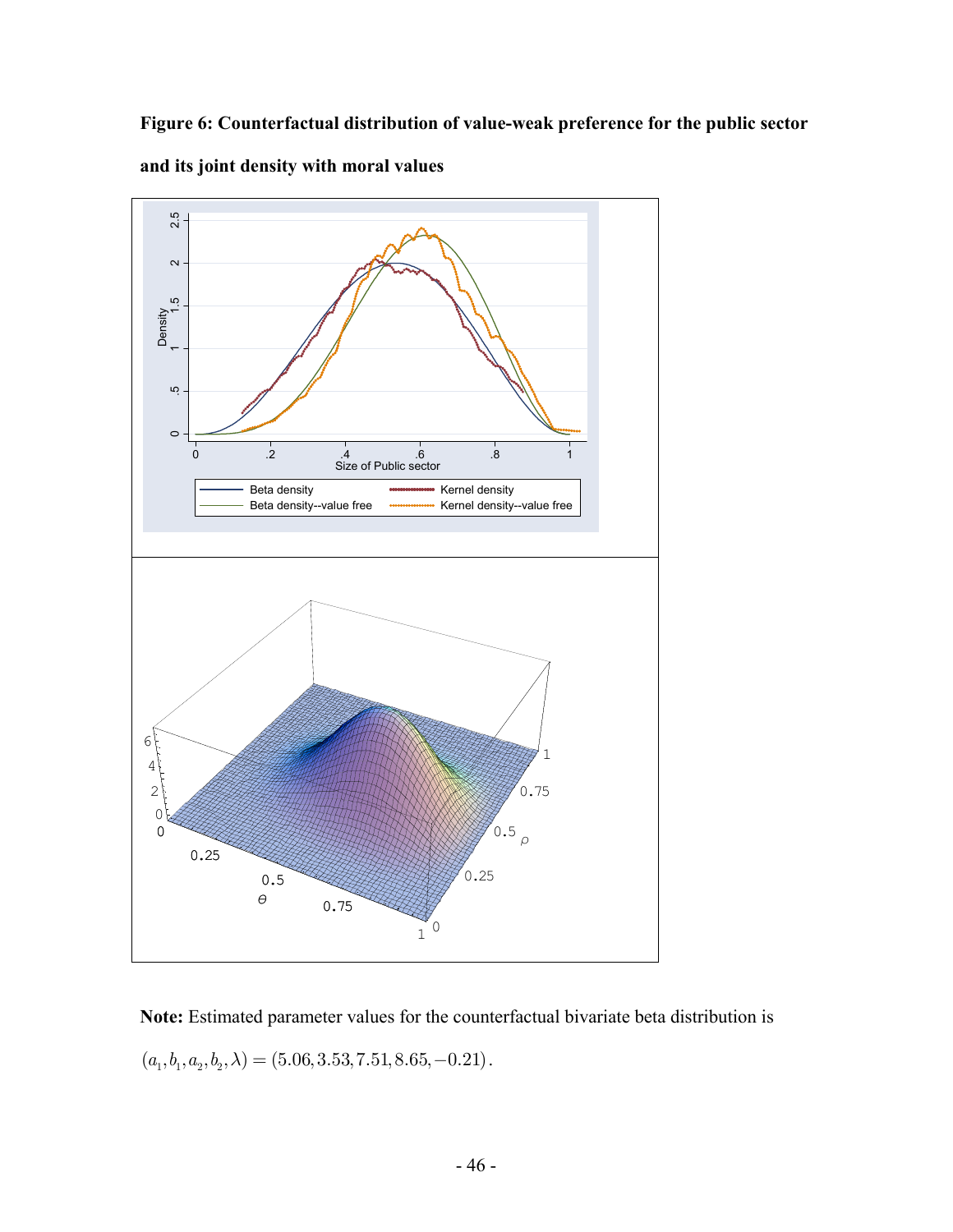**Figure 6: Counterfactual distribution of value-weak preference for the public sector and its joint density with moral values**

**Note:** Estimated parameter values for the counterfactual bivariate beta distribution is $(a_1, b_1, a_2, b_2, \lambda) = (5.06, 3.53, 7.51, 8.65, -0.21)$.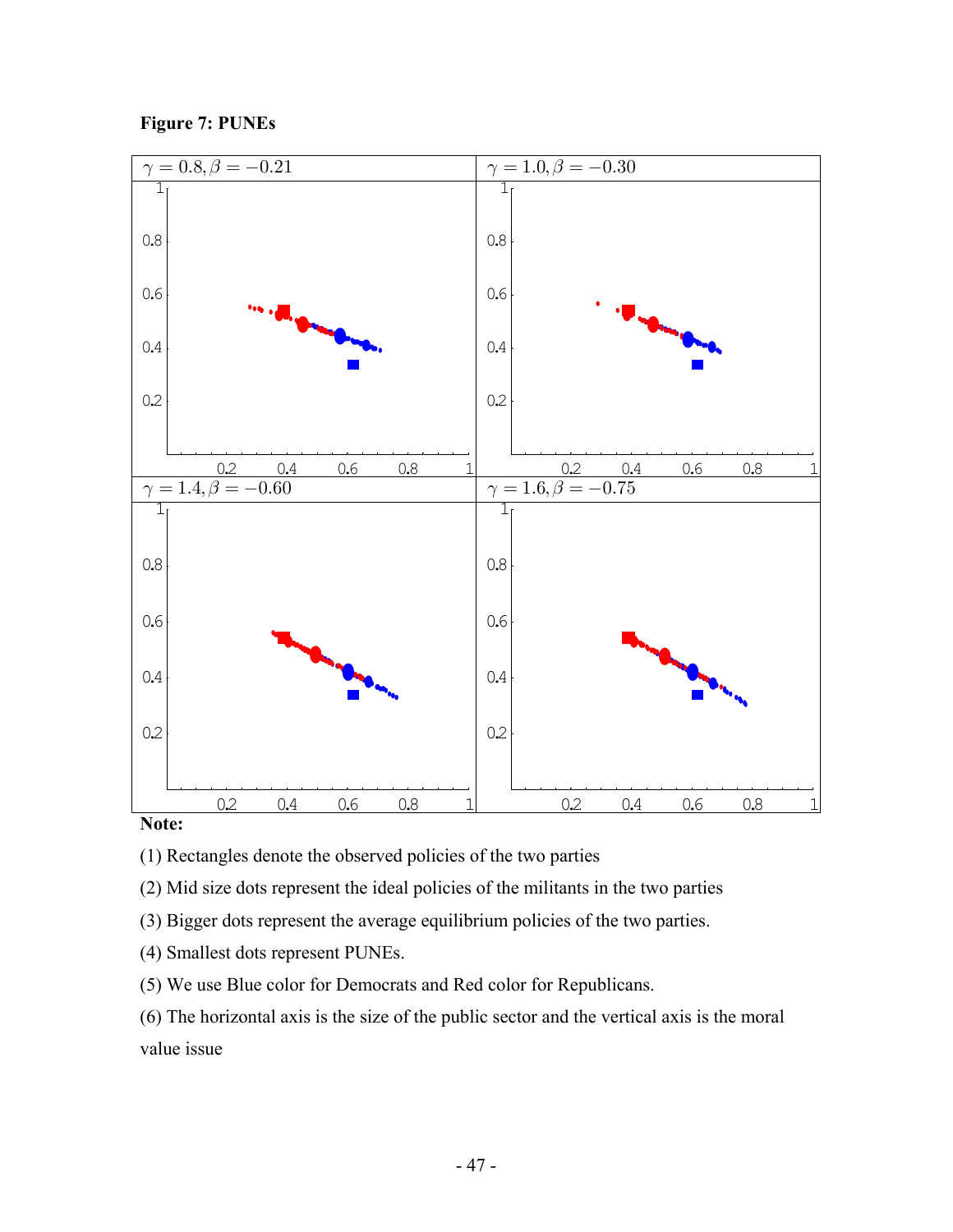**Figure 7: PUNEs**

**Note:**

(1) Rectangles denote the observed policies of the two parties

(2) Mid size dots represent the ideal policies of the militants in the two parties

(3) Bigger dots represent the average equilibrium policies of the two parties.

(4) Smallest dots represent PUNEs.

(5) We use Blue color for Democrats and Red color for Republicans.

(6) The horizontal axis is the size of the public sector and the vertical axis is the moral value issue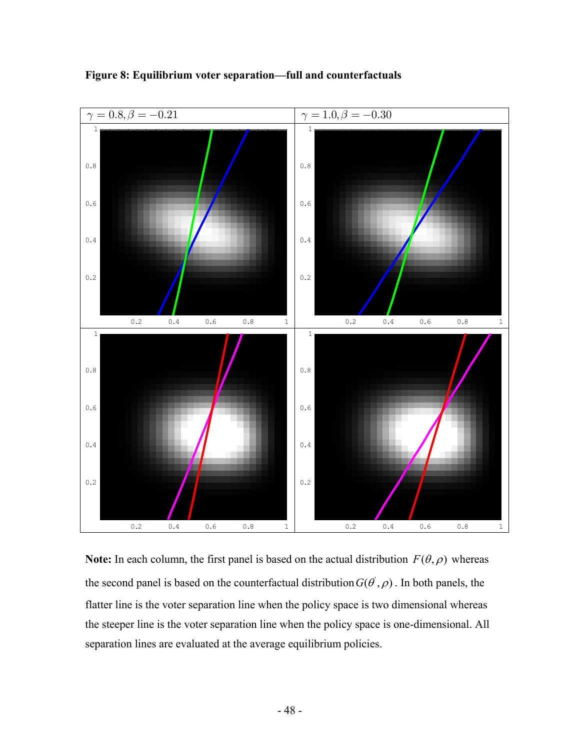**Figure 8: Equilibrium voter separation—full and counterfactuals**

| $\gamma = 0.8, \beta = -0.21$ | $\gamma = 1.0, \beta = -0.30$ |
| --- | --- |

**Note:** In each column, the first panel is based on the actual distribution $F(\theta, \rho)$ whereas the second panel is based on the counterfactual distribution $G(\theta', \rho)$. In both panels, the flatter line is the voter separation line when the policy space is two dimensional whereas the steeper line is the voter separation line when the policy space is one-dimensional. All separation lines are evaluated at the average equilibrium policies.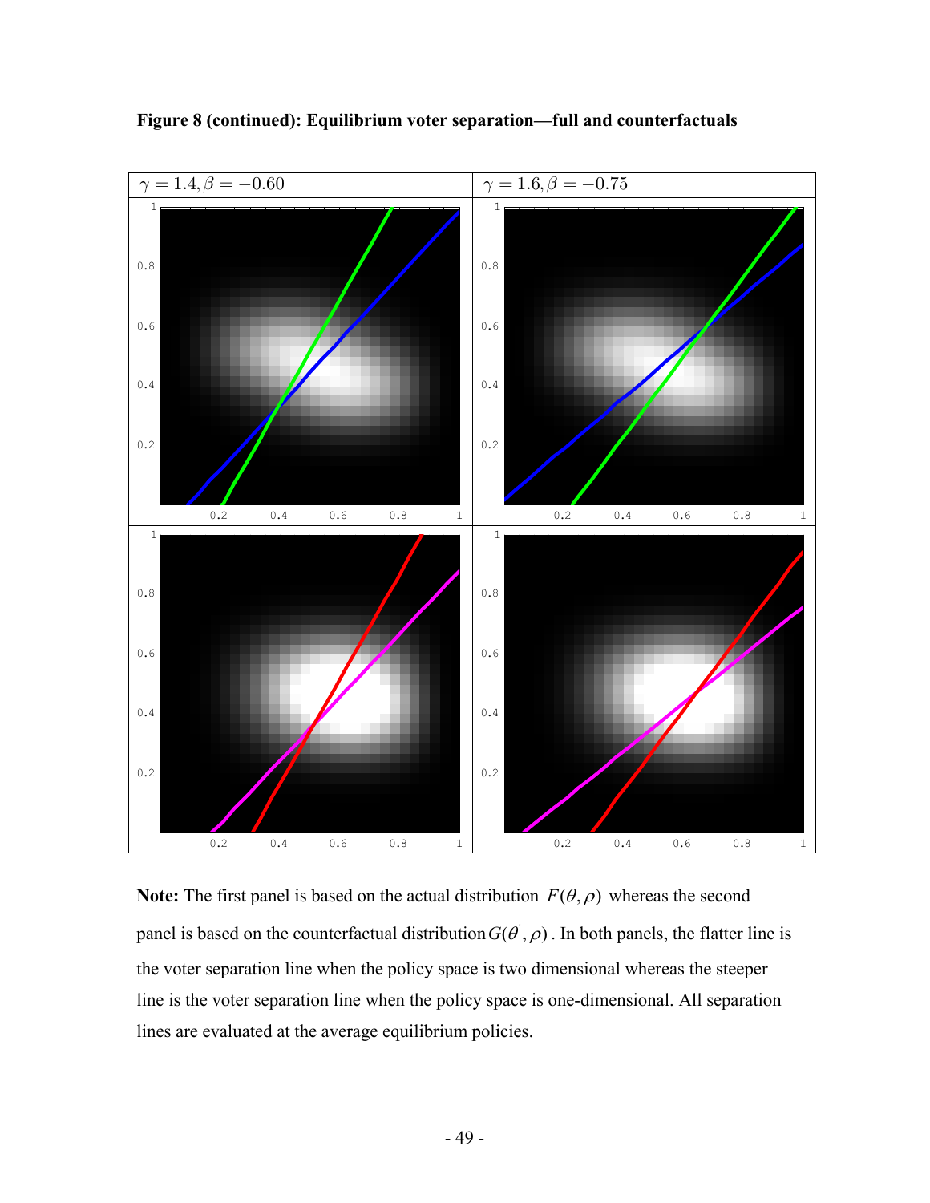**Figure 8 (continued): Equilibrium voter separation—full and counterfactuals**

| $\gamma = 1.4, \beta = -0.60$ | $\gamma = 1.6, \beta = -0.75$ |
| --- | --- |

**Note:** The first panel is based on the actual distribution $F(\theta, \rho)$ whereas the second panel is based on the counterfactual distribution $G(\theta^{'}, \rho)$. In both panels, the flatter line is the voter separation line when the policy space is two dimensional whereas the steeper line is the voter separation line when the policy space is one-dimensional. All separation lines are evaluated at the average equilibrium policies.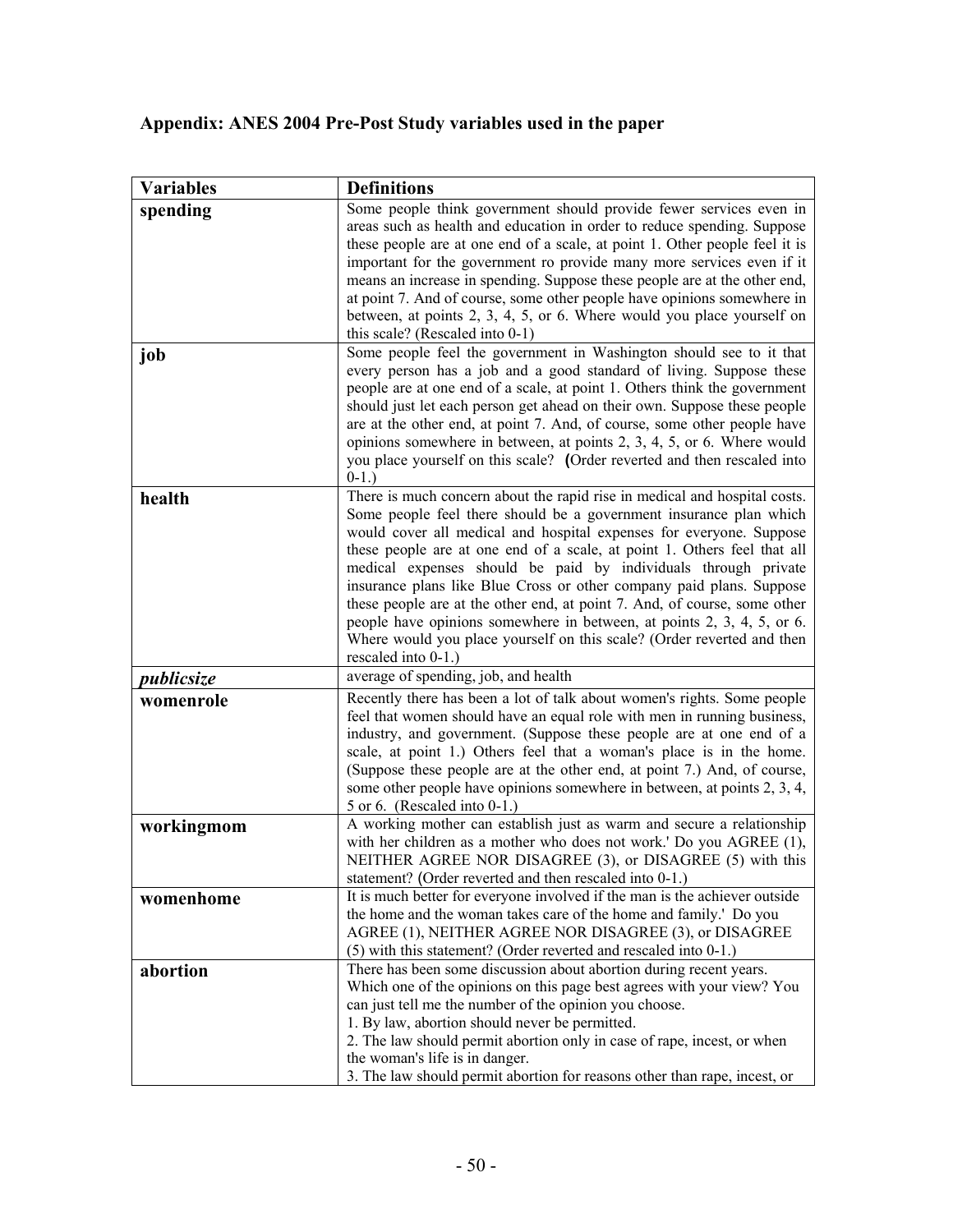## Appendix: ANES 2004 Pre-Post Study variables used in the paper

| Variables | Definitions |
| --- | --- |
| **spending** | Some people think government should provide fewer services even in areas such as health and education in order to reduce spending. Suppose these people are at one end of a scale, at point 1. Other people feel it is important for the government ro provide many more services even if it means an increase in spending. Suppose these people are at the other end, at point 7. And of course, some other people have opinions somewhere in between, at points 2, 3, 4, 5, or 6. Where would you place yourself on this scale? (Rescaled into 0-1) |
| **job** | Some people feel the government in Washington should see to it that every person has a job and a good standard of living. Suppose these people are at one end of a scale, at point 1. Others think the government should just let each person get ahead on their own. Suppose these people are at the other end, at point 7. And, of course, some other people have opinions somewhere in between, at points 2, 3, 4, 5, or 6. Where would you place yourself on this scale? **(**Order reverted and then rescaled into 0-1.) |
| **health** | There is much concern about the rapid rise in medical and hospital costs. Some people feel there should be a government insurance plan which would cover all medical and hospital expenses for everyone. Suppose these people are at one end of a scale, at point 1. Others feel that all medical expenses should be paid by individuals through private insurance plans like Blue Cross or other company paid plans. Suppose these people are at the other end, at point 7. And, of course, some other people have opinions somewhere in between, at points 2, 3, 4, 5, or 6. Where would you place yourself on this scale? (Order reverted and then rescaled into 0-1.) |
| ***publicsize*** | average of spending, job, and health |
| **womenrole** | Recently there has been a lot of talk about women's rights. Some people feel that women should have an equal role with men in running business, industry, and government. (Suppose these people are at one end of a scale, at point 1.) Others feel that a woman's place is in the home. (Suppose these people are at the other end, at point 7.) And, of course, some other people have opinions somewhere in between, at points 2, 3, 4, 5 or 6. (Rescaled into 0-1.) |
| **workingmom** | A working mother can establish just as warm and secure a relationship with her children as a mother who does not work.' Do you AGREE (1), NEITHER AGREE NOR DISAGREE (3), or DISAGREE (5) with this statement? (Order reverted and then rescaled into 0-1.) |
| **womenhome** | It is much better for everyone involved if the man is the achiever outside the home and the woman takes care of the home and family.' Do you AGREE (1), NEITHER AGREE NOR DISAGREE (3), or DISAGREE (5) with this statement? (Order reverted and rescaled into 0-1.) |
| **abortion** | There has been some discussion about abortion during recent years. Which one of the opinions on this page best agrees with your view? You can just tell me the number of the opinion you choose.<br>1. By law, abortion should never be permitted.<br>2. The law should permit abortion only in case of rape, incest, or when the woman's life is in danger.<br>3. The law should permit abortion for reasons other than rape, incest, or |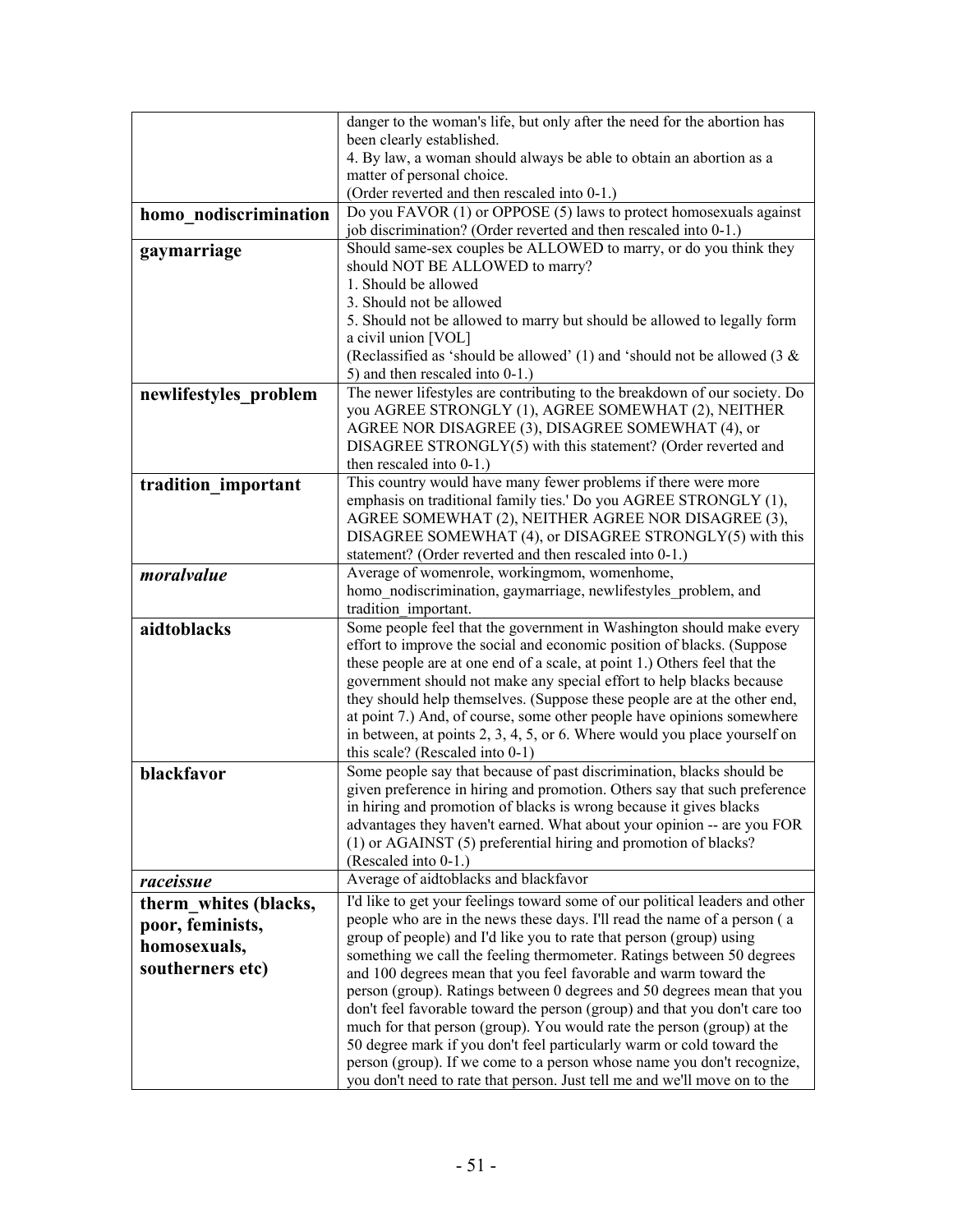| | |
|---|---|
| | danger to the woman's life, but only after the need for the abortion has been clearly established.<br>4. By law, a woman should always be able to obtain an abortion as a matter of personal choice.<br>(Order reverted and then rescaled into 0-1.) |
| **homo_nodiscrimination** | Do you FAVOR (1) or OPPOSE (5) laws to protect homosexuals against job discrimination? (Order reverted and then rescaled into 0-1.) |
| **gaymarriage** | Should same-sex couples be ALLOWED to marry, or do you think they should NOT BE ALLOWED to marry?<br>1. Should be allowed<br>3. Should not be allowed<br>5. Should not be allowed to marry but should be allowed to legally form a civil union [VOL]<br>(Reclassified as 'should be allowed' (1) and 'should not be allowed (3 & 5) and then rescaled into 0-1.) |
| **newlifestyles_problem** | The newer lifestyles are contributing to the breakdown of our society. Do you AGREE STRONGLY (1), AGREE SOMEWHAT (2), NEITHER AGREE NOR DISAGREE (3), DISAGREE SOMEWHAT (4), or DISAGREE STRONGLY(5) with this statement? (Order reverted and then rescaled into 0-1.) |
| **tradition_important** | This country would have many fewer problems if there were more emphasis on traditional family ties.' Do you AGREE STRONGLY (1), AGREE SOMEWHAT (2), NEITHER AGREE NOR DISAGREE (3), DISAGREE SOMEWHAT (4), or DISAGREE STRONGLY(5) with this statement? (Order reverted and then rescaled into 0-1.) |
| ***moralvalue*** | Average of womenrole, workingmom, womenhome, homo_nodiscrimination, gaymarriage, newlifestyles_problem, and tradition_important. |
| **aidtoblacks** | Some people feel that the government in Washington should make every effort to improve the social and economic position of blacks. (Suppose these people are at one end of a scale, at point 1.) Others feel that the government should not make any special effort to help blacks because they should help themselves. (Suppose these people are at the other end, at point 7.) And, of course, some other people have opinions somewhere in between, at points 2, 3, 4, 5, or 6. Where would you place yourself on this scale? (Rescaled into 0-1) |
| **blackfavor** | Some people say that because of past discrimination, blacks should be given preference in hiring and promotion. Others say that such preference in hiring and promotion of blacks is wrong because it gives blacks advantages they haven't earned. What about your opinion -- are you FOR (1) or AGAINST (5) preferential hiring and promotion of blacks? (Rescaled into 0-1.) |
| ***raceissue*** | Average of aidtoblacks and blackfavor |
| **therm_whites (blacks, poor, feminists, homosexuals, southerners etc)** | I'd like to get your feelings toward some of our political leaders and other people who are in the news these days. I'll read the name of a person ( a group of people) and I'd like you to rate that person (group) using something we call the feeling thermometer. Ratings between 50 degrees and 100 degrees mean that you feel favorable and warm toward the person (group). Ratings between 0 degrees and 50 degrees mean that you don't feel favorable toward the person (group) and that you don't care too much for that person (group). You would rate the person (group) at the 50 degree mark if you don't feel particularly warm or cold toward the person (group). If we come to a person whose name you don't recognize, you don't need to rate that person. Just tell me and we'll move on to the |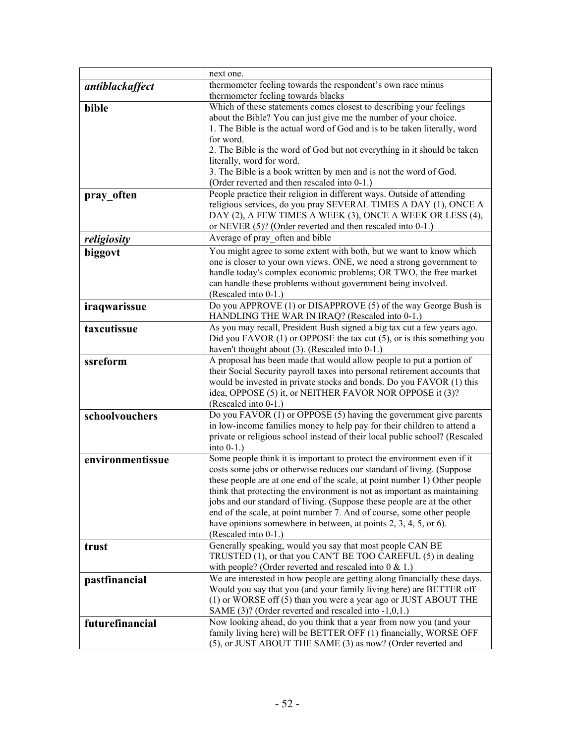| | |
|---|---|
| | next one. |
| ***antiblackaffect*** | thermometer feeling towards the respondent's own race minus thermometer feeling towards blacks |
| **bible** | Which of these statements comes closest to describing your feelings about the Bible? You can just give me the number of your choice. 1. The Bible is the actual word of God and is to be taken literally, word for word. 2. The Bible is the word of God but not everything in it should be taken literally, word for word. 3. The Bible is a book written by men and is not the word of God. (Order reverted and then rescaled into 0-1.) |
| **pray_often** | People practice their religion in different ways. Outside of attending religious services, do you pray SEVERAL TIMES A DAY (1), ONCE A DAY (2), A FEW TIMES A WEEK (3), ONCE A WEEK OR LESS (4), or NEVER (5)? (Order reverted and then rescaled into 0-1.) |
| ***religiosity*** | Average of pray_often and bible |
| **biggovt** | You might agree to some extent with both, but we want to know which one is closer to your own views. ONE, we need a strong government to handle today's complex economic problems; OR TWO, the free market can handle these problems without government being involved. (Rescaled into 0-1.) |
| **iraqwarissue** | Do you APPROVE (1) or DISAPPROVE (5) of the way George Bush is HANDLING THE WAR IN IRAQ? (Rescaled into 0-1.) |
| **taxcutissue** | As you may recall, President Bush signed a big tax cut a few years ago. Did you FAVOR (1) or OPPOSE the tax cut (5), or is this something you haven't thought about (3). (Rescaled into 0-1.) |
| **ssreform** | A proposal has been made that would allow people to put a portion of their Social Security payroll taxes into personal retirement accounts that would be invested in private stocks and bonds. Do you FAVOR (1) this idea, OPPOSE (5) it, or NEITHER FAVOR NOR OPPOSE it (3)? (Rescaled into 0-1.) |
| **schoolvouchers** | Do you FAVOR (1) or OPPOSE (5) having the government give parents in low-income families money to help pay for their children to attend a private or religious school instead of their local public school? (Rescaled into 0-1.) |
| **environmentissue** | Some people think it is important to protect the environment even if it costs some jobs or otherwise reduces our standard of living. (Suppose these people are at one end of the scale, at point number 1) Other people think that protecting the environment is not as important as maintaining jobs and our standard of living. (Suppose these people are at the other end of the scale, at point number 7. And of course, some other people have opinions somewhere in between, at points 2, 3, 4, 5, or 6). (Rescaled into 0-1.) |
| **trust** | Generally speaking, would you say that most people CAN BE TRUSTED (1), or that you CAN'T BE TOO CAREFUL (5) in dealing with people? (Order reverted and rescaled into 0 & 1.) |
| **pastfinancial** | We are interested in how people are getting along financially these days. Would you say that you (and your family living here) are BETTER off (1) or WORSE off (5) than you were a year ago or JUST ABOUT THE SAME (3)? (Order reverted and rescaled into -1,0,1.) |
| **futurefinancial** | Now looking ahead, do you think that a year from now you (and your family living here) will be BETTER OFF (1) financially, WORSE OFF (5), or JUST ABOUT THE SAME (3) as now? (Order reverted and |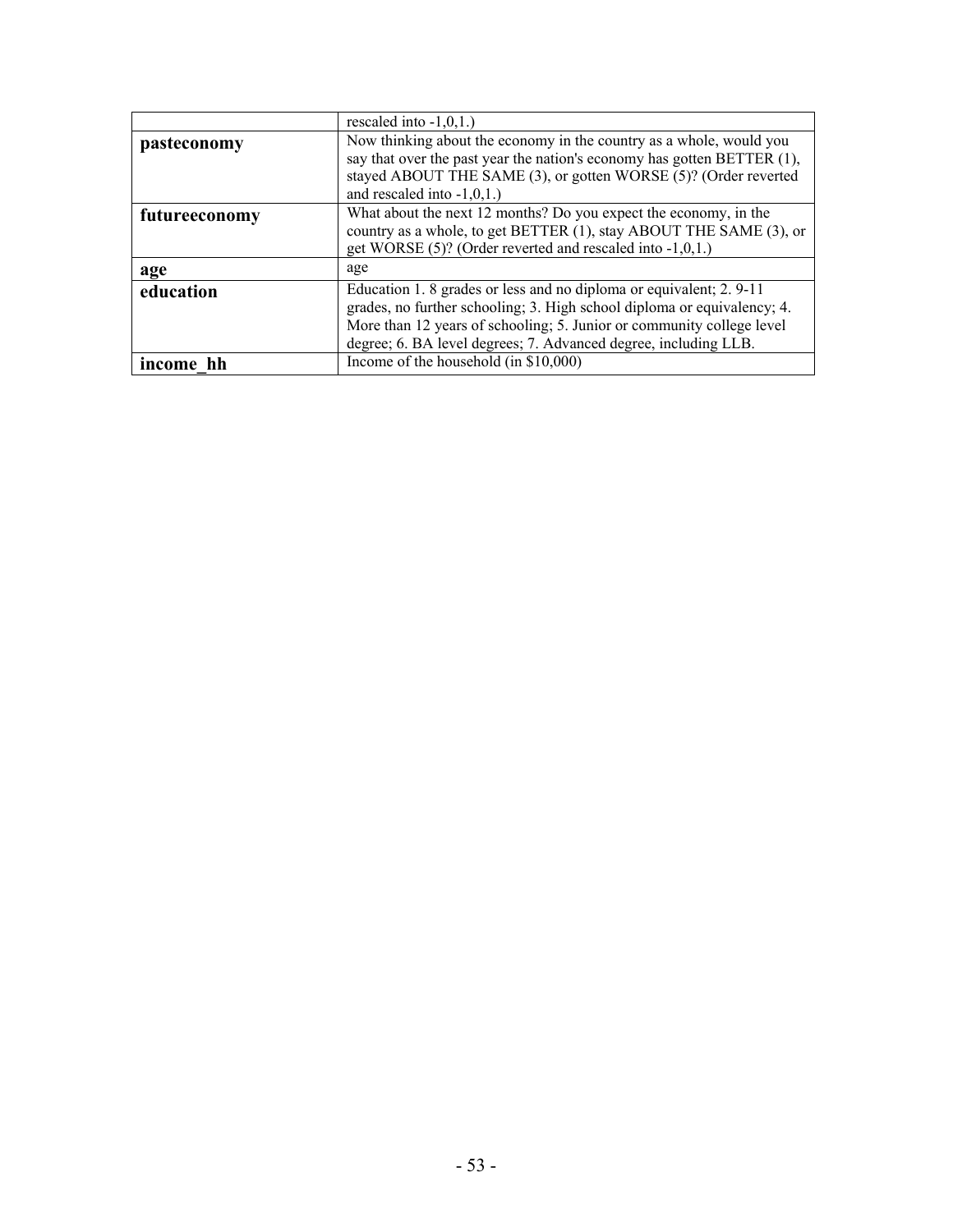| | |
|---|---|
| | rescaled into -1,0,1.) |
| **pasteconomy** | Now thinking about the economy in the country as a whole, would you say that over the past year the nation's economy has gotten BETTER (1), stayed ABOUT THE SAME (3), or gotten WORSE (5)? (Order reverted and rescaled into -1,0,1.) |
| **futureeconomy** | What about the next 12 months? Do you expect the economy, in the country as a whole, to get BETTER (1), stay ABOUT THE SAME (3), or get WORSE (5)? (Order reverted and rescaled into -1,0,1.) |
| **age** | age |
| **education** | Education 1. 8 grades or less and no diploma or equivalent; 2. 9-11 grades, no further schooling; 3. High school diploma or equivalency; 4. More than 12 years of schooling; 5. Junior or community college level degree; 6. BA level degrees; 7. Advanced degree, including LLB. |
| **income_hh** | Income of the household (in $10,000) |